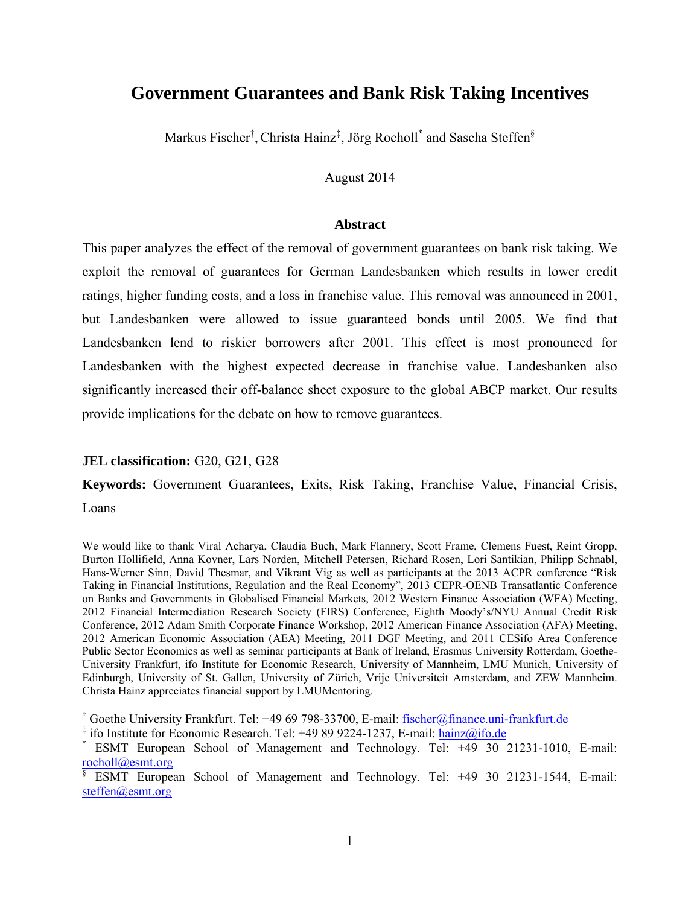# Government Guarantees and Bank Risk Taking Incentives

Markus Fischer[†], Christa Hainz[‡], Jörg Rocholl[*] and Sascha Steffen[§]

August 2014

## Abstract

This paper analyzes the effect of the removal of government guarantees on bank risk taking. We exploit the removal of guarantees for German Landesbanken which results in lower credit ratings, higher funding costs, and a loss in franchise value. This removal was announced in 2001, but Landesbanken were allowed to issue guaranteed bonds until 2005. We find that Landesbanken lend to riskier borrowers after 2001. This effect is most pronounced for Landesbanken with the highest expected decrease in franchise value. Landesbanken also significantly increased their off-balance sheet exposure to the global ABCP market. Our results provide implications for the debate on how to remove guarantees.

**JEL classification:** G20, G21, G28

**Keywords:** Government Guarantees, Exits, Risk Taking, Franchise Value, Financial Crisis, Loans

We would like to thank Viral Acharya, Claudia Buch, Mark Flannery, Scott Frame, Clemens Fuest, Reint Gropp, Burton Hollifield, Anna Kovner, Lars Norden, Mitchell Petersen, Richard Rosen, Lori Santikian, Philipp Schnabl, Hans-Werner Sinn, David Thesmar, and Vikrant Vig as well as participants at the 2013 ACPR conference "Risk Taking in Financial Institutions, Regulation and the Real Economy", 2013 CEPR-OENB Transatlantic Conference on Banks and Governments in Globalised Financial Markets, 2012 Western Finance Association (WFA) Meeting, 2012 Financial Intermediation Research Society (FIRS) Conference, Eighth Moody's/NYU Annual Credit Risk Conference, 2012 Adam Smith Corporate Finance Workshop, 2012 American Finance Association (AFA) Meeting, 2012 American Economic Association (AEA) Meeting, 2011 DGF Meeting, and 2011 CESifo Area Conference Public Sector Economics as well as seminar participants at Bank of Ireland, Erasmus University Rotterdam, Goethe-University Frankfurt, ifo Institute for Economic Research, University of Mannheim, LMU Munich, University of Edinburgh, University of St. Gallen, University of Zürich, Vrije Universiteit Amsterdam, and ZEW Mannheim. Christa Hainz appreciates financial support by LMUMentoring.

[†] Goethe University Frankfurt. Tel: +49 69 798-33700, E-mail: fischer@finance.uni-frankfurt.de

[‡] ifo Institute for Economic Research. Tel: +49 89 9224-1237, E-mail: hainz@ifo.de

[*] ESMT European School of Management and Technology. Tel: +49 30 21231-1010, E-mail: rocholl@esmt.org

[§] ESMT European School of Management and Technology. Tel: +49 30 21231-1544, E-mail: steffen@esmt.org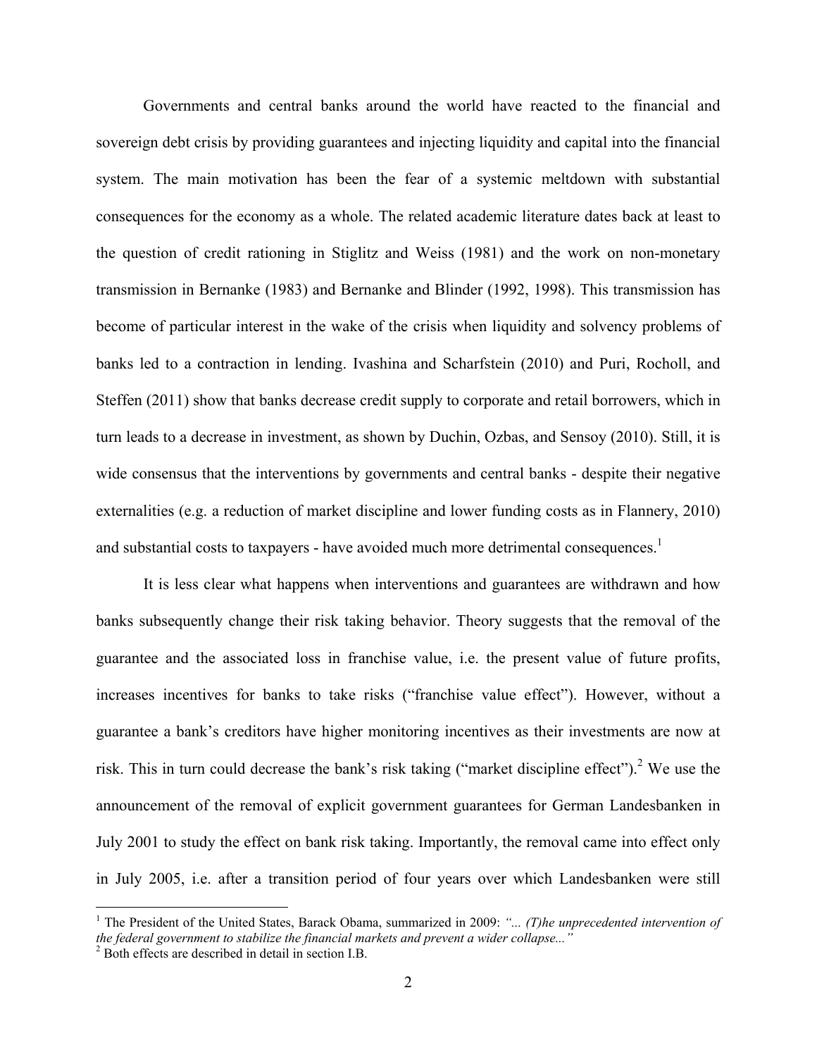Governments and central banks around the world have reacted to the financial and sovereign debt crisis by providing guarantees and injecting liquidity and capital into the financial system. The main motivation has been the fear of a systemic meltdown with substantial consequences for the economy as a whole. The related academic literature dates back at least to the question of credit rationing in Stiglitz and Weiss (1981) and the work on non-monetary transmission in Bernanke (1983) and Bernanke and Blinder (1992, 1998). This transmission has become of particular interest in the wake of the crisis when liquidity and solvency problems of banks led to a contraction in lending. Ivashina and Scharfstein (2010) and Puri, Rocholl, and Steffen (2011) show that banks decrease credit supply to corporate and retail borrowers, which in turn leads to a decrease in investment, as shown by Duchin, Ozbas, and Sensoy (2010). Still, it is wide consensus that the interventions by governments and central banks - despite their negative externalities (e.g. a reduction of market discipline and lower funding costs as in Flannery, 2010) and substantial costs to taxpayers - have avoided much more detrimental consequences.[1]

It is less clear what happens when interventions and guarantees are withdrawn and how banks subsequently change their risk taking behavior. Theory suggests that the removal of the guarantee and the associated loss in franchise value, i.e. the present value of future profits, increases incentives for banks to take risks ("franchise value effect"). However, without a guarantee a bank's creditors have higher monitoring incentives as their investments are now at risk. This in turn could decrease the bank's risk taking ("market discipline effect").[2] We use the announcement of the removal of explicit government guarantees for German Landesbanken in July 2001 to study the effect on bank risk taking. Importantly, the removal came into effect only in July 2005, i.e. after a transition period of four years over which Landesbanken were still

---

[1] The President of the United States, Barack Obama, summarized in 2009: *"... (T)he unprecedented intervention of the federal government to stabilize the financial markets and prevent a wider collapse..."*

[2] Both effects are described in detail in section I.B.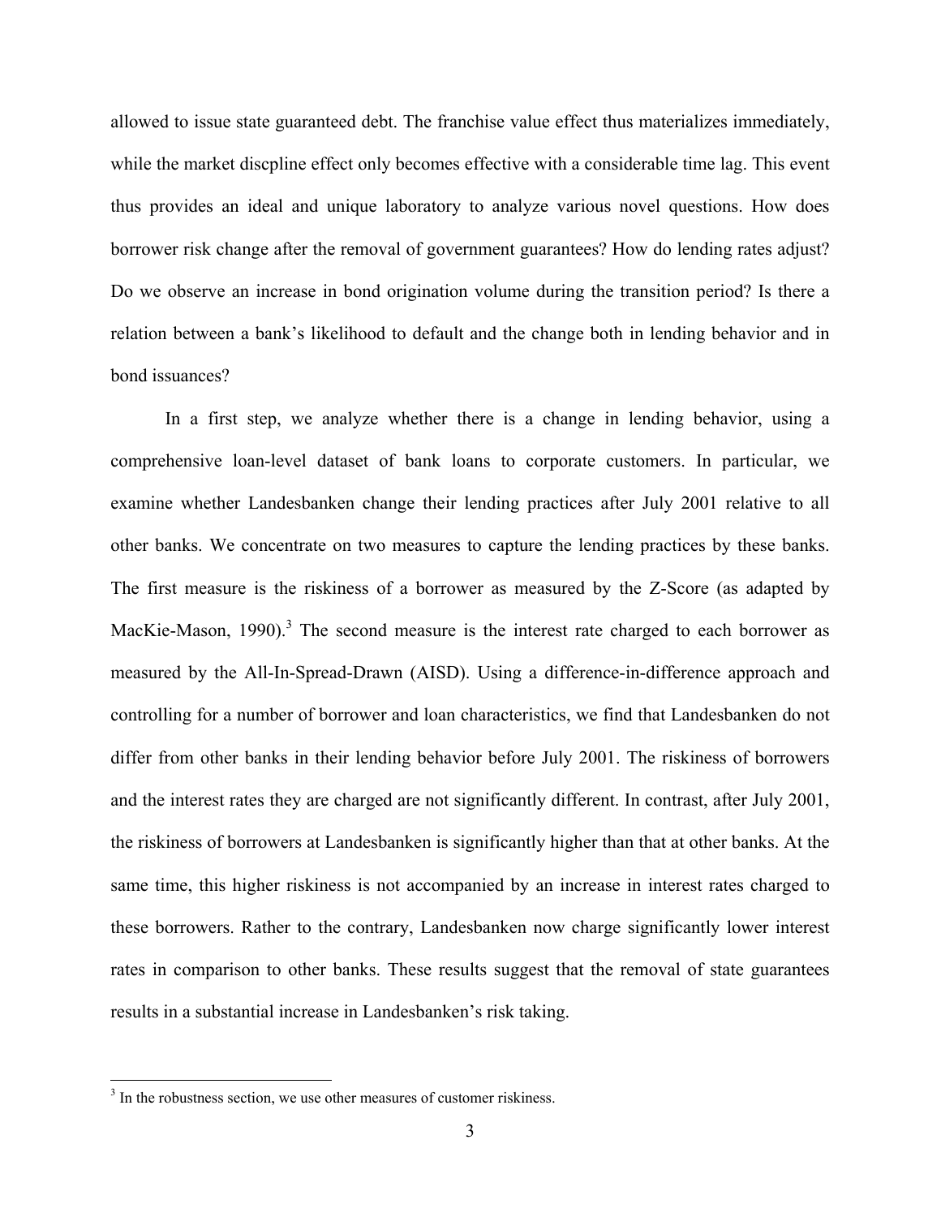allowed to issue state guaranteed debt. The franchise value effect thus materializes immediately, while the market discpline effect only becomes effective with a considerable time lag. This event thus provides an ideal and unique laboratory to analyze various novel questions. How does borrower risk change after the removal of government guarantees? How do lending rates adjust? Do we observe an increase in bond origination volume during the transition period? Is there a relation between a bank's likelihood to default and the change both in lending behavior and in bond issuances?

In a first step, we analyze whether there is a change in lending behavior, using a comprehensive loan-level dataset of bank loans to corporate customers. In particular, we examine whether Landesbanken change their lending practices after July 2001 relative to all other banks. We concentrate on two measures to capture the lending practices by these banks. The first measure is the riskiness of a borrower as measured by the Z-Score (as adapted by MacKie-Mason, 1990).[3] The second measure is the interest rate charged to each borrower as measured by the All-In-Spread-Drawn (AISD). Using a difference-in-difference approach and controlling for a number of borrower and loan characteristics, we find that Landesbanken do not differ from other banks in their lending behavior before July 2001. The riskiness of borrowers and the interest rates they are charged are not significantly different. In contrast, after July 2001, the riskiness of borrowers at Landesbanken is significantly higher than that at other banks. At the same time, this higher riskiness is not accompanied by an increase in interest rates charged to these borrowers. Rather to the contrary, Landesbanken now charge significantly lower interest rates in comparison to other banks. These results suggest that the removal of state guarantees results in a substantial increase in Landesbanken's risk taking.

[3] In the robustness section, we use other measures of customer riskiness.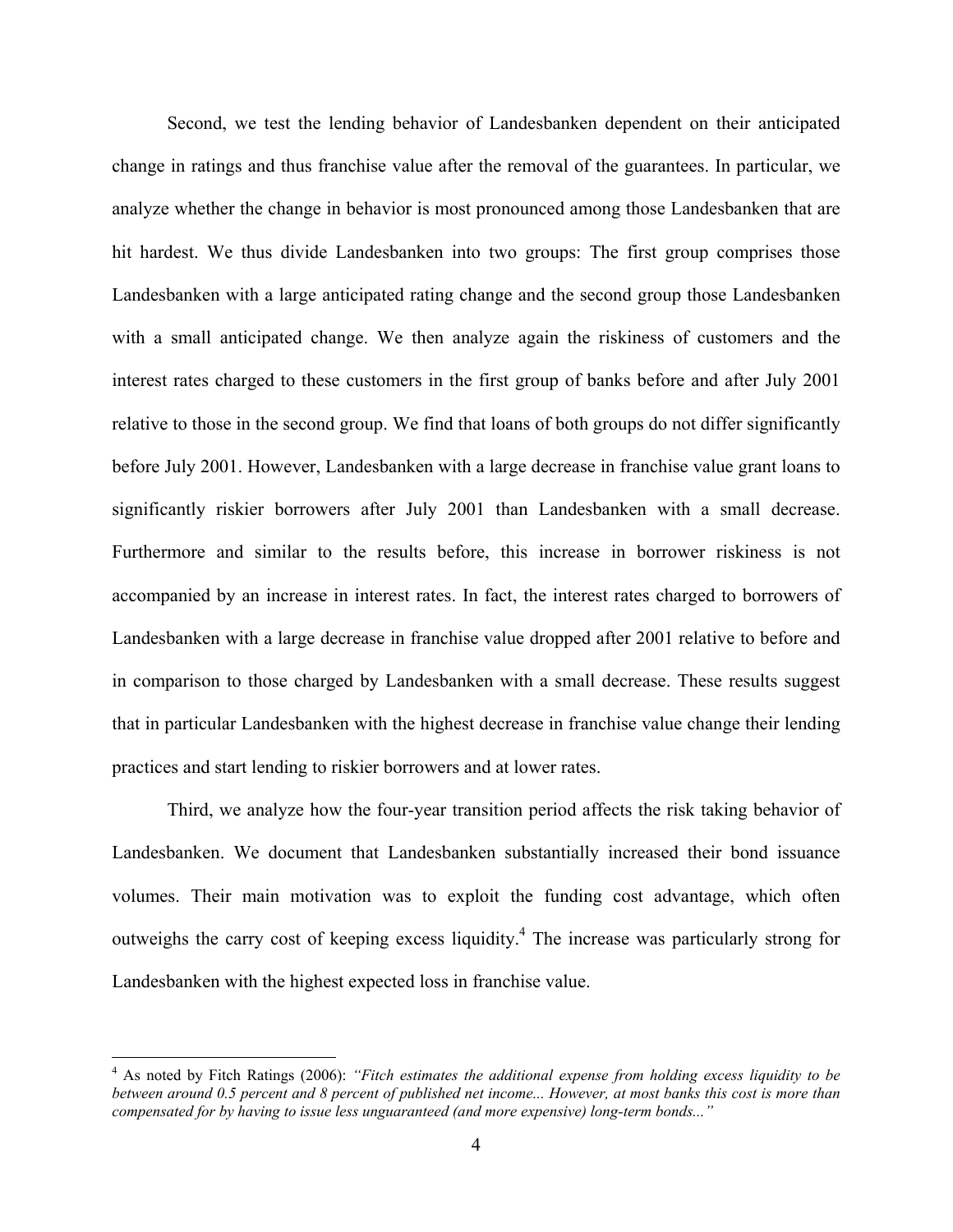Second, we test the lending behavior of Landesbanken dependent on their anticipated change in ratings and thus franchise value after the removal of the guarantees. In particular, we analyze whether the change in behavior is most pronounced among those Landesbanken that are hit hardest. We thus divide Landesbanken into two groups: The first group comprises those Landesbanken with a large anticipated rating change and the second group those Landesbanken with a small anticipated change. We then analyze again the riskiness of customers and the interest rates charged to these customers in the first group of banks before and after July 2001 relative to those in the second group. We find that loans of both groups do not differ significantly before July 2001. However, Landesbanken with a large decrease in franchise value grant loans to significantly riskier borrowers after July 2001 than Landesbanken with a small decrease. Furthermore and similar to the results before, this increase in borrower riskiness is not accompanied by an increase in interest rates. In fact, the interest rates charged to borrowers of Landesbanken with a large decrease in franchise value dropped after 2001 relative to before and in comparison to those charged by Landesbanken with a small decrease. These results suggest that in particular Landesbanken with the highest decrease in franchise value change their lending practices and start lending to riskier borrowers and at lower rates.

Third, we analyze how the four-year transition period affects the risk taking behavior of Landesbanken. We document that Landesbanken substantially increased their bond issuance volumes. Their main motivation was to exploit the funding cost advantage, which often outweighs the carry cost of keeping excess liquidity.[4] The increase was particularly strong for Landesbanken with the highest expected loss in franchise value.

---

[4] As noted by Fitch Ratings (2006): *"Fitch estimates the additional expense from holding excess liquidity to be between around 0.5 percent and 8 percent of published net income... However, at most banks this cost is more than compensated for by having to issue less unguaranteed (and more expensive) long-term bonds..."*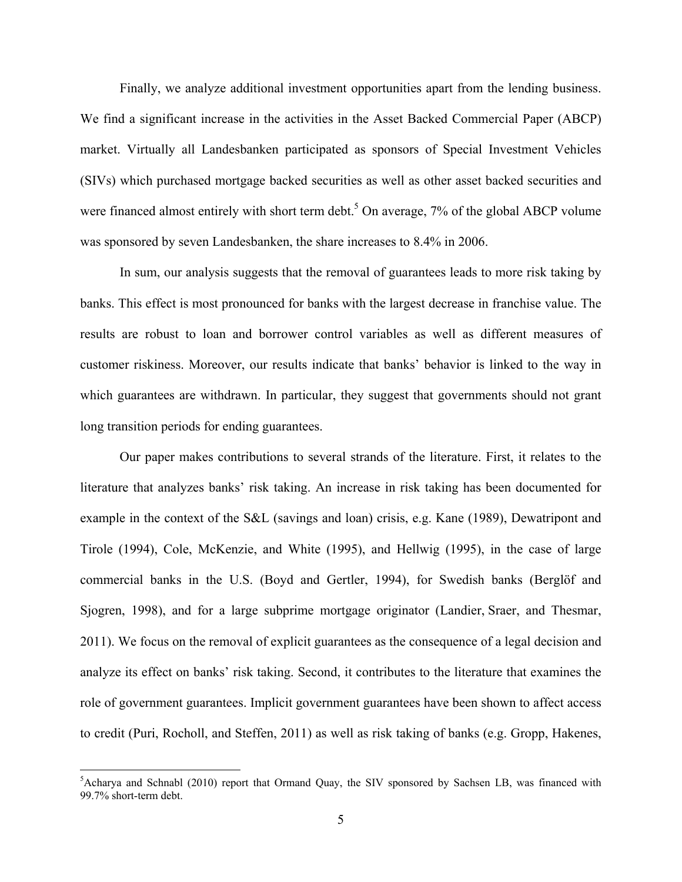Finally, we analyze additional investment opportunities apart from the lending business. We find a significant increase in the activities in the Asset Backed Commercial Paper (ABCP) market. Virtually all Landesbanken participated as sponsors of Special Investment Vehicles (SIVs) which purchased mortgage backed securities as well as other asset backed securities and were financed almost entirely with short term debt.[5] On average, 7% of the global ABCP volume was sponsored by seven Landesbanken, the share increases to 8.4% in 2006.

In sum, our analysis suggests that the removal of guarantees leads to more risk taking by banks. This effect is most pronounced for banks with the largest decrease in franchise value. The results are robust to loan and borrower control variables as well as different measures of customer riskiness. Moreover, our results indicate that banks' behavior is linked to the way in which guarantees are withdrawn. In particular, they suggest that governments should not grant long transition periods for ending guarantees.

Our paper makes contributions to several strands of the literature. First, it relates to the literature that analyzes banks' risk taking. An increase in risk taking has been documented for example in the context of the S&L (savings and loan) crisis, e.g. Kane (1989), Dewatripont and Tirole (1994), Cole, McKenzie, and White (1995), and Hellwig (1995), in the case of large commercial banks in the U.S. (Boyd and Gertler, 1994), for Swedish banks (Berglöf and Sjogren, 1998), and for a large subprime mortgage originator (Landier, Sraer, and Thesmar, 2011). We focus on the removal of explicit guarantees as the consequence of a legal decision and analyze its effect on banks' risk taking. Second, it contributes to the literature that examines the role of government guarantees. Implicit government guarantees have been shown to affect access to credit (Puri, Rocholl, and Steffen, 2011) as well as risk taking of banks (e.g. Gropp, Hakenes,

[5] Acharya and Schnabl (2010) report that Ormand Quay, the SIV sponsored by Sachsen LB, was financed with 99.7% short-term debt.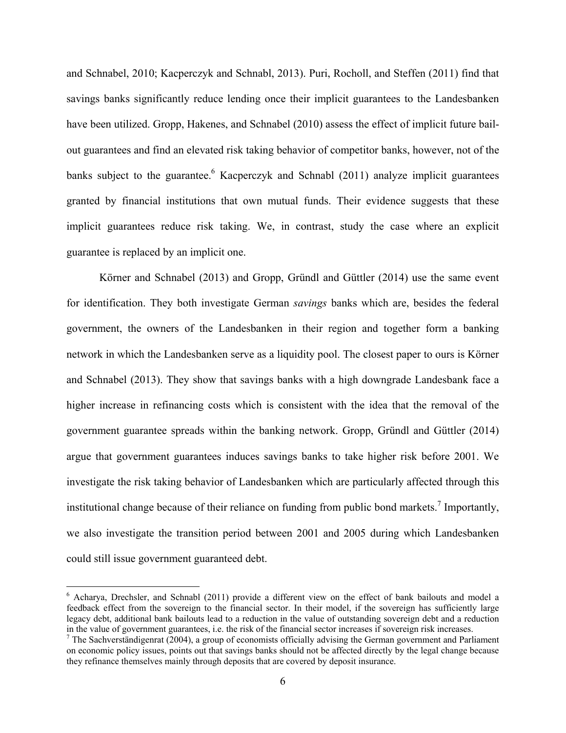and Schnabel, 2010; Kacperczyk and Schnabl, 2013). Puri, Rocholl, and Steffen (2011) find that savings banks significantly reduce lending once their implicit guarantees to the Landesbanken have been utilized. Gropp, Hakenes, and Schnabel (2010) assess the effect of implicit future bail-out guarantees and find an elevated risk taking behavior of competitor banks, however, not of the banks subject to the guarantee.[6] Kacperczyk and Schnabl (2011) analyze implicit guarantees granted by financial institutions that own mutual funds. Their evidence suggests that these implicit guarantees reduce risk taking. We, in contrast, study the case where an explicit guarantee is replaced by an implicit one.

Körner and Schnabel (2013) and Gropp, Gründl and Güttler (2014) use the same event for identification. They both investigate German *savings* banks which are, besides the federal government, the owners of the Landesbanken in their region and together form a banking network in which the Landesbanken serve as a liquidity pool. The closest paper to ours is Körner and Schnabel (2013). They show that savings banks with a high downgrade Landesbank face a higher increase in refinancing costs which is consistent with the idea that the removal of the government guarantee spreads within the banking network. Gropp, Gründl and Güttler (2014) argue that government guarantees induces savings banks to take higher risk before 2001. We investigate the risk taking behavior of Landesbanken which are particularly affected through this institutional change because of their reliance on funding from public bond markets.[7] Importantly, we also investigate the transition period between 2001 and 2005 during which Landesbanken could still issue government guaranteed debt.

[6] Acharya, Drechsler, and Schnabl (2011) provide a different view on the effect of bank bailouts and model a feedback effect from the sovereign to the financial sector. In their model, if the sovereign has sufficiently large legacy debt, additional bank bailouts lead to a reduction in the value of outstanding sovereign debt and a reduction in the value of government guarantees, i.e. the risk of the financial sector increases if sovereign risk increases.

[7] The Sachverständigenrat (2004), a group of economists officially advising the German government and Parliament on economic policy issues, points out that savings banks should not be affected directly by the legal change because they refinance themselves mainly through deposits that are covered by deposit insurance.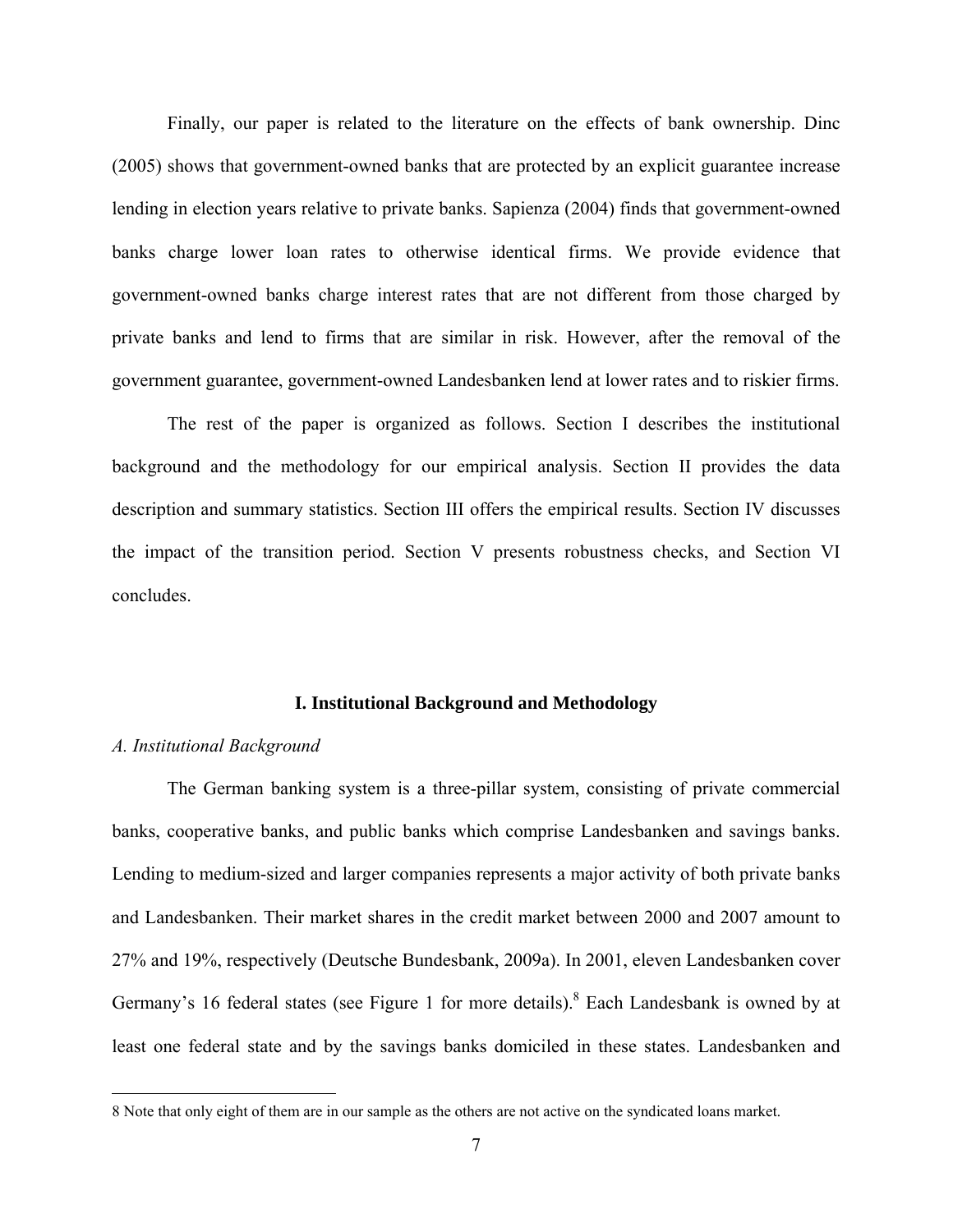Finally, our paper is related to the literature on the effects of bank ownership. Dinc (2005) shows that government-owned banks that are protected by an explicit guarantee increase lending in election years relative to private banks. Sapienza (2004) finds that government-owned banks charge lower loan rates to otherwise identical firms. We provide evidence that government-owned banks charge interest rates that are not different from those charged by private banks and lend to firms that are similar in risk. However, after the removal of the government guarantee, government-owned Landesbanken lend at lower rates and to riskier firms.

The rest of the paper is organized as follows. Section I describes the institutional background and the methodology for our empirical analysis. Section II provides the data description and summary statistics. Section III offers the empirical results. Section IV discusses the impact of the transition period. Section V presents robustness checks, and Section VI concludes.

## I. Institutional Background and Methodology

### *A. Institutional Background*

The German banking system is a three-pillar system, consisting of private commercial banks, cooperative banks, and public banks which comprise Landesbanken and savings banks. Lending to medium-sized and larger companies represents a major activity of both private banks and Landesbanken. Their market shares in the credit market between 2000 and 2007 amount to 27% and 19%, respectively (Deutsche Bundesbank, 2009a). In 2001, eleven Landesbanken cover Germany's 16 federal states (see Figure 1 for more details).[8] Each Landesbank is owned by at least one federal state and by the savings banks domiciled in these states. Landesbanken and

8 Note that only eight of them are in our sample as the others are not active on the syndicated loans market.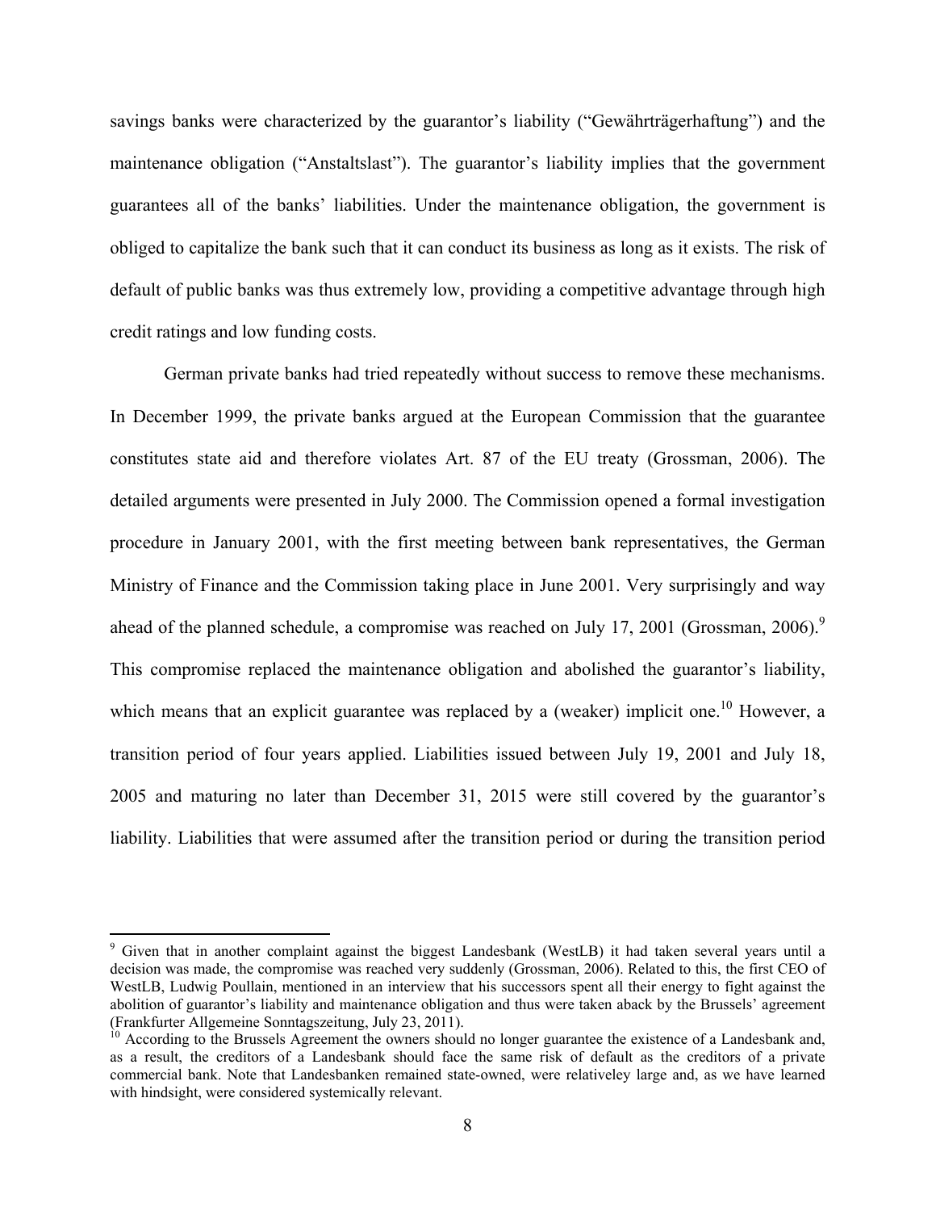savings banks were characterized by the guarantor's liability ("Gewährträgerhaftung") and the maintenance obligation ("Anstaltslast"). The guarantor's liability implies that the government guarantees all of the banks' liabilities. Under the maintenance obligation, the government is obliged to capitalize the bank such that it can conduct its business as long as it exists. The risk of default of public banks was thus extremely low, providing a competitive advantage through high credit ratings and low funding costs.

German private banks had tried repeatedly without success to remove these mechanisms. In December 1999, the private banks argued at the European Commission that the guarantee constitutes state aid and therefore violates Art. 87 of the EU treaty (Grossman, 2006). The detailed arguments were presented in July 2000. The Commission opened a formal investigation procedure in January 2001, with the first meeting between bank representatives, the German Ministry of Finance and the Commission taking place in June 2001. Very surprisingly and way ahead of the planned schedule, a compromise was reached on July 17, 2001 (Grossman, 2006).[9] This compromise replaced the maintenance obligation and abolished the guarantor's liability, which means that an explicit guarantee was replaced by a (weaker) implicit one.[10] However, a transition period of four years applied. Liabilities issued between July 19, 2001 and July 18, 2005 and maturing no later than December 31, 2015 were still covered by the guarantor's liability. Liabilities that were assumed after the transition period or during the transition period

[9] Given that in another complaint against the biggest Landesbank (WestLB) it had taken several years until a decision was made, the compromise was reached very suddenly (Grossman, 2006). Related to this, the first CEO of WestLB, Ludwig Poullain, mentioned in an interview that his successors spent all their energy to fight against the abolition of guarantor's liability and maintenance obligation and thus were taken aback by the Brussels' agreement (Frankfurter Allgemeine Sonntagszeitung, July 23, 2011).

[10] According to the Brussels Agreement the owners should no longer guarantee the existence of a Landesbank and, as a result, the creditors of a Landesbank should face the same risk of default as the creditors of a private commercial bank. Note that Landesbanken remained state-owned, were relativeley large and, as we have learned with hindsight, were considered systemically relevant.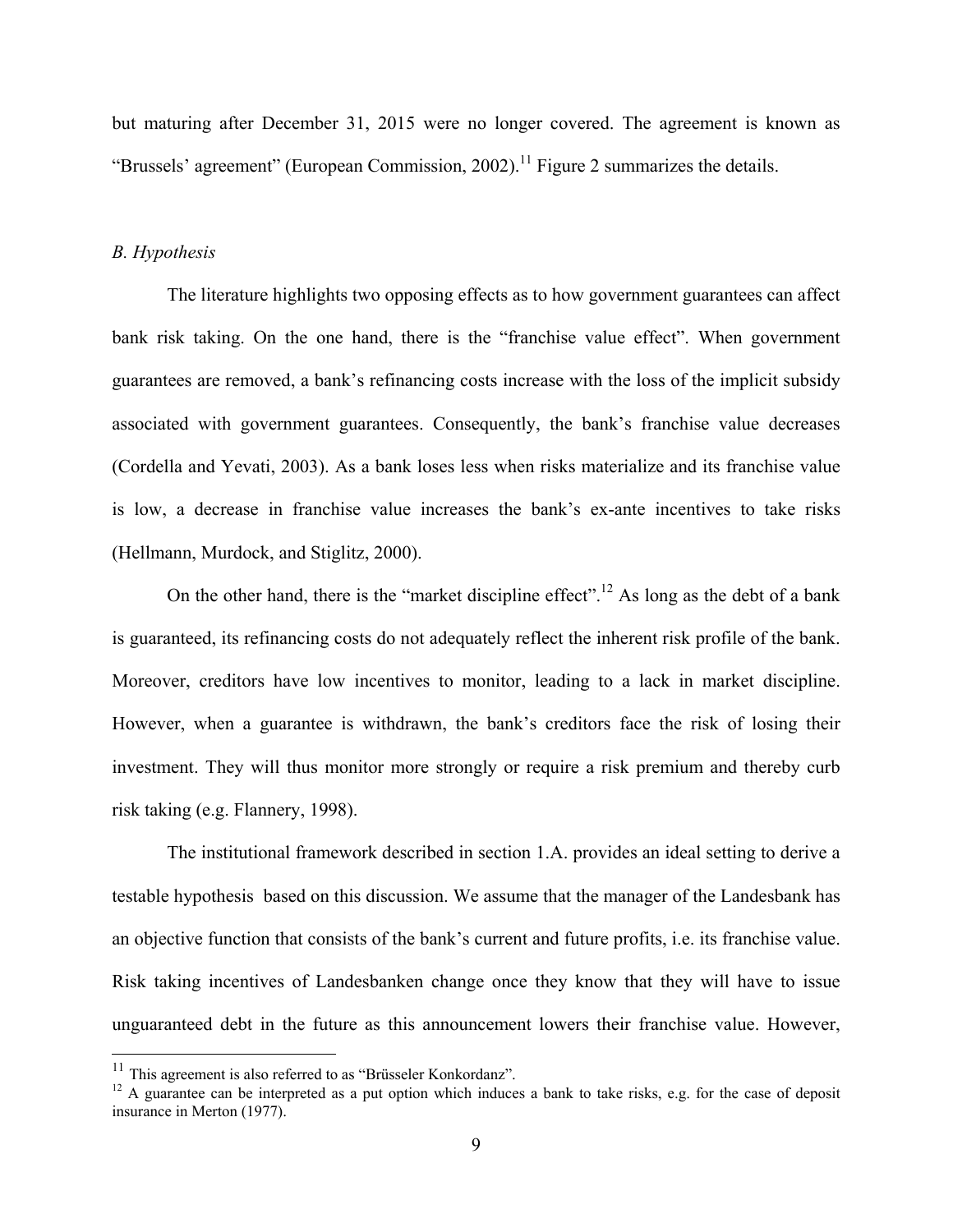but maturing after December 31, 2015 were no longer covered. The agreement is known as "Brussels' agreement" (European Commission, 2002).[11] Figure 2 summarizes the details.

### *B. Hypothesis*

The literature highlights two opposing effects as to how government guarantees can affect bank risk taking. On the one hand, there is the "franchise value effect". When government guarantees are removed, a bank's refinancing costs increase with the loss of the implicit subsidy associated with government guarantees. Consequently, the bank's franchise value decreases (Cordella and Yevati, 2003). As a bank loses less when risks materialize and its franchise value is low, a decrease in franchise value increases the bank's ex-ante incentives to take risks (Hellmann, Murdock, and Stiglitz, 2000).

On the other hand, there is the "market discipline effect".[12] As long as the debt of a bank is guaranteed, its refinancing costs do not adequately reflect the inherent risk profile of the bank. Moreover, creditors have low incentives to monitor, leading to a lack in market discipline. However, when a guarantee is withdrawn, the bank's creditors face the risk of losing their investment. They will thus monitor more strongly or require a risk premium and thereby curb risk taking (e.g. Flannery, 1998).

The institutional framework described in section 1.A. provides an ideal setting to derive a testable hypothesis based on this discussion. We assume that the manager of the Landesbank has an objective function that consists of the bank's current and future profits, i.e. its franchise value. Risk taking incentives of Landesbanken change once they know that they will have to issue unguaranteed debt in the future as this announcement lowers their franchise value. However,

---

[11] This agreement is also referred to as "Brüsseler Konkordanz".

[12] A guarantee can be interpreted as a put option which induces a bank to take risks, e.g. for the case of deposit insurance in Merton (1977).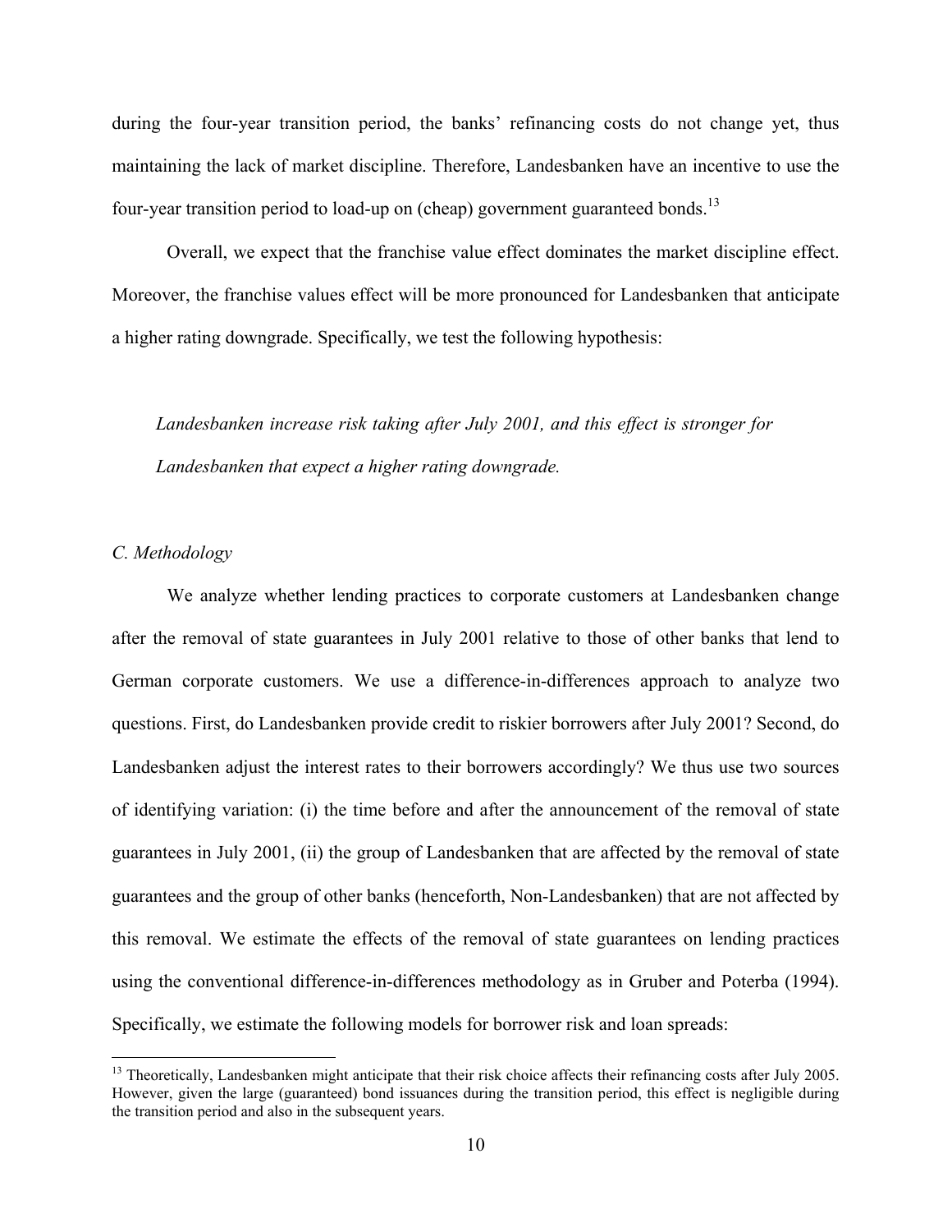during the four-year transition period, the banks' refinancing costs do not change yet, thus maintaining the lack of market discipline. Therefore, Landesbanken have an incentive to use the four-year transition period to load-up on (cheap) government guaranteed bonds.[13]

Overall, we expect that the franchise value effect dominates the market discipline effect. Moreover, the franchise values effect will be more pronounced for Landesbanken that anticipate a higher rating downgrade. Specifically, we test the following hypothesis:

> *Landesbanken increase risk taking after July 2001, and this effect is stronger for Landesbanken that expect a higher rating downgrade.*

### *C. Methodology*

We analyze whether lending practices to corporate customers at Landesbanken change after the removal of state guarantees in July 2001 relative to those of other banks that lend to German corporate customers. We use a difference-in-differences approach to analyze two questions. First, do Landesbanken provide credit to riskier borrowers after July 2001? Second, do Landesbanken adjust the interest rates to their borrowers accordingly? We thus use two sources of identifying variation: (i) the time before and after the announcement of the removal of state guarantees in July 2001, (ii) the group of Landesbanken that are affected by the removal of state guarantees and the group of other banks (henceforth, Non-Landesbanken) that are not affected by this removal. We estimate the effects of the removal of state guarantees on lending practices using the conventional difference-in-differences methodology as in Gruber and Poterba (1994). Specifically, we estimate the following models for borrower risk and loan spreads:

[13] Theoretically, Landesbanken might anticipate that their risk choice affects their refinancing costs after July 2005. However, given the large (guaranteed) bond issuances during the transition period, this effect is negligible during the transition period and also in the subsequent years.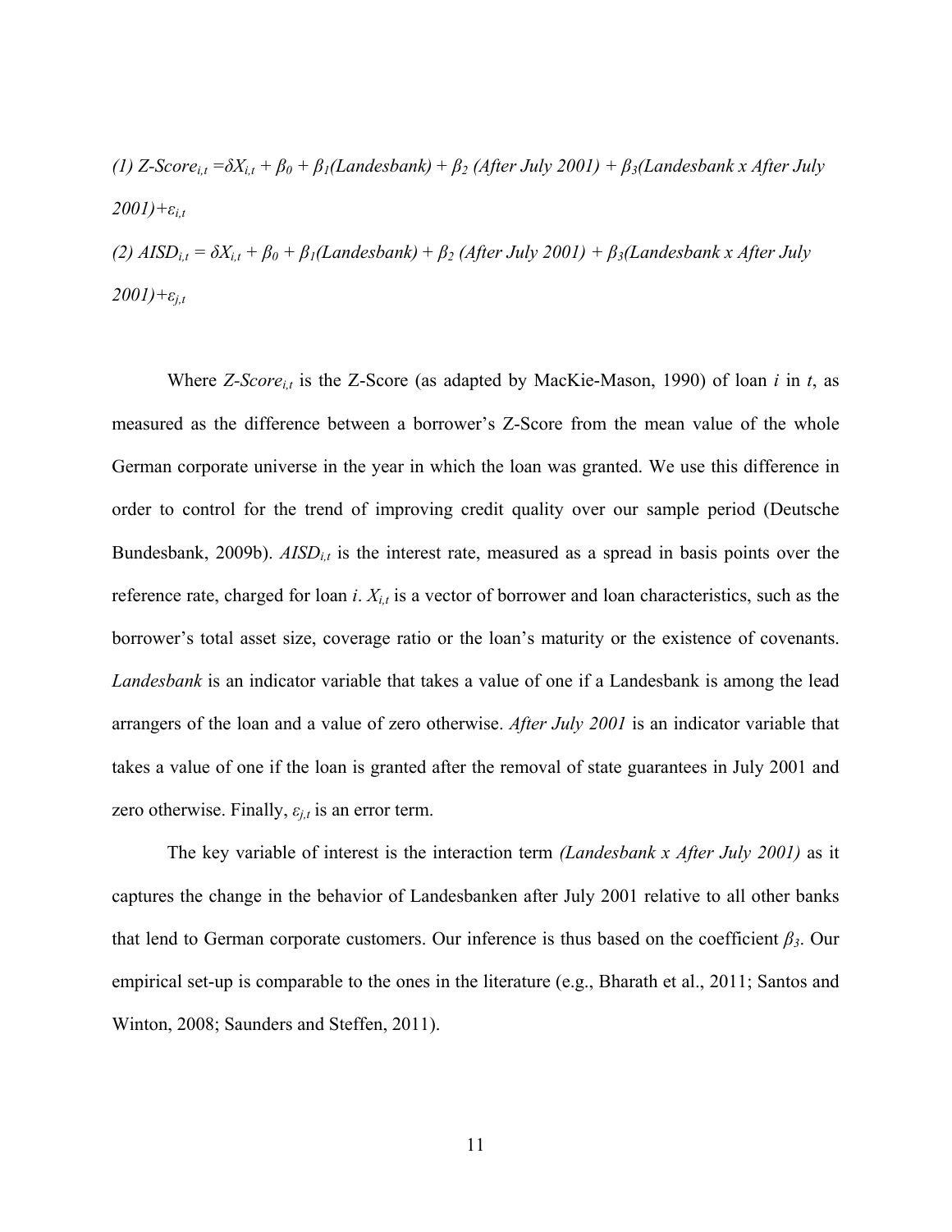(1) $Z\text{-}Score_{i,t} = \delta X_{i,t} + \beta_0 + \beta_1(Landesbank) + \beta_2\,(After\ July\ 2001) + \beta_3(Landesbank \times After\ July\ 2001) + \varepsilon_{i,t}$

(2) $AISD_{i,t} = \delta X_{i,t} + \beta_0 + \beta_1(Landesbank) + \beta_2\,(After\ July\ 2001) + \beta_3(Landesbank \times After\ July\ 2001) + \varepsilon_{j,t}$

Where $Z\text{-}Score_{i,t}$ is the Z-Score (as adapted by MacKie-Mason, 1990) of loan $i$ in $t$, as measured as the difference between a borrower's Z-Score from the mean value of the whole German corporate universe in the year in which the loan was granted. We use this difference in order to control for the trend of improving credit quality over our sample period (Deutsche Bundesbank, 2009b). $AISD_{i,t}$ is the interest rate, measured as a spread in basis points over the reference rate, charged for loan $i$. $X_{i,t}$ is a vector of borrower and loan characteristics, such as the borrower's total asset size, coverage ratio or the loan's maturity or the existence of covenants. *Landesbank* is an indicator variable that takes a value of one if a Landesbank is among the lead arrangers of the loan and a value of zero otherwise. *After July 2001* is an indicator variable that takes a value of one if the loan is granted after the removal of state guarantees in July 2001 and zero otherwise. Finally, $\varepsilon_{j,t}$ is an error term.

The key variable of interest is the interaction term *(Landesbank x After July 2001)* as it captures the change in the behavior of Landesbanken after July 2001 relative to all other banks that lend to German corporate customers. Our inference is thus based on the coefficient $\beta_3$. Our empirical set-up is comparable to the ones in the literature (e.g., Bharath et al., 2011; Santos and Winton, 2008; Saunders and Steffen, 2011).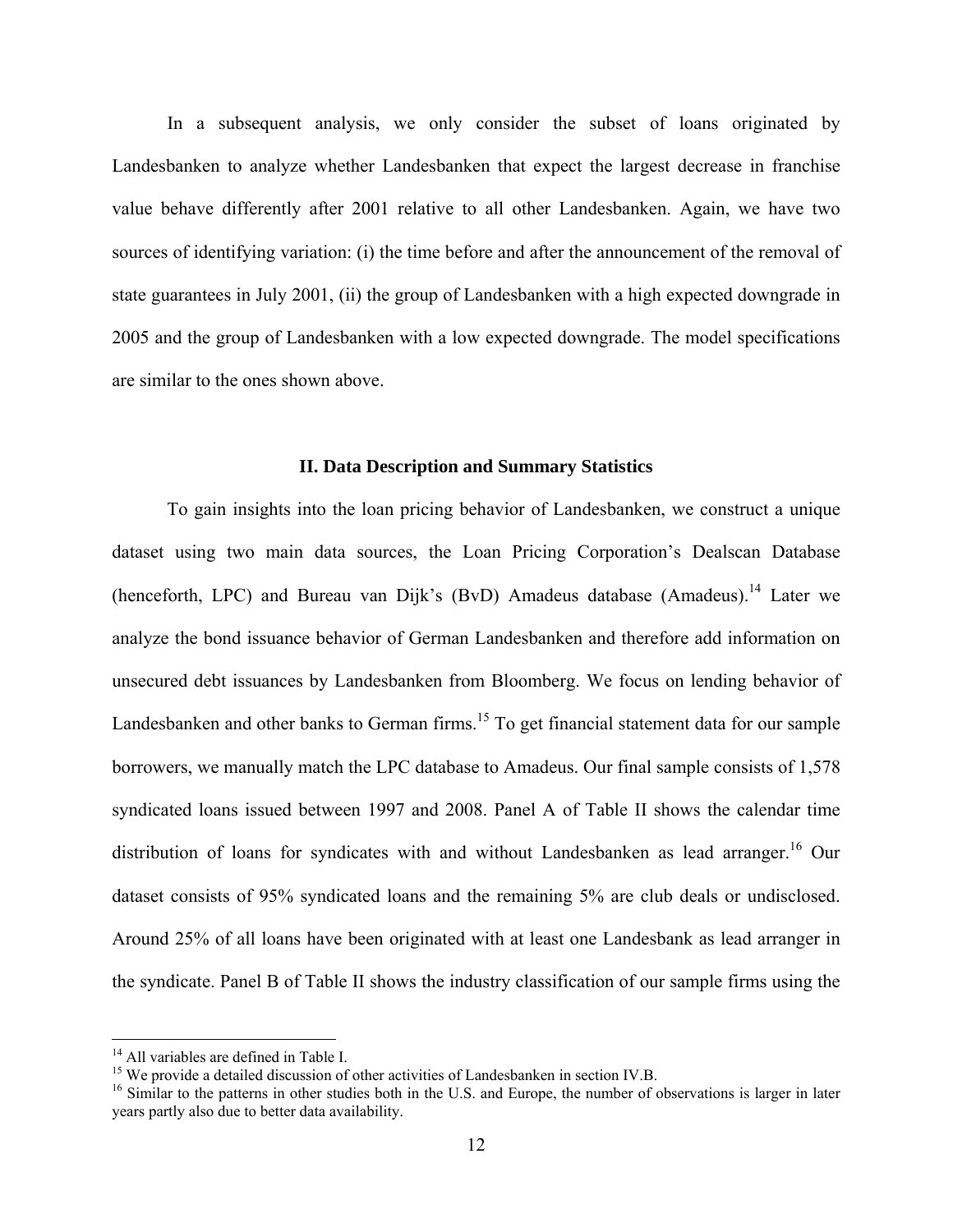In a subsequent analysis, we only consider the subset of loans originated by Landesbanken to analyze whether Landesbanken that expect the largest decrease in franchise value behave differently after 2001 relative to all other Landesbanken. Again, we have two sources of identifying variation: (i) the time before and after the announcement of the removal of state guarantees in July 2001, (ii) the group of Landesbanken with a high expected downgrade in 2005 and the group of Landesbanken with a low expected downgrade. The model specifications are similar to the ones shown above.

## II. Data Description and Summary Statistics

To gain insights into the loan pricing behavior of Landesbanken, we construct a unique dataset using two main data sources, the Loan Pricing Corporation's Dealscan Database (henceforth, LPC) and Bureau van Dijk's (BvD) Amadeus database (Amadeus).[14] Later we analyze the bond issuance behavior of German Landesbanken and therefore add information on unsecured debt issuances by Landesbanken from Bloomberg. We focus on lending behavior of Landesbanken and other banks to German firms.[15] To get financial statement data for our sample borrowers, we manually match the LPC database to Amadeus. Our final sample consists of 1,578 syndicated loans issued between 1997 and 2008. Panel A of Table II shows the calendar time distribution of loans for syndicates with and without Landesbanken as lead arranger.[16] Our dataset consists of 95% syndicated loans and the remaining 5% are club deals or undisclosed. Around 25% of all loans have been originated with at least one Landesbank as lead arranger in the syndicate. Panel B of Table II shows the industry classification of our sample firms using the

[14] All variables are defined in Table I.

[15] We provide a detailed discussion of other activities of Landesbanken in section IV.B.

[16] Similar to the patterns in other studies both in the U.S. and Europe, the number of observations is larger in later years partly also due to better data availability.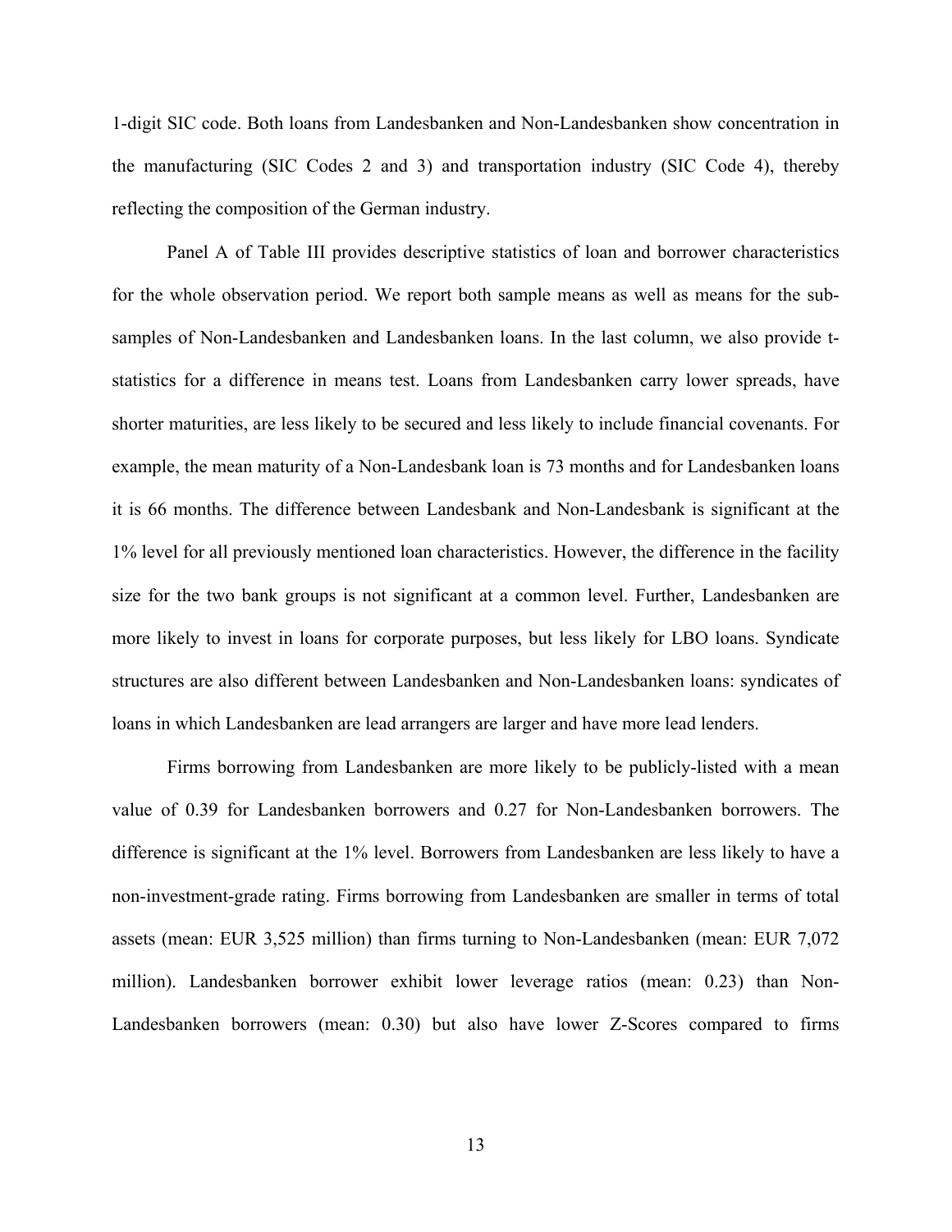1-digit SIC code. Both loans from Landesbanken and Non-Landesbanken show concentration in the manufacturing (SIC Codes 2 and 3) and transportation industry (SIC Code 4), thereby reflecting the composition of the German industry.

Panel A of Table III provides descriptive statistics of loan and borrower characteristics for the whole observation period. We report both sample means as well as means for the sub-samples of Non-Landesbanken and Landesbanken loans. In the last column, we also provide t-statistics for a difference in means test. Loans from Landesbanken carry lower spreads, have shorter maturities, are less likely to be secured and less likely to include financial covenants. For example, the mean maturity of a Non-Landesbank loan is 73 months and for Landesbanken loans it is 66 months. The difference between Landesbank and Non-Landesbank is significant at the 1% level for all previously mentioned loan characteristics. However, the difference in the facility size for the two bank groups is not significant at a common level. Further, Landesbanken are more likely to invest in loans for corporate purposes, but less likely for LBO loans. Syndicate structures are also different between Landesbanken and Non-Landesbanken loans: syndicates of loans in which Landesbanken are lead arrangers are larger and have more lead lenders.

Firms borrowing from Landesbanken are more likely to be publicly-listed with a mean value of 0.39 for Landesbanken borrowers and 0.27 for Non-Landesbanken borrowers. The difference is significant at the 1% level. Borrowers from Landesbanken are less likely to have a non-investment-grade rating. Firms borrowing from Landesbanken are smaller in terms of total assets (mean: EUR 3,525 million) than firms turning to Non-Landesbanken (mean: EUR 7,072 million). Landesbanken borrower exhibit lower leverage ratios (mean: 0.23) than Non-Landesbanken borrowers (mean: 0.30) but also have lower Z-Scores compared to firms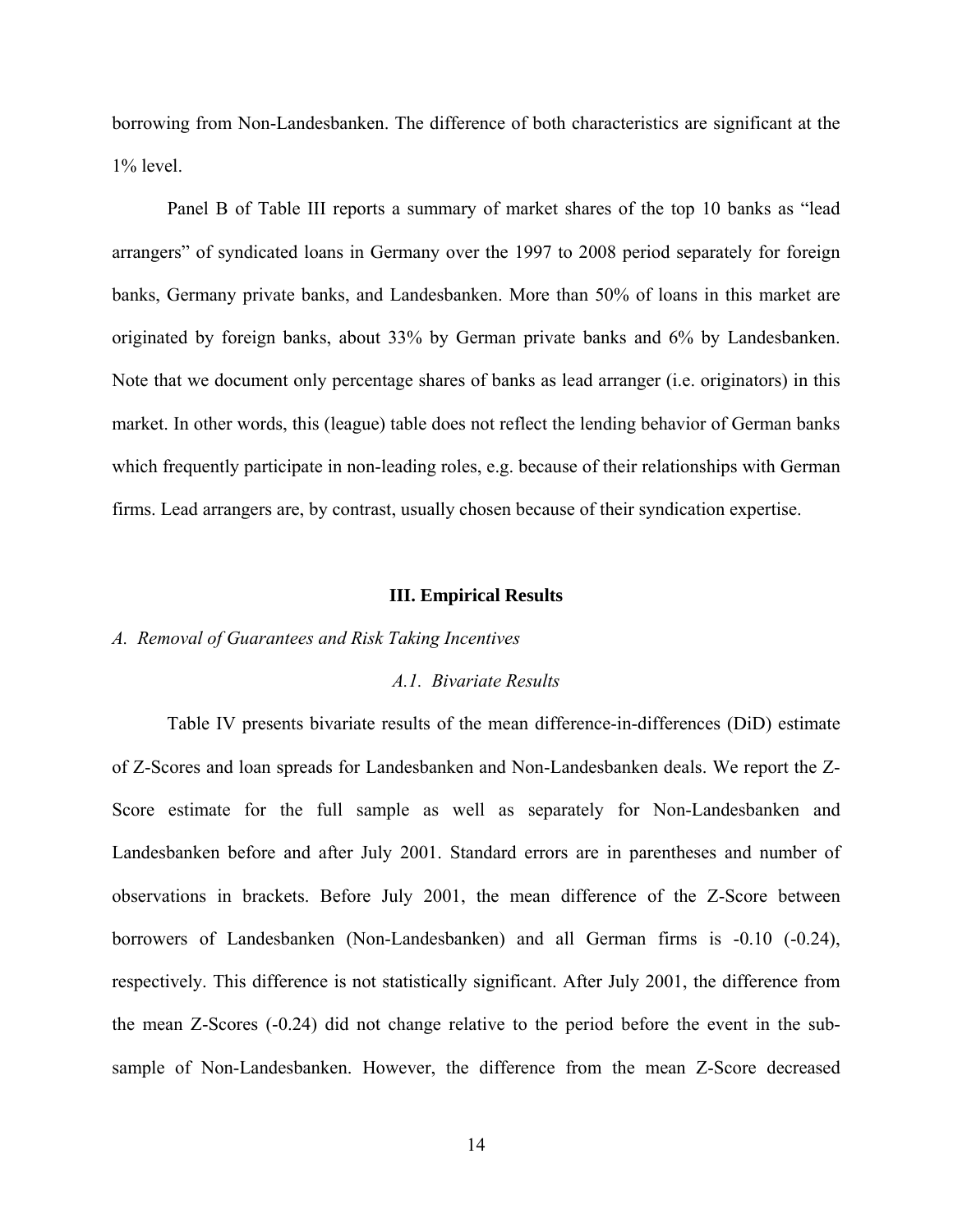borrowing from Non-Landesbanken. The difference of both characteristics are significant at the 1% level.

Panel B of Table III reports a summary of market shares of the top 10 banks as "lead arrangers" of syndicated loans in Germany over the 1997 to 2008 period separately for foreign banks, Germany private banks, and Landesbanken. More than 50% of loans in this market are originated by foreign banks, about 33% by German private banks and 6% by Landesbanken. Note that we document only percentage shares of banks as lead arranger (i.e. originators) in this market. In other words, this (league) table does not reflect the lending behavior of German banks which frequently participate in non-leading roles, e.g. because of their relationships with German firms. Lead arrangers are, by contrast, usually chosen because of their syndication expertise.

## III. Empirical Results

### *A. Removal of Guarantees and Risk Taking Incentives*

#### *A.1. Bivariate Results*

Table IV presents bivariate results of the mean difference-in-differences (DiD) estimate of Z-Scores and loan spreads for Landesbanken and Non-Landesbanken deals. We report the Z-Score estimate for the full sample as well as separately for Non-Landesbanken and Landesbanken before and after July 2001. Standard errors are in parentheses and number of observations in brackets. Before July 2001, the mean difference of the Z-Score between borrowers of Landesbanken (Non-Landesbanken) and all German firms is -0.10 (-0.24), respectively. This difference is not statistically significant. After July 2001, the difference from the mean Z-Scores (-0.24) did not change relative to the period before the event in the sub-sample of Non-Landesbanken. However, the difference from the mean Z-Score decreased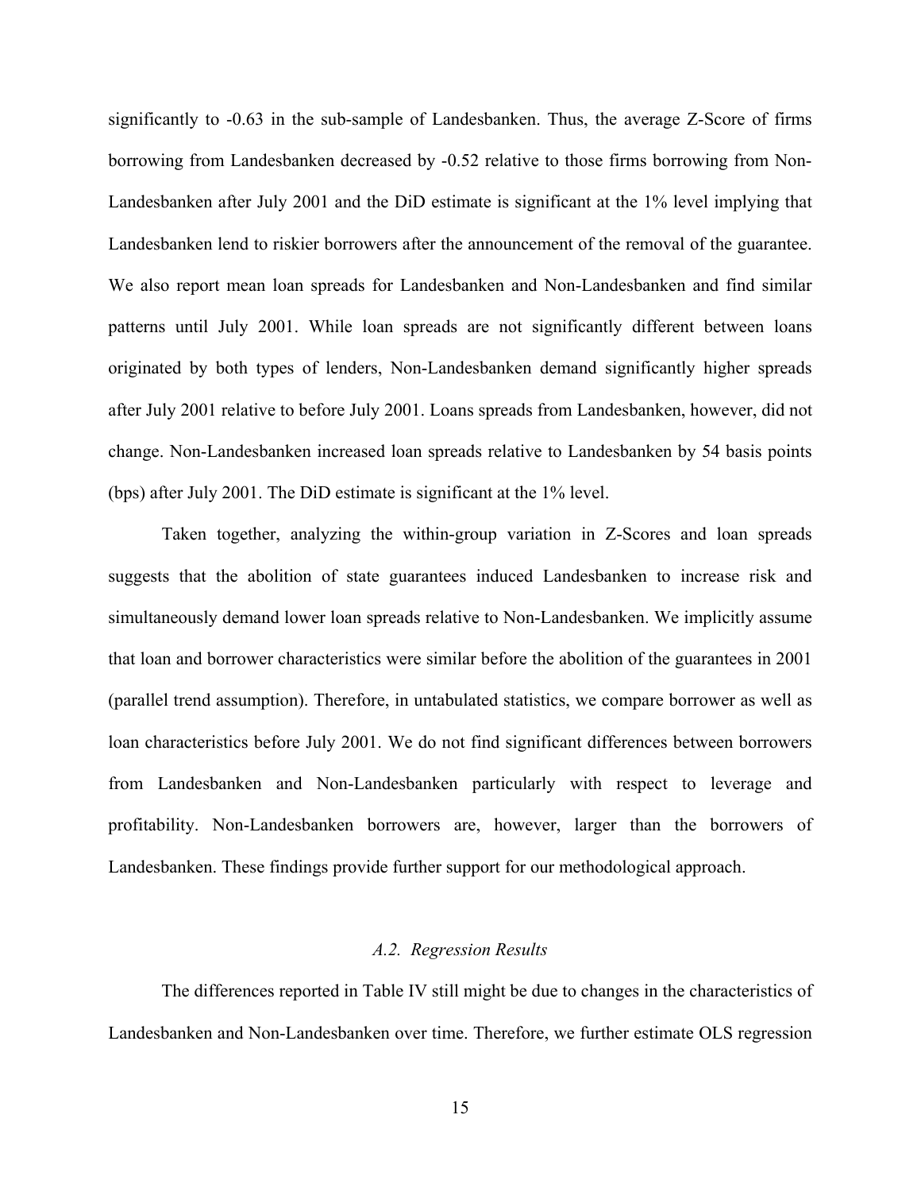significantly to -0.63 in the sub-sample of Landesbanken. Thus, the average Z-Score of firms borrowing from Landesbanken decreased by -0.52 relative to those firms borrowing from Non-Landesbanken after July 2001 and the DiD estimate is significant at the 1% level implying that Landesbanken lend to riskier borrowers after the announcement of the removal of the guarantee. We also report mean loan spreads for Landesbanken and Non-Landesbanken and find similar patterns until July 2001. While loan spreads are not significantly different between loans originated by both types of lenders, Non-Landesbanken demand significantly higher spreads after July 2001 relative to before July 2001. Loans spreads from Landesbanken, however, did not change. Non-Landesbanken increased loan spreads relative to Landesbanken by 54 basis points (bps) after July 2001. The DiD estimate is significant at the 1% level.

Taken together, analyzing the within-group variation in Z-Scores and loan spreads suggests that the abolition of state guarantees induced Landesbanken to increase risk and simultaneously demand lower loan spreads relative to Non-Landesbanken. We implicitly assume that loan and borrower characteristics were similar before the abolition of the guarantees in 2001 (parallel trend assumption). Therefore, in untabulated statistics, we compare borrower as well as loan characteristics before July 2001. We do not find significant differences between borrowers from Landesbanken and Non-Landesbanken particularly with respect to leverage and profitability. Non-Landesbanken borrowers are, however, larger than the borrowers of Landesbanken. These findings provide further support for our methodological approach.

### *A.2. Regression Results*

The differences reported in Table IV still might be due to changes in the characteristics of Landesbanken and Non-Landesbanken over time. Therefore, we further estimate OLS regression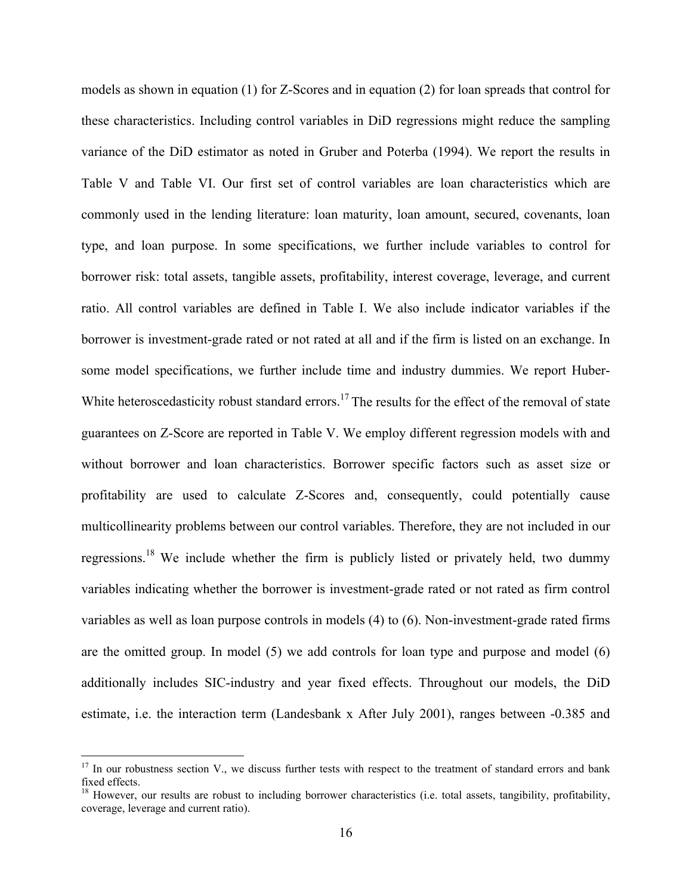models as shown in equation (1) for Z-Scores and in equation (2) for loan spreads that control for these characteristics. Including control variables in DiD regressions might reduce the sampling variance of the DiD estimator as noted in Gruber and Poterba (1994). We report the results in Table V and Table VI. Our first set of control variables are loan characteristics which are commonly used in the lending literature: loan maturity, loan amount, secured, covenants, loan type, and loan purpose. In some specifications, we further include variables to control for borrower risk: total assets, tangible assets, profitability, interest coverage, leverage, and current ratio. All control variables are defined in Table I. We also include indicator variables if the borrower is investment-grade rated or not rated at all and if the firm is listed on an exchange. In some model specifications, we further include time and industry dummies. We report Huber-White heteroscedasticity robust standard errors.[17] The results for the effect of the removal of state guarantees on Z-Score are reported in Table V. We employ different regression models with and without borrower and loan characteristics. Borrower specific factors such as asset size or profitability are used to calculate Z-Scores and, consequently, could potentially cause multicollinearity problems between our control variables. Therefore, they are not included in our regressions.[18] We include whether the firm is publicly listed or privately held, two dummy variables indicating whether the borrower is investment-grade rated or not rated as firm control variables as well as loan purpose controls in models (4) to (6). Non-investment-grade rated firms are the omitted group. In model (5) we add controls for loan type and purpose and model (6) additionally includes SIC-industry and year fixed effects. Throughout our models, the DiD estimate, i.e. the interaction term (Landesbank x After July 2001), ranges between -0.385 and

[17] In our robustness section V., we discuss further tests with respect to the treatment of standard errors and bank fixed effects.

[18] However, our results are robust to including borrower characteristics (i.e. total assets, tangibility, profitability, coverage, leverage and current ratio).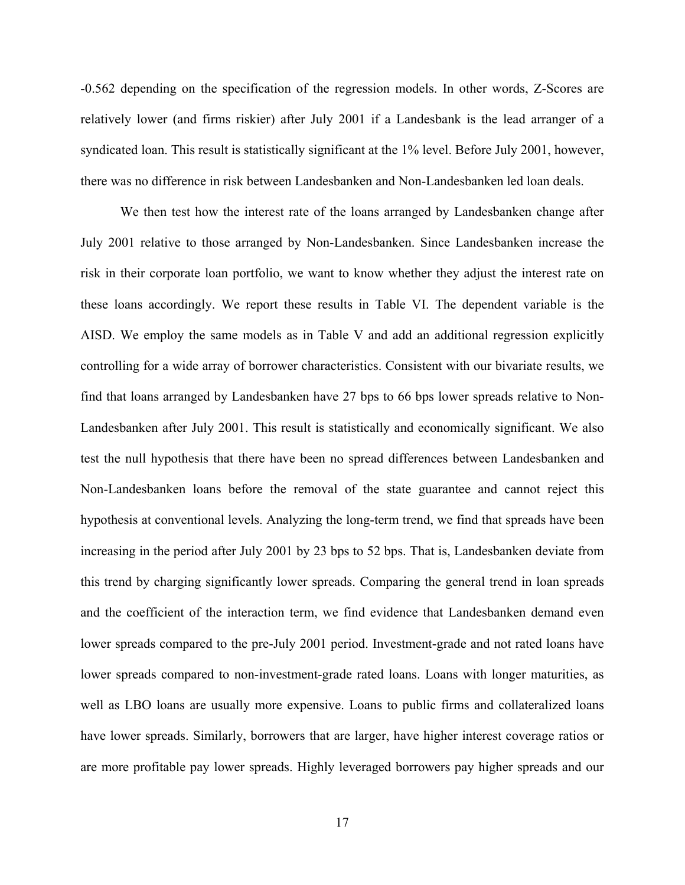-0.562 depending on the specification of the regression models. In other words, Z-Scores are relatively lower (and firms riskier) after July 2001 if a Landesbank is the lead arranger of a syndicated loan. This result is statistically significant at the 1% level. Before July 2001, however, there was no difference in risk between Landesbanken and Non-Landesbanken led loan deals.

We then test how the interest rate of the loans arranged by Landesbanken change after July 2001 relative to those arranged by Non-Landesbanken. Since Landesbanken increase the risk in their corporate loan portfolio, we want to know whether they adjust the interest rate on these loans accordingly. We report these results in Table VI. The dependent variable is the AISD. We employ the same models as in Table V and add an additional regression explicitly controlling for a wide array of borrower characteristics. Consistent with our bivariate results, we find that loans arranged by Landesbanken have 27 bps to 66 bps lower spreads relative to Non-Landesbanken after July 2001. This result is statistically and economically significant. We also test the null hypothesis that there have been no spread differences between Landesbanken and Non-Landesbanken loans before the removal of the state guarantee and cannot reject this hypothesis at conventional levels. Analyzing the long-term trend, we find that spreads have been increasing in the period after July 2001 by 23 bps to 52 bps. That is, Landesbanken deviate from this trend by charging significantly lower spreads. Comparing the general trend in loan spreads and the coefficient of the interaction term, we find evidence that Landesbanken demand even lower spreads compared to the pre-July 2001 period. Investment-grade and not rated loans have lower spreads compared to non-investment-grade rated loans. Loans with longer maturities, as well as LBO loans are usually more expensive. Loans to public firms and collateralized loans have lower spreads. Similarly, borrowers that are larger, have higher interest coverage ratios or are more profitable pay lower spreads. Highly leveraged borrowers pay higher spreads and our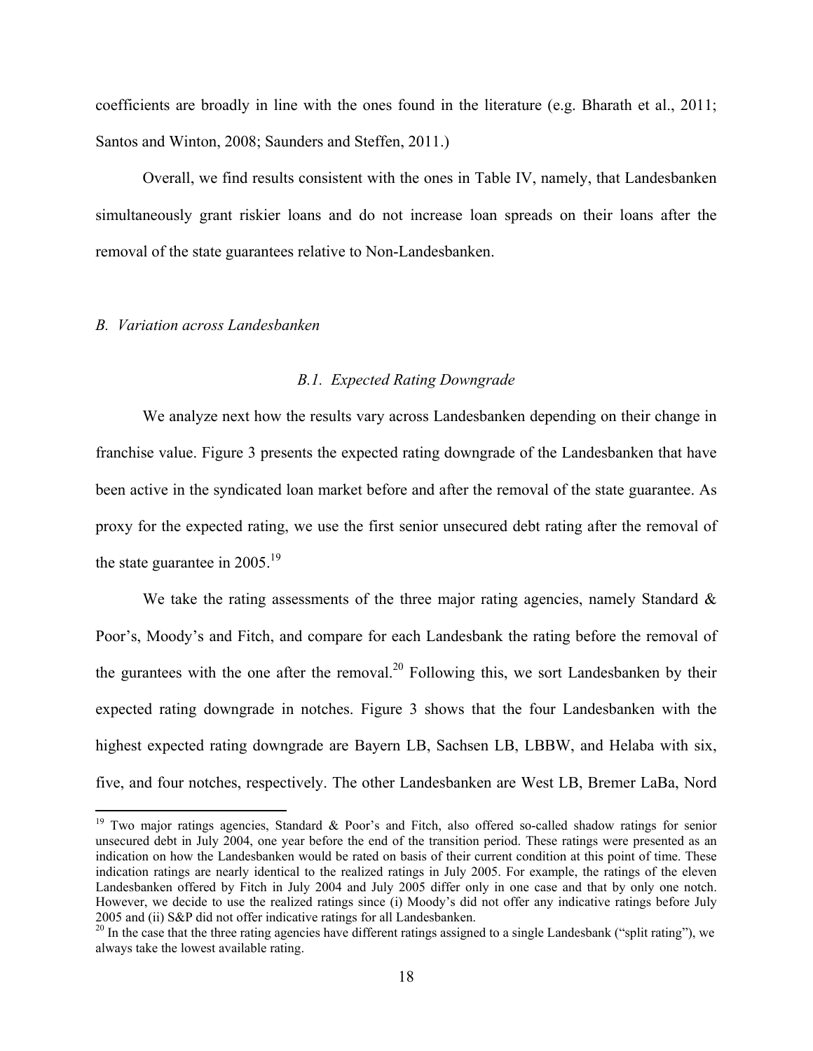coefficients are broadly in line with the ones found in the literature (e.g. Bharath et al., 2011; Santos and Winton, 2008; Saunders and Steffen, 2011.)

Overall, we find results consistent with the ones in Table IV, namely, that Landesbanken simultaneously grant riskier loans and do not increase loan spreads on their loans after the removal of the state guarantees relative to Non-Landesbanken.

### *B. Variation across Landesbanken*

#### *B.1. Expected Rating Downgrade*

We analyze next how the results vary across Landesbanken depending on their change in franchise value. Figure 3 presents the expected rating downgrade of the Landesbanken that have been active in the syndicated loan market before and after the removal of the state guarantee. As proxy for the expected rating, we use the first senior unsecured debt rating after the removal of the state guarantee in 2005.[19]

We take the rating assessments of the three major rating agencies, namely Standard & Poor's, Moody's and Fitch, and compare for each Landesbank the rating before the removal of the gurantees with the one after the removal.[20] Following this, we sort Landesbanken by their expected rating downgrade in notches. Figure 3 shows that the four Landesbanken with the highest expected rating downgrade are Bayern LB, Sachsen LB, LBBW, and Helaba with six, five, and four notches, respectively. The other Landesbanken are West LB, Bremer LaBa, Nord

[19] Two major ratings agencies, Standard & Poor's and Fitch, also offered so-called shadow ratings for senior unsecured debt in July 2004, one year before the end of the transition period. These ratings were presented as an indication on how the Landesbanken would be rated on basis of their current condition at this point of time. These indication ratings are nearly identical to the realized ratings in July 2005. For example, the ratings of the eleven Landesbanken offered by Fitch in July 2004 and July 2005 differ only in one case and that by only one notch. However, we decide to use the realized ratings since (i) Moody's did not offer any indicative ratings before July 2005 and (ii) S&P did not offer indicative ratings for all Landesbanken.

[20] In the case that the three rating agencies have different ratings assigned to a single Landesbank ("split rating"), we always take the lowest available rating.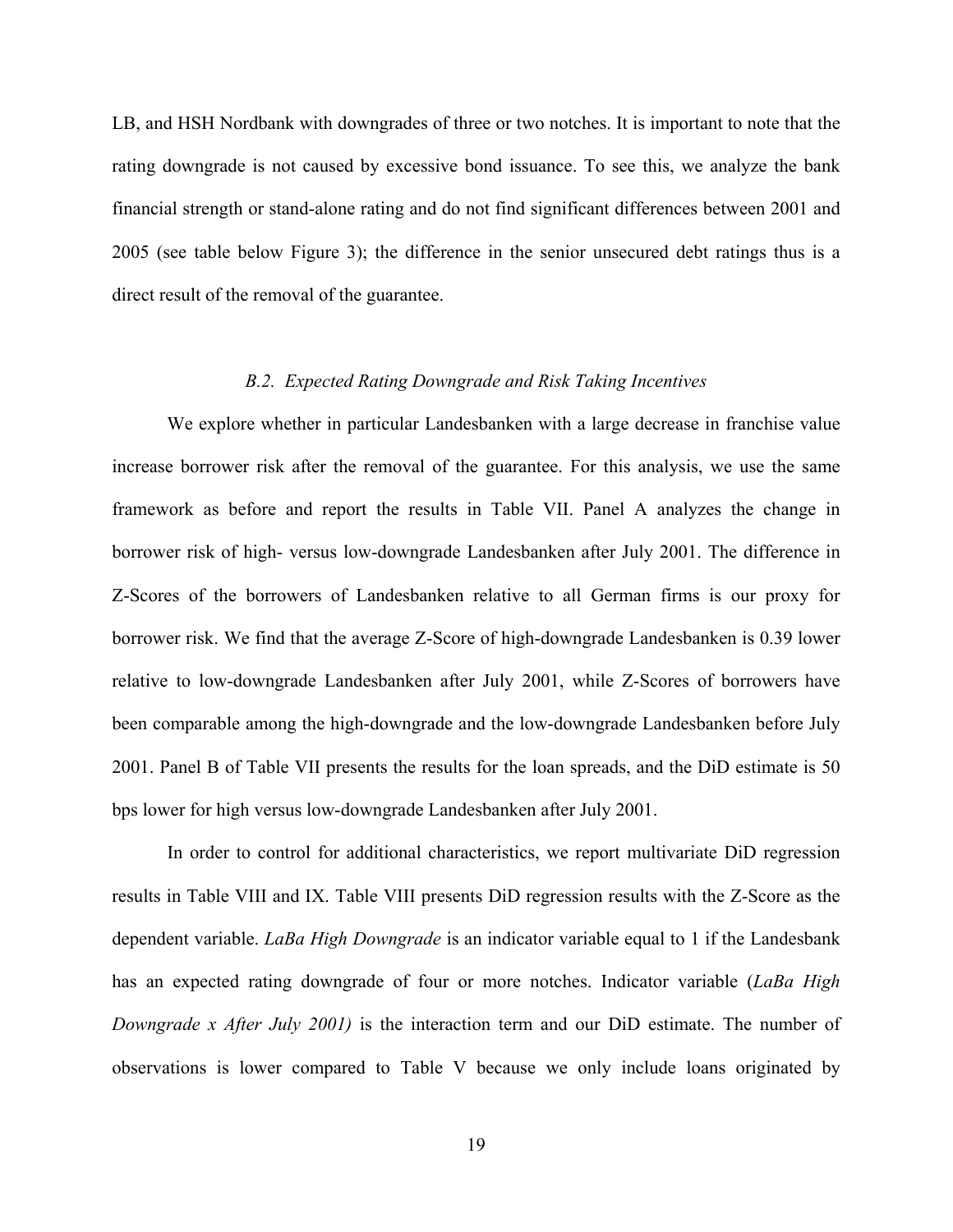LB, and HSH Nordbank with downgrades of three or two notches. It is important to note that the rating downgrade is not caused by excessive bond issuance. To see this, we analyze the bank financial strength or stand-alone rating and do not find significant differences between 2001 and 2005 (see table below Figure 3); the difference in the senior unsecured debt ratings thus is a direct result of the removal of the guarantee.

### *B.2. Expected Rating Downgrade and Risk Taking Incentives*

We explore whether in particular Landesbanken with a large decrease in franchise value increase borrower risk after the removal of the guarantee. For this analysis, we use the same framework as before and report the results in Table VII. Panel A analyzes the change in borrower risk of high- versus low-downgrade Landesbanken after July 2001. The difference in Z-Scores of the borrowers of Landesbanken relative to all German firms is our proxy for borrower risk. We find that the average Z-Score of high-downgrade Landesbanken is 0.39 lower relative to low-downgrade Landesbanken after July 2001, while Z-Scores of borrowers have been comparable among the high-downgrade and the low-downgrade Landesbanken before July 2001. Panel B of Table VII presents the results for the loan spreads, and the DiD estimate is 50 bps lower for high versus low-downgrade Landesbanken after July 2001.

In order to control for additional characteristics, we report multivariate DiD regression results in Table VIII and IX. Table VIII presents DiD regression results with the Z-Score as the dependent variable. *LaBa High Downgrade* is an indicator variable equal to 1 if the Landesbank has an expected rating downgrade of four or more notches. Indicator variable (*LaBa High Downgrade x After July 2001)* is the interaction term and our DiD estimate. The number of observations is lower compared to Table V because we only include loans originated by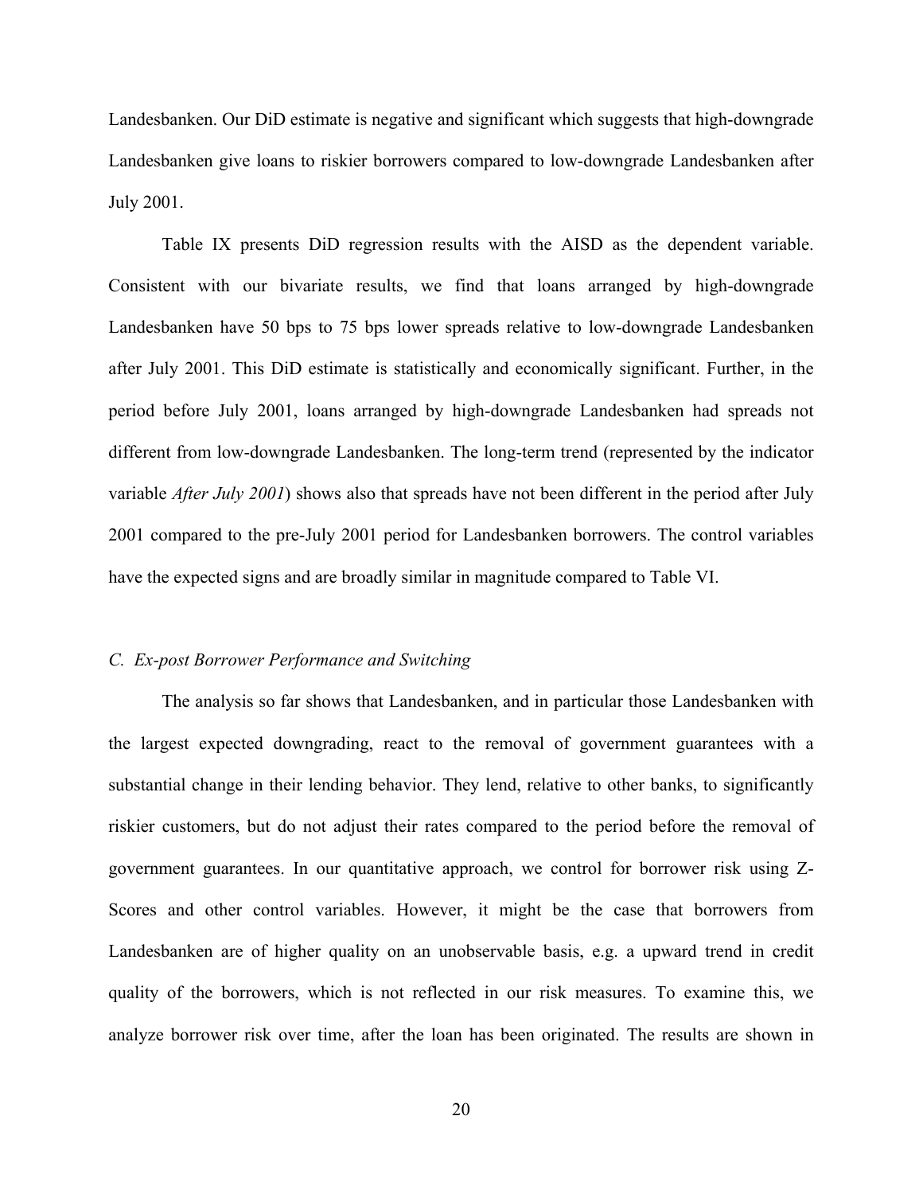Landesbanken. Our DiD estimate is negative and significant which suggests that high-downgrade Landesbanken give loans to riskier borrowers compared to low-downgrade Landesbanken after July 2001.

Table IX presents DiD regression results with the AISD as the dependent variable. Consistent with our bivariate results, we find that loans arranged by high-downgrade Landesbanken have 50 bps to 75 bps lower spreads relative to low-downgrade Landesbanken after July 2001. This DiD estimate is statistically and economically significant. Further, in the period before July 2001, loans arranged by high-downgrade Landesbanken had spreads not different from low-downgrade Landesbanken. The long-term trend (represented by the indicator variable *After July 2001*) shows also that spreads have not been different in the period after July 2001 compared to the pre-July 2001 period for Landesbanken borrowers. The control variables have the expected signs and are broadly similar in magnitude compared to Table VI.

### *C. Ex-post Borrower Performance and Switching*

The analysis so far shows that Landesbanken, and in particular those Landesbanken with the largest expected downgrading, react to the removal of government guarantees with a substantial change in their lending behavior. They lend, relative to other banks, to significantly riskier customers, but do not adjust their rates compared to the period before the removal of government guarantees. In our quantitative approach, we control for borrower risk using Z-Scores and other control variables. However, it might be the case that borrowers from Landesbanken are of higher quality on an unobservable basis, e.g. a upward trend in credit quality of the borrowers, which is not reflected in our risk measures. To examine this, we analyze borrower risk over time, after the loan has been originated. The results are shown in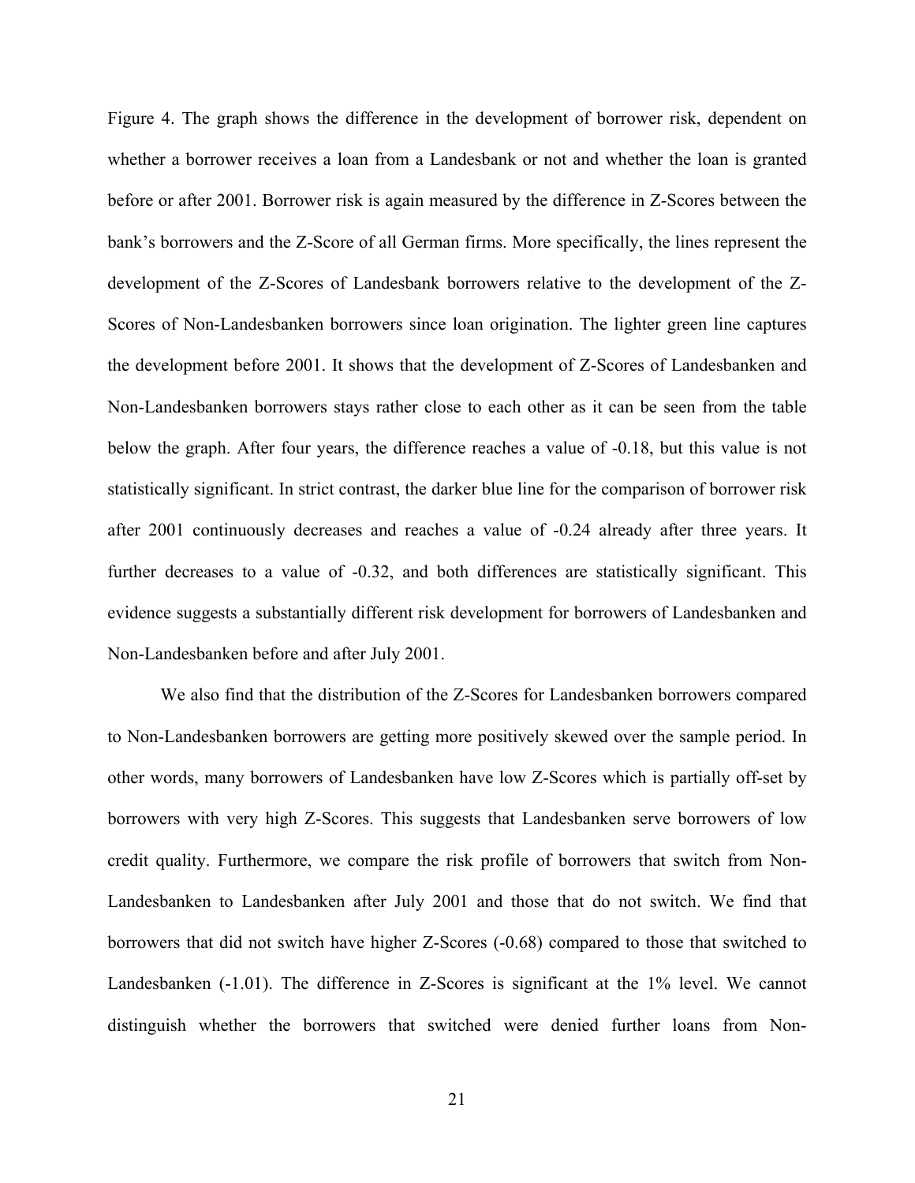Figure 4. The graph shows the difference in the development of borrower risk, dependent on whether a borrower receives a loan from a Landesbank or not and whether the loan is granted before or after 2001. Borrower risk is again measured by the difference in Z-Scores between the bank's borrowers and the Z-Score of all German firms. More specifically, the lines represent the development of the Z-Scores of Landesbank borrowers relative to the development of the Z-Scores of Non-Landesbanken borrowers since loan origination. The lighter green line captures the development before 2001. It shows that the development of Z-Scores of Landesbanken and Non-Landesbanken borrowers stays rather close to each other as it can be seen from the table below the graph. After four years, the difference reaches a value of -0.18, but this value is not statistically significant. In strict contrast, the darker blue line for the comparison of borrower risk after 2001 continuously decreases and reaches a value of -0.24 already after three years. It further decreases to a value of -0.32, and both differences are statistically significant. This evidence suggests a substantially different risk development for borrowers of Landesbanken and Non-Landesbanken before and after July 2001.

We also find that the distribution of the Z-Scores for Landesbanken borrowers compared to Non-Landesbanken borrowers are getting more positively skewed over the sample period. In other words, many borrowers of Landesbanken have low Z-Scores which is partially off-set by borrowers with very high Z-Scores. This suggests that Landesbanken serve borrowers of low credit quality. Furthermore, we compare the risk profile of borrowers that switch from Non-Landesbanken to Landesbanken after July 2001 and those that do not switch. We find that borrowers that did not switch have higher Z-Scores (-0.68) compared to those that switched to Landesbanken (-1.01). The difference in Z-Scores is significant at the 1% level. We cannot distinguish whether the borrowers that switched were denied further loans from Non-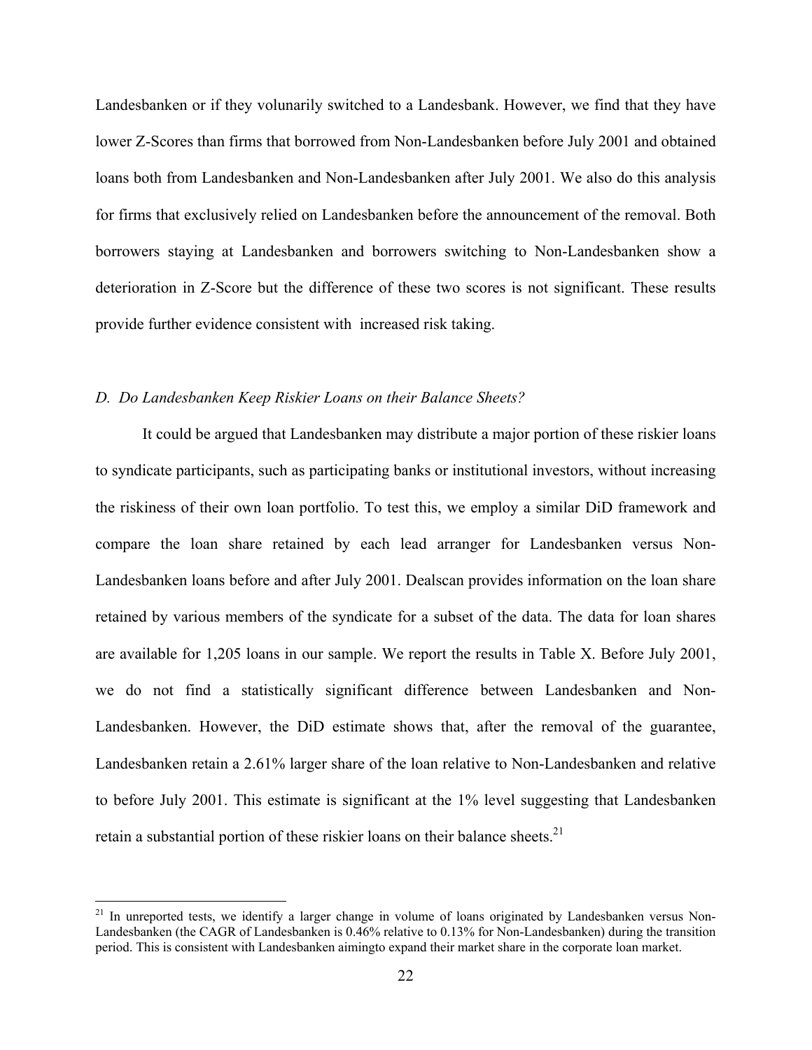Landesbanken or if they volunarily switched to a Landesbank. However, we find that they have lower Z-Scores than firms that borrowed from Non-Landesbanken before July 2001 and obtained loans both from Landesbanken and Non-Landesbanken after July 2001. We also do this analysis for firms that exclusively relied on Landesbanken before the announcement of the removal. Both borrowers staying at Landesbanken and borrowers switching to Non-Landesbanken show a deterioration in Z-Score but the difference of these two scores is not significant. These results provide further evidence consistent with increased risk taking.

### *D. Do Landesbanken Keep Riskier Loans on their Balance Sheets?*

It could be argued that Landesbanken may distribute a major portion of these riskier loans to syndicate participants, such as participating banks or institutional investors, without increasing the riskiness of their own loan portfolio. To test this, we employ a similar DiD framework and compare the loan share retained by each lead arranger for Landesbanken versus Non-Landesbanken loans before and after July 2001. Dealscan provides information on the loan share retained by various members of the syndicate for a subset of the data. The data for loan shares are available for 1,205 loans in our sample. We report the results in Table X. Before July 2001, we do not find a statistically significant difference between Landesbanken and Non-Landesbanken. However, the DiD estimate shows that, after the removal of the guarantee, Landesbanken retain a 2.61% larger share of the loan relative to Non-Landesbanken and relative to before July 2001. This estimate is significant at the 1% level suggesting that Landesbanken retain a substantial portion of these riskier loans on their balance sheets.[21]

[21] In unreported tests, we identify a larger change in volume of loans originated by Landesbanken versus Non-Landesbanken (the CAGR of Landesbanken is 0.46% relative to 0.13% for Non-Landesbanken) during the transition period. This is consistent with Landesbanken aimingto expand their market share in the corporate loan market.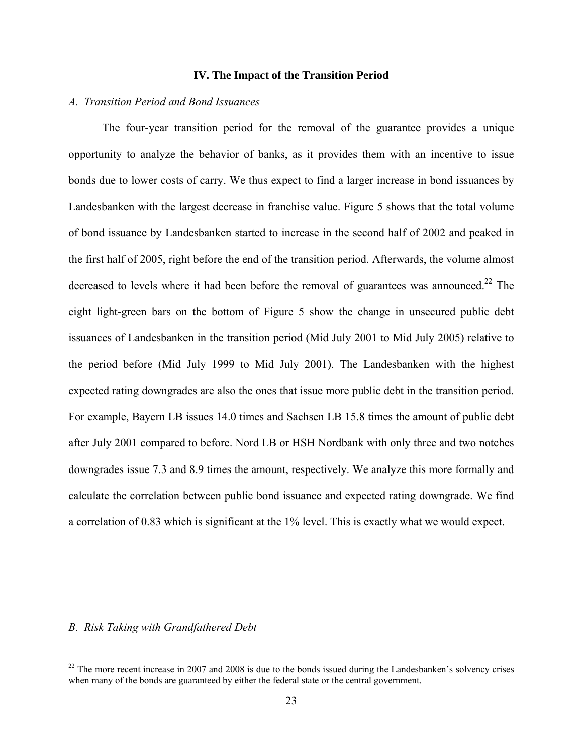## IV. The Impact of the Transition Period

### *A. Transition Period and Bond Issuances*

The four-year transition period for the removal of the guarantee provides a unique opportunity to analyze the behavior of banks, as it provides them with an incentive to issue bonds due to lower costs of carry. We thus expect to find a larger increase in bond issuances by Landesbanken with the largest decrease in franchise value. Figure 5 shows that the total volume of bond issuance by Landesbanken started to increase in the second half of 2002 and peaked in the first half of 2005, right before the end of the transition period. Afterwards, the volume almost decreased to levels where it had been before the removal of guarantees was announced.[22] The eight light-green bars on the bottom of Figure 5 show the change in unsecured public debt issuances of Landesbanken in the transition period (Mid July 2001 to Mid July 2005) relative to the period before (Mid July 1999 to Mid July 2001). The Landesbanken with the highest expected rating downgrades are also the ones that issue more public debt in the transition period. For example, Bayern LB issues 14.0 times and Sachsen LB 15.8 times the amount of public debt after July 2001 compared to before. Nord LB or HSH Nordbank with only three and two notches downgrades issue 7.3 and 8.9 times the amount, respectively. We analyze this more formally and calculate the correlation between public bond issuance and expected rating downgrade. We find a correlation of 0.83 which is significant at the 1% level. This is exactly what we would expect.

### *B. Risk Taking with Grandfathered Debt*

[22] The more recent increase in 2007 and 2008 is due to the bonds issued during the Landesbanken's solvency crises when many of the bonds are guaranteed by either the federal state or the central government.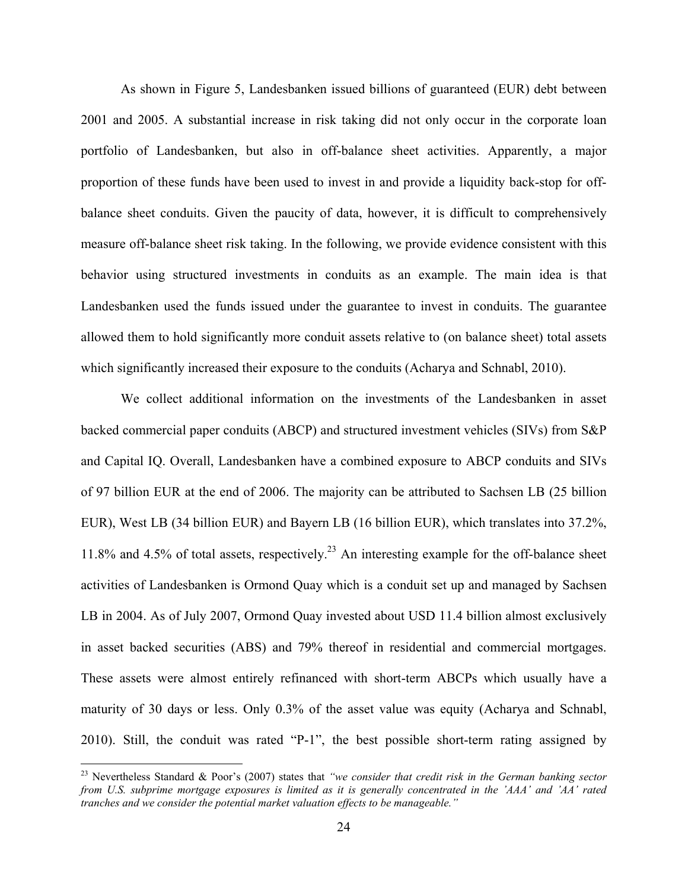As shown in Figure 5, Landesbanken issued billions of guaranteed (EUR) debt between 2001 and 2005. A substantial increase in risk taking did not only occur in the corporate loan portfolio of Landesbanken, but also in off-balance sheet activities. Apparently, a major proportion of these funds have been used to invest in and provide a liquidity back-stop for off-balance sheet conduits. Given the paucity of data, however, it is difficult to comprehensively measure off-balance sheet risk taking. In the following, we provide evidence consistent with this behavior using structured investments in conduits as an example. The main idea is that Landesbanken used the funds issued under the guarantee to invest in conduits. The guarantee allowed them to hold significantly more conduit assets relative to (on balance sheet) total assets which significantly increased their exposure to the conduits (Acharya and Schnabl, 2010).

We collect additional information on the investments of the Landesbanken in asset backed commercial paper conduits (ABCP) and structured investment vehicles (SIVs) from S&P and Capital IQ. Overall, Landesbanken have a combined exposure to ABCP conduits and SIVs of 97 billion EUR at the end of 2006. The majority can be attributed to Sachsen LB (25 billion EUR), West LB (34 billion EUR) and Bayern LB (16 billion EUR), which translates into 37.2%, 11.8% and 4.5% of total assets, respectively.[23] An interesting example for the off-balance sheet activities of Landesbanken is Ormond Quay which is a conduit set up and managed by Sachsen LB in 2004. As of July 2007, Ormond Quay invested about USD 11.4 billion almost exclusively in asset backed securities (ABS) and 79% thereof in residential and commercial mortgages. These assets were almost entirely refinanced with short-term ABCPs which usually have a maturity of 30 days or less. Only 0.3% of the asset value was equity (Acharya and Schnabl, 2010). Still, the conduit was rated "P-1", the best possible short-term rating assigned by

[23] Nevertheless Standard & Poor's (2007) states that *"we consider that credit risk in the German banking sector from U.S. subprime mortgage exposures is limited as it is generally concentrated in the 'AAA' and 'AA' rated tranches and we consider the potential market valuation effects to be manageable."*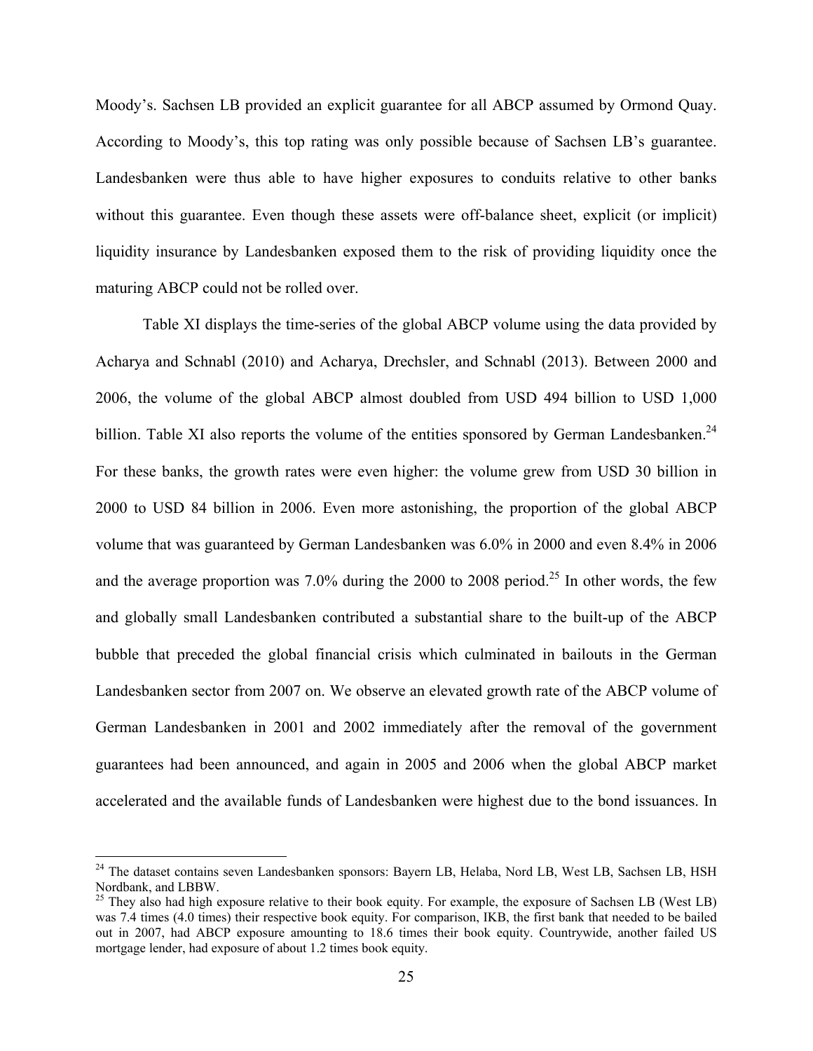Moody's. Sachsen LB provided an explicit guarantee for all ABCP assumed by Ormond Quay. According to Moody's, this top rating was only possible because of Sachsen LB's guarantee. Landesbanken were thus able to have higher exposures to conduits relative to other banks without this guarantee. Even though these assets were off-balance sheet, explicit (or implicit) liquidity insurance by Landesbanken exposed them to the risk of providing liquidity once the maturing ABCP could not be rolled over.

Table XI displays the time-series of the global ABCP volume using the data provided by Acharya and Schnabl (2010) and Acharya, Drechsler, and Schnabl (2013). Between 2000 and 2006, the volume of the global ABCP almost doubled from USD 494 billion to USD 1,000 billion. Table XI also reports the volume of the entities sponsored by German Landesbanken.[24] For these banks, the growth rates were even higher: the volume grew from USD 30 billion in 2000 to USD 84 billion in 2006. Even more astonishing, the proportion of the global ABCP volume that was guaranteed by German Landesbanken was 6.0% in 2000 and even 8.4% in 2006 and the average proportion was 7.0% during the 2000 to 2008 period.[25] In other words, the few and globally small Landesbanken contributed a substantial share to the built-up of the ABCP bubble that preceded the global financial crisis which culminated in bailouts in the German Landesbanken sector from 2007 on. We observe an elevated growth rate of the ABCP volume of German Landesbanken in 2001 and 2002 immediately after the removal of the government guarantees had been announced, and again in 2005 and 2006 when the global ABCP market accelerated and the available funds of Landesbanken were highest due to the bond issuances. In

---

[24] The dataset contains seven Landesbanken sponsors: Bayern LB, Helaba, Nord LB, West LB, Sachsen LB, HSH Nordbank, and LBBW.

[25] They also had high exposure relative to their book equity. For example, the exposure of Sachsen LB (West LB) was 7.4 times (4.0 times) their respective book equity. For comparison, IKB, the first bank that needed to be bailed out in 2007, had ABCP exposure amounting to 18.6 times their book equity. Countrywide, another failed US mortgage lender, had exposure of about 1.2 times book equity.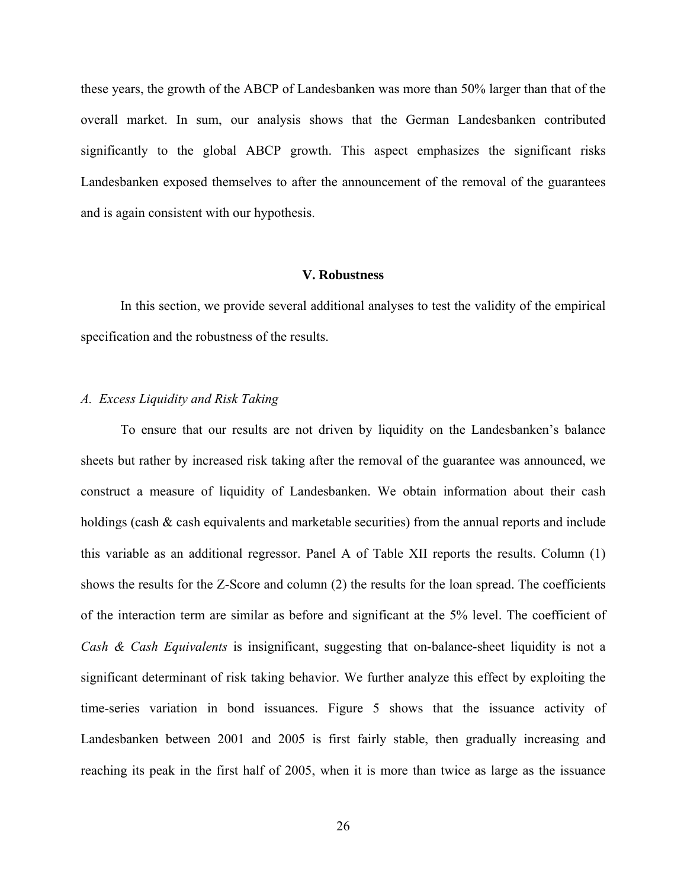these years, the growth of the ABCP of Landesbanken was more than 50% larger than that of the overall market. In sum, our analysis shows that the German Landesbanken contributed significantly to the global ABCP growth. This aspect emphasizes the significant risks Landesbanken exposed themselves to after the announcement of the removal of the guarantees and is again consistent with our hypothesis.

## V. Robustness

In this section, we provide several additional analyses to test the validity of the empirical specification and the robustness of the results.

### *A. Excess Liquidity and Risk Taking*

To ensure that our results are not driven by liquidity on the Landesbanken's balance sheets but rather by increased risk taking after the removal of the guarantee was announced, we construct a measure of liquidity of Landesbanken. We obtain information about their cash holdings (cash & cash equivalents and marketable securities) from the annual reports and include this variable as an additional regressor. Panel A of Table XII reports the results. Column (1) shows the results for the Z-Score and column (2) the results for the loan spread. The coefficients of the interaction term are similar as before and significant at the 5% level. The coefficient of *Cash & Cash Equivalents* is insignificant, suggesting that on-balance-sheet liquidity is not a significant determinant of risk taking behavior. We further analyze this effect by exploiting the time-series variation in bond issuances. Figure 5 shows that the issuance activity of Landesbanken between 2001 and 2005 is first fairly stable, then gradually increasing and reaching its peak in the first half of 2005, when it is more than twice as large as the issuance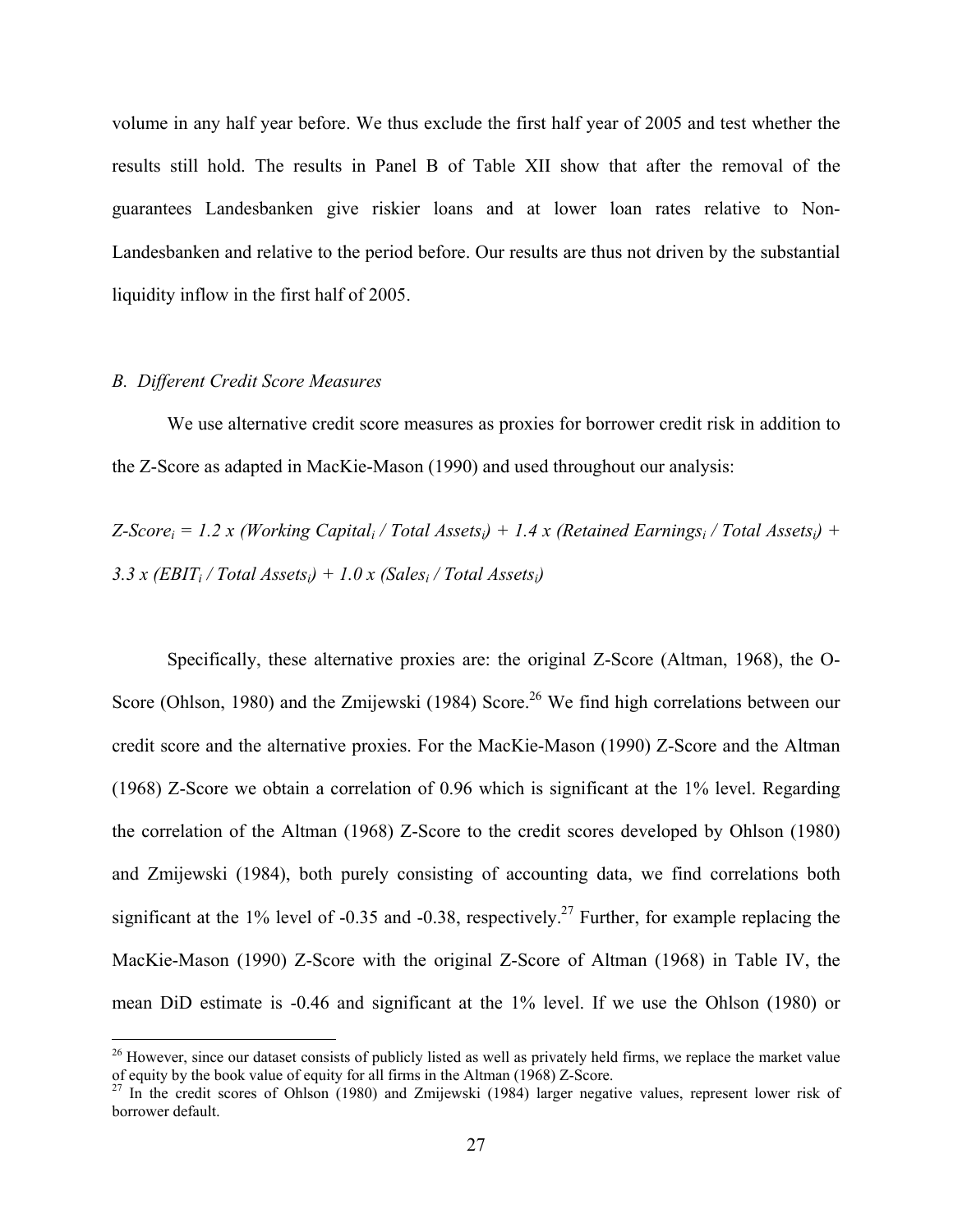volume in any half year before. We thus exclude the first half year of 2005 and test whether the results still hold. The results in Panel B of Table XII show that after the removal of the guarantees Landesbanken give riskier loans and at lower loan rates relative to Non-Landesbanken and relative to the period before. Our results are thus not driven by the substantial liquidity inflow in the first half of 2005.

### *B. Different Credit Score Measures*

We use alternative credit score measures as proxies for borrower credit risk in addition to the Z-Score as adapted in MacKie-Mason (1990) and used throughout our analysis:

$$Z\text{-}Score_i = 1.2 \times (Working\ Capital_i / Total\ Assets_i) + 1.4 \times (Retained\ Earnings_i / Total\ Assets_i) + 3.3 \times (EBIT_i / Total\ Assets_i) + 1.0 \times (Sales_i / Total\ Assets_i)$$

Specifically, these alternative proxies are: the original Z-Score (Altman, 1968), the O-Score (Ohlson, 1980) and the Zmijewski (1984) Score.[26] We find high correlations between our credit score and the alternative proxies. For the MacKie-Mason (1990) Z-Score and the Altman (1968) Z-Score we obtain a correlation of 0.96 which is significant at the 1% level. Regarding the correlation of the Altman (1968) Z-Score to the credit scores developed by Ohlson (1980) and Zmijewski (1984), both purely consisting of accounting data, we find correlations both significant at the 1% level of -0.35 and -0.38, respectively.[27] Further, for example replacing the MacKie-Mason (1990) Z-Score with the original Z-Score of Altman (1968) in Table IV, the mean DiD estimate is -0.46 and significant at the 1% level. If we use the Ohlson (1980) or

---

[26] However, since our dataset consists of publicly listed as well as privately held firms, we replace the market value of equity by the book value of equity for all firms in the Altman (1968) Z-Score.

[27] In the credit scores of Ohlson (1980) and Zmijewski (1984) larger negative values, represent lower risk of borrower default.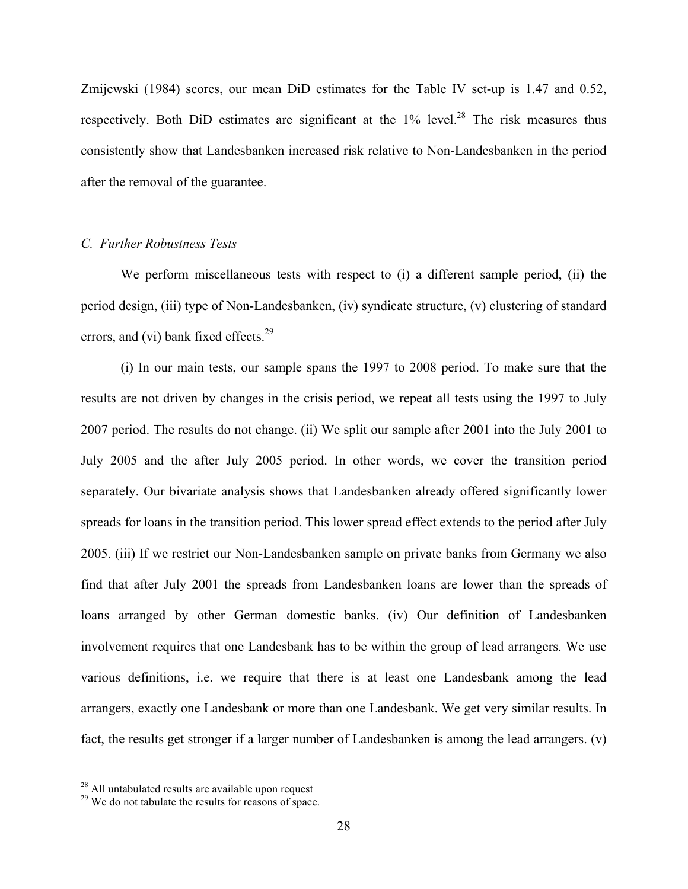Zmijewski (1984) scores, our mean DiD estimates for the Table IV set-up is 1.47 and 0.52, respectively. Both DiD estimates are significant at the 1% level.[28] The risk measures thus consistently show that Landesbanken increased risk relative to Non-Landesbanken in the period after the removal of the guarantee.

### *C. Further Robustness Tests*

We perform miscellaneous tests with respect to (i) a different sample period, (ii) the period design, (iii) type of Non-Landesbanken, (iv) syndicate structure, (v) clustering of standard errors, and (vi) bank fixed effects.[29]

(i) In our main tests, our sample spans the 1997 to 2008 period. To make sure that the results are not driven by changes in the crisis period, we repeat all tests using the 1997 to July 2007 period. The results do not change. (ii) We split our sample after 2001 into the July 2001 to July 2005 and the after July 2005 period. In other words, we cover the transition period separately. Our bivariate analysis shows that Landesbanken already offered significantly lower spreads for loans in the transition period. This lower spread effect extends to the period after July 2005. (iii) If we restrict our Non-Landesbanken sample on private banks from Germany we also find that after July 2001 the spreads from Landesbanken loans are lower than the spreads of loans arranged by other German domestic banks. (iv) Our definition of Landesbanken involvement requires that one Landesbank has to be within the group of lead arrangers. We use various definitions, i.e. we require that there is at least one Landesbank among the lead arrangers, exactly one Landesbank or more than one Landesbank. We get very similar results. In fact, the results get stronger if a larger number of Landesbanken is among the lead arrangers. (v)

---

[28] All untabulated results are available upon request

[29] We do not tabulate the results for reasons of space.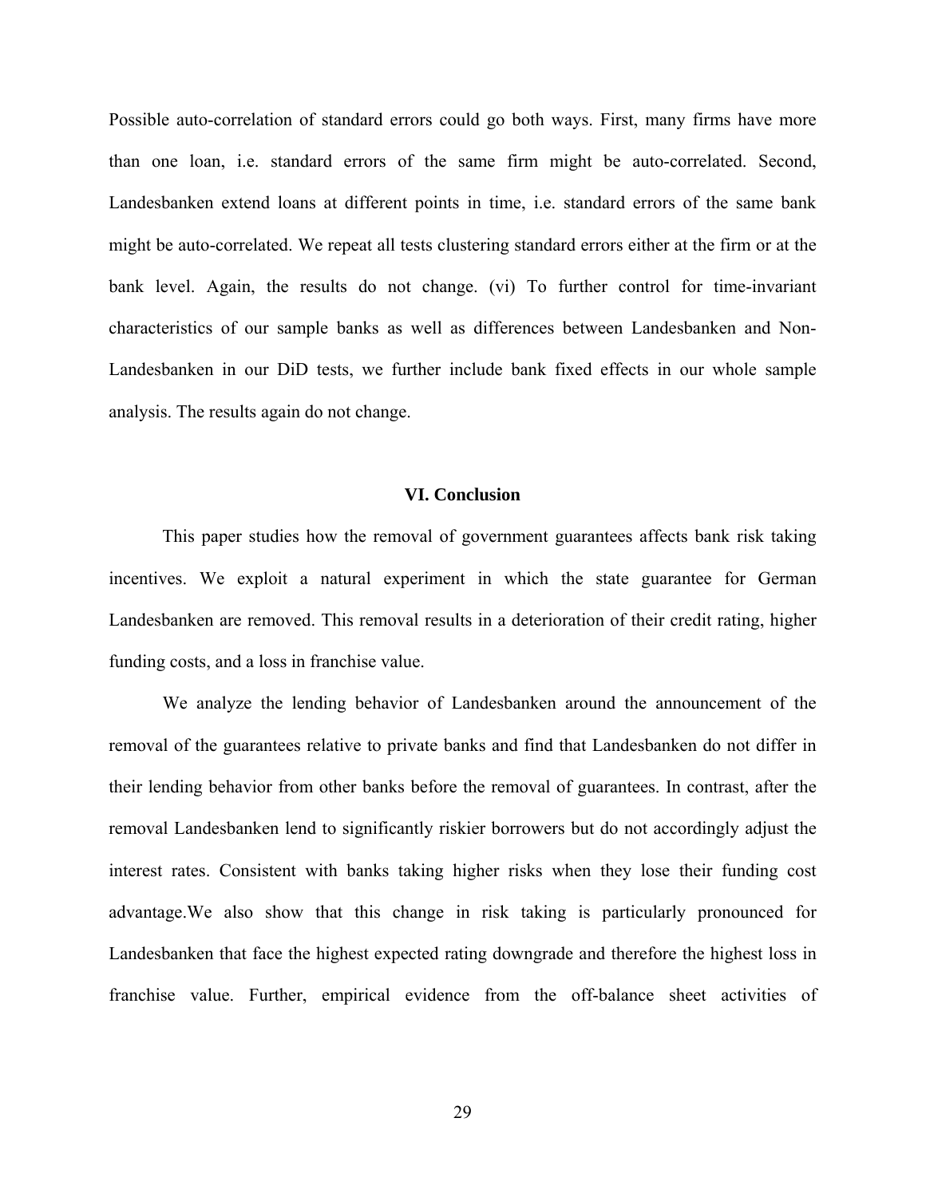Possible auto-correlation of standard errors could go both ways. First, many firms have more than one loan, i.e. standard errors of the same firm might be auto-correlated. Second, Landesbanken extend loans at different points in time, i.e. standard errors of the same bank might be auto-correlated. We repeat all tests clustering standard errors either at the firm or at the bank level. Again, the results do not change. (vi) To further control for time-invariant characteristics of our sample banks as well as differences between Landesbanken and Non-Landesbanken in our DiD tests, we further include bank fixed effects in our whole sample analysis. The results again do not change.

## VI. Conclusion

This paper studies how the removal of government guarantees affects bank risk taking incentives. We exploit a natural experiment in which the state guarantee for German Landesbanken are removed. This removal results in a deterioration of their credit rating, higher funding costs, and a loss in franchise value.

We analyze the lending behavior of Landesbanken around the announcement of the removal of the guarantees relative to private banks and find that Landesbanken do not differ in their lending behavior from other banks before the removal of guarantees. In contrast, after the removal Landesbanken lend to significantly riskier borrowers but do not accordingly adjust the interest rates. Consistent with banks taking higher risks when they lose their funding cost advantage.We also show that this change in risk taking is particularly pronounced for Landesbanken that face the highest expected rating downgrade and therefore the highest loss in franchise value. Further, empirical evidence from the off-balance sheet activities of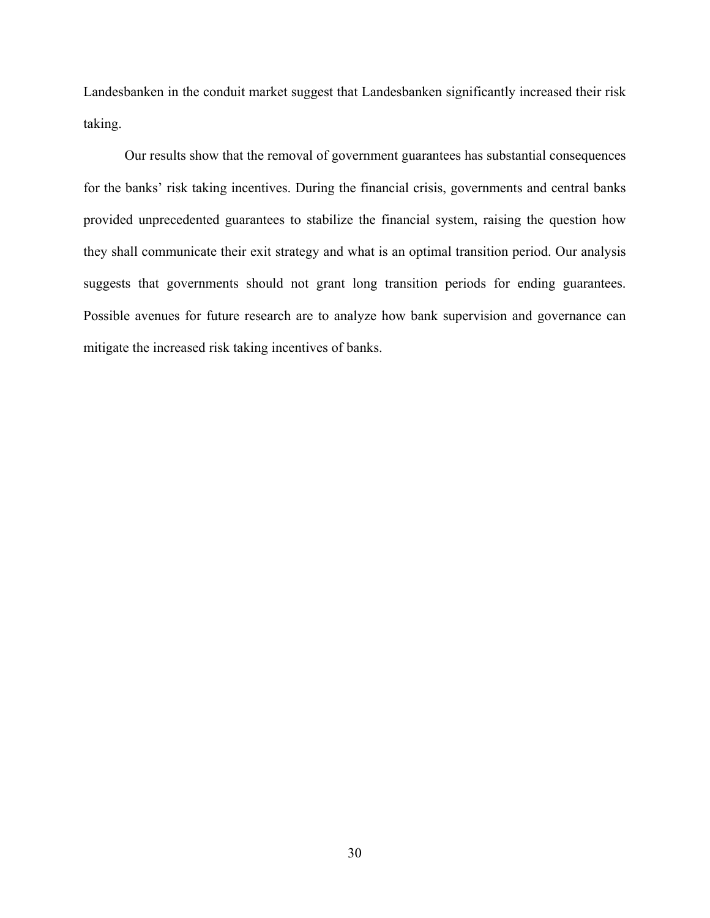Landesbanken in the conduit market suggest that Landesbanken significantly increased their risk taking.

Our results show that the removal of government guarantees has substantial consequences for the banks' risk taking incentives. During the financial crisis, governments and central banks provided unprecedented guarantees to stabilize the financial system, raising the question how they shall communicate their exit strategy and what is an optimal transition period. Our analysis suggests that governments should not grant long transition periods for ending guarantees. Possible avenues for future research are to analyze how bank supervision and governance can mitigate the increased risk taking incentives of banks.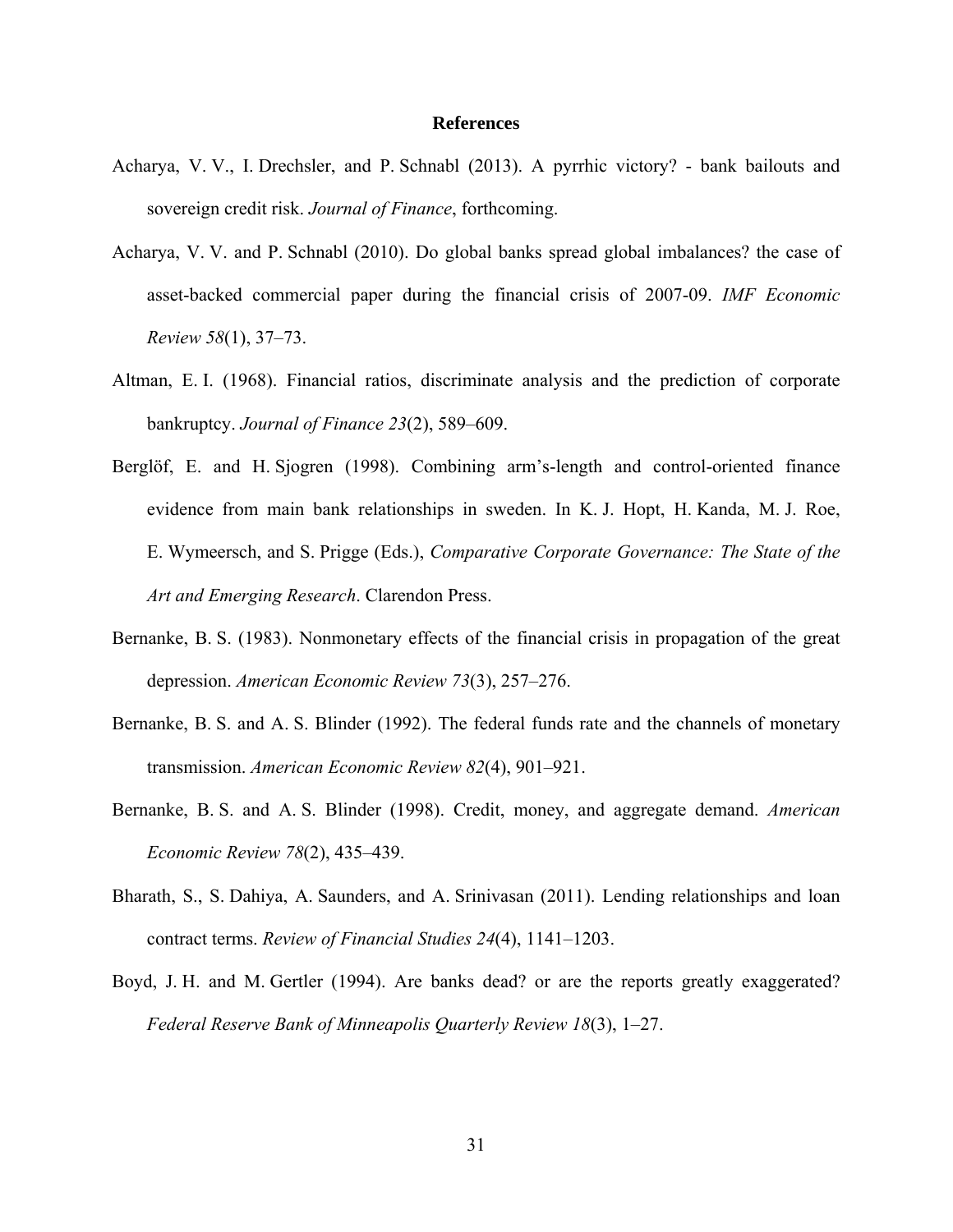# References

Acharya, V. V., I. Drechsler, and P. Schnabl (2013). A pyrrhic victory? - bank bailouts and sovereign credit risk. *Journal of Finance*, forthcoming.

Acharya, V. V. and P. Schnabl (2010). Do global banks spread global imbalances? the case of asset-backed commercial paper during the financial crisis of 2007-09. *IMF Economic Review 58*(1), 37–73.

Altman, E. I. (1968). Financial ratios, discriminate analysis and the prediction of corporate bankruptcy. *Journal of Finance 23*(2), 589–609.

Berglöf, E. and H. Sjogren (1998). Combining arm's-length and control-oriented finance evidence from main bank relationships in sweden. In K. J. Hopt, H. Kanda, M. J. Roe, E. Wymeersch, and S. Prigge (Eds.), *Comparative Corporate Governance: The State of the Art and Emerging Research*. Clarendon Press.

Bernanke, B. S. (1983). Nonmonetary effects of the financial crisis in propagation of the great depression. *American Economic Review 73*(3), 257–276.

Bernanke, B. S. and A. S. Blinder (1992). The federal funds rate and the channels of monetary transmission. *American Economic Review 82*(4), 901–921.

Bernanke, B. S. and A. S. Blinder (1998). Credit, money, and aggregate demand. *American Economic Review 78*(2), 435–439.

Bharath, S., S. Dahiya, A. Saunders, and A. Srinivasan (2011). Lending relationships and loan contract terms. *Review of Financial Studies 24*(4), 1141–1203.

Boyd, J. H. and M. Gertler (1994). Are banks dead? or are the reports greatly exaggerated? *Federal Reserve Bank of Minneapolis Quarterly Review 18*(3), 1–27.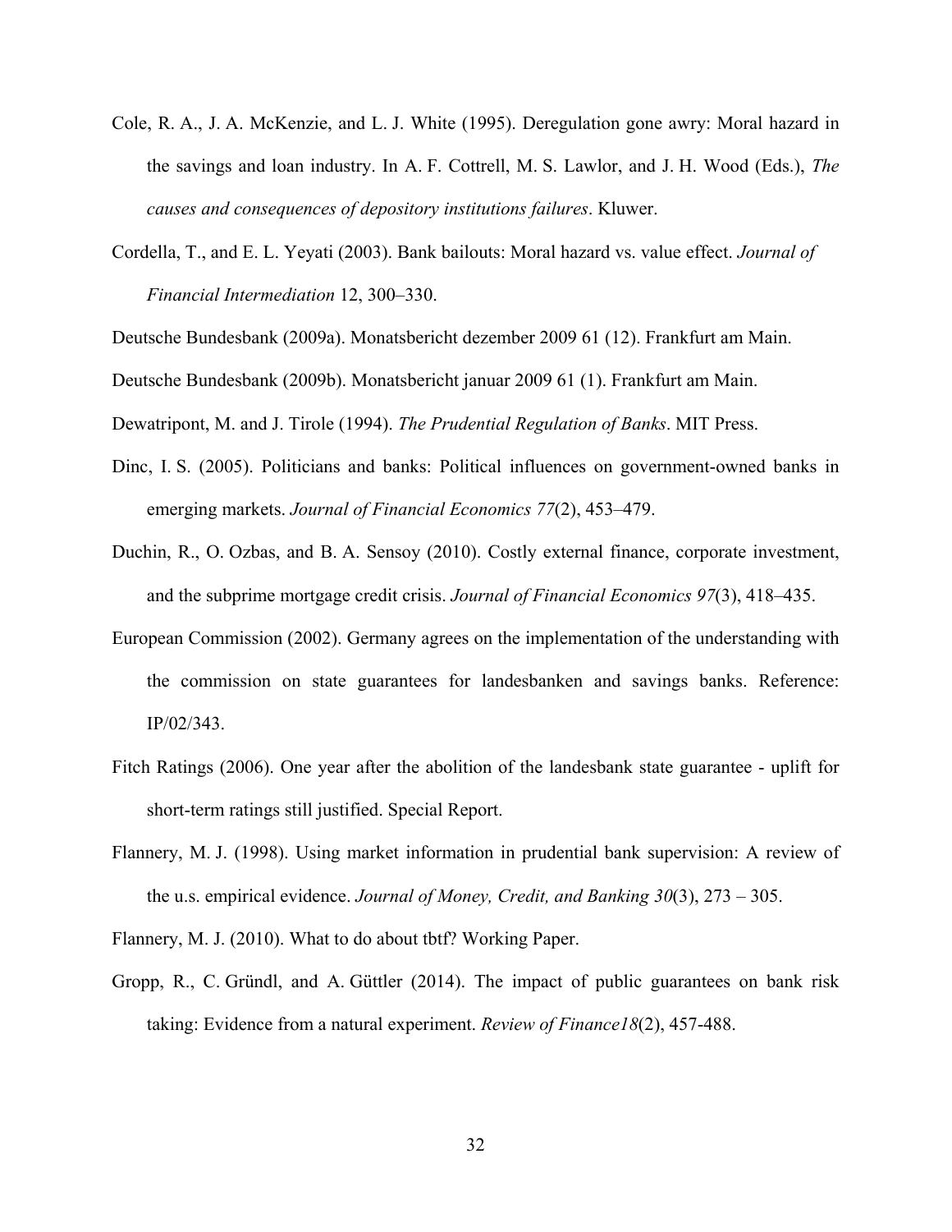Cole, R. A., J. A. McKenzie, and L. J. White (1995). Deregulation gone awry: Moral hazard in the savings and loan industry. In A. F. Cottrell, M. S. Lawlor, and J. H. Wood (Eds.), *The causes and consequences of depository institutions failures*. Kluwer.

Cordella, T., and E. L. Yeyati (2003). Bank bailouts: Moral hazard vs. value effect. *Journal of Financial Intermediation* 12, 300–330.

Deutsche Bundesbank (2009a). Monatsbericht dezember 2009 61 (12). Frankfurt am Main.

Deutsche Bundesbank (2009b). Monatsbericht januar 2009 61 (1). Frankfurt am Main.

Dewatripont, M. and J. Tirole (1994). *The Prudential Regulation of Banks*. MIT Press.

Dinc, I. S. (2005). Politicians and banks: Political influences on government-owned banks in emerging markets. *Journal of Financial Economics 77*(2), 453–479.

Duchin, R., O. Ozbas, and B. A. Sensoy (2010). Costly external finance, corporate investment, and the subprime mortgage credit crisis. *Journal of Financial Economics 97*(3), 418–435.

European Commission (2002). Germany agrees on the implementation of the understanding with the commission on state guarantees for landesbanken and savings banks. Reference: IP/02/343.

Fitch Ratings (2006). One year after the abolition of the landesbank state guarantee - uplift for short-term ratings still justified. Special Report.

Flannery, M. J. (1998). Using market information in prudential bank supervision: A review of the u.s. empirical evidence. *Journal of Money, Credit, and Banking 30*(3), 273 – 305.

Flannery, M. J. (2010). What to do about tbtf? Working Paper.

Gropp, R., C. Gründl, and A. Güttler (2014). The impact of public guarantees on bank risk taking: Evidence from a natural experiment. *Review of Finance18*(2), 457-488.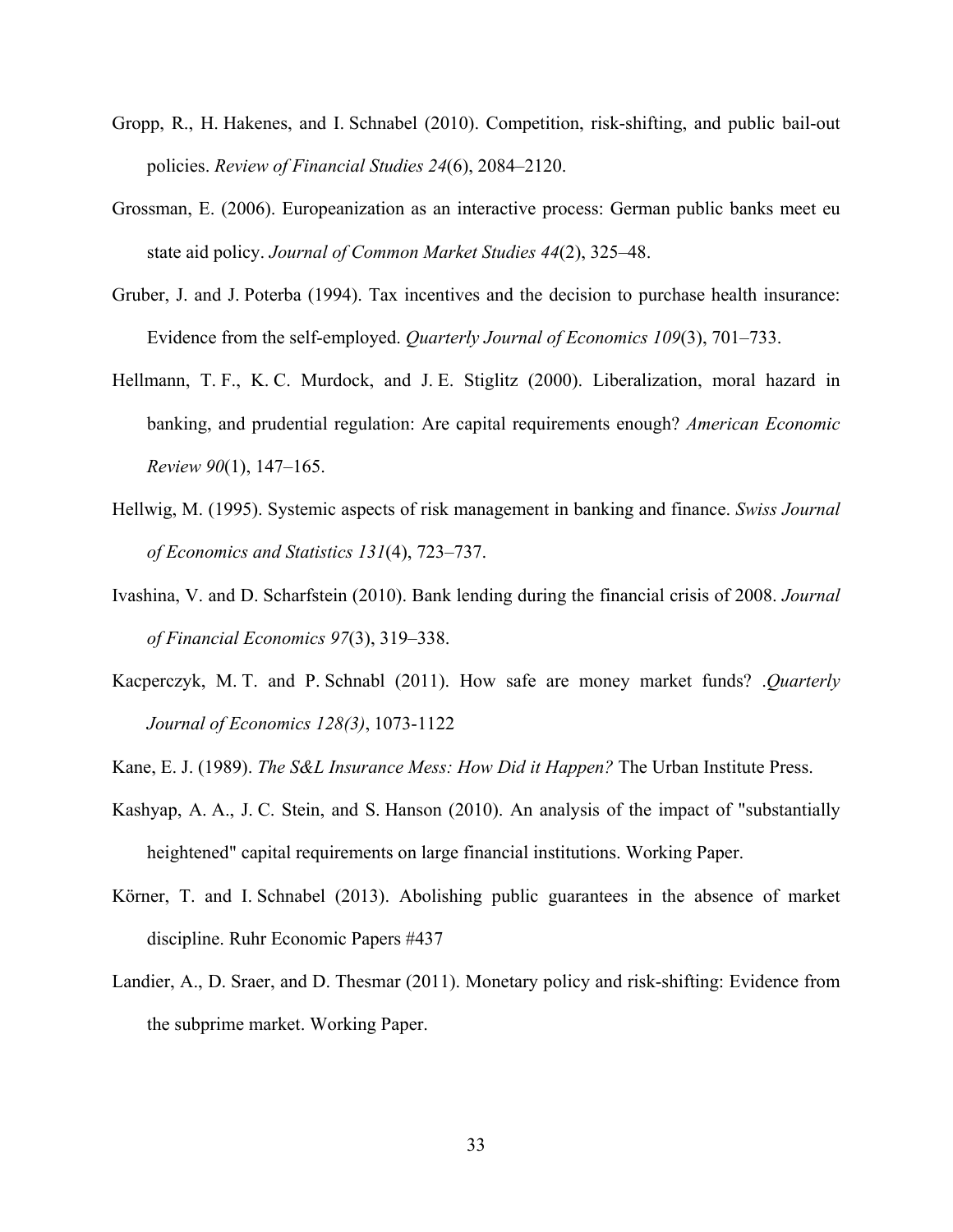Gropp, R., H. Hakenes, and I. Schnabel (2010). Competition, risk-shifting, and public bail-out policies. *Review of Financial Studies 24*(6), 2084–2120.

Grossman, E. (2006). Europeanization as an interactive process: German public banks meet eu state aid policy. *Journal of Common Market Studies 44*(2), 325–48.

Gruber, J. and J. Poterba (1994). Tax incentives and the decision to purchase health insurance: Evidence from the self-employed. *Quarterly Journal of Economics 109*(3), 701–733.

Hellmann, T. F., K. C. Murdock, and J. E. Stiglitz (2000). Liberalization, moral hazard in banking, and prudential regulation: Are capital requirements enough? *American Economic Review 90*(1), 147–165.

Hellwig, M. (1995). Systemic aspects of risk management in banking and finance. *Swiss Journal of Economics and Statistics 131*(4), 723–737.

Ivashina, V. and D. Scharfstein (2010). Bank lending during the financial crisis of 2008. *Journal of Financial Economics 97*(3), 319–338.

Kacperczyk, M. T. and P. Schnabl (2011). How safe are money market funds? .*Quarterly Journal of Economics 128(3)*, 1073-1122

Kane, E. J. (1989). *The S&L Insurance Mess: How Did it Happen?* The Urban Institute Press.

Kashyap, A. A., J. C. Stein, and S. Hanson (2010). An analysis of the impact of "substantially heightened" capital requirements on large financial institutions. Working Paper.

Körner, T. and I. Schnabel (2013). Abolishing public guarantees in the absence of market discipline. Ruhr Economic Papers #437

Landier, A., D. Sraer, and D. Thesmar (2011). Monetary policy and risk-shifting: Evidence from the subprime market. Working Paper.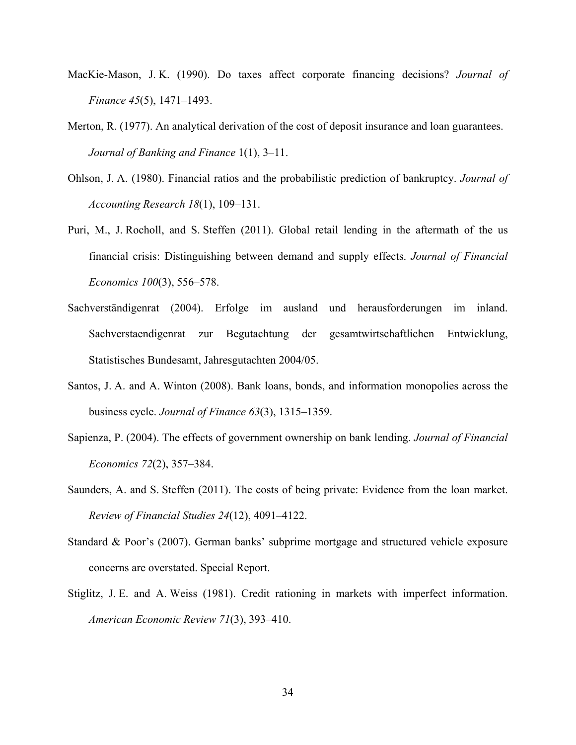MacKie-Mason, J. K. (1990). Do taxes affect corporate financing decisions? *Journal of Finance 45*(5), 1471–1493.

Merton, R. (1977). An analytical derivation of the cost of deposit insurance and loan guarantees. *Journal of Banking and Finance* 1(1), 3–11.

Ohlson, J. A. (1980). Financial ratios and the probabilistic prediction of bankruptcy. *Journal of Accounting Research 18*(1), 109–131.

Puri, M., J. Rocholl, and S. Steffen (2011). Global retail lending in the aftermath of the us financial crisis: Distinguishing between demand and supply effects. *Journal of Financial Economics 100*(3), 556–578.

Sachverständigenrat (2004). Erfolge im ausland und herausforderungen im inland. Sachverstaendigenrat zur Begutachtung der gesamtwirtschaftlichen Entwicklung, Statistisches Bundesamt, Jahresgutachten 2004/05.

Santos, J. A. and A. Winton (2008). Bank loans, bonds, and information monopolies across the business cycle. *Journal of Finance 63*(3), 1315–1359.

Sapienza, P. (2004). The effects of government ownership on bank lending. *Journal of Financial Economics 72*(2), 357–384.

Saunders, A. and S. Steffen (2011). The costs of being private: Evidence from the loan market. *Review of Financial Studies 24*(12), 4091–4122.

Standard & Poor's (2007). German banks' subprime mortgage and structured vehicle exposure concerns are overstated. Special Report.

Stiglitz, J. E. and A. Weiss (1981). Credit rationing in markets with imperfect information. *American Economic Review 71*(3), 393–410.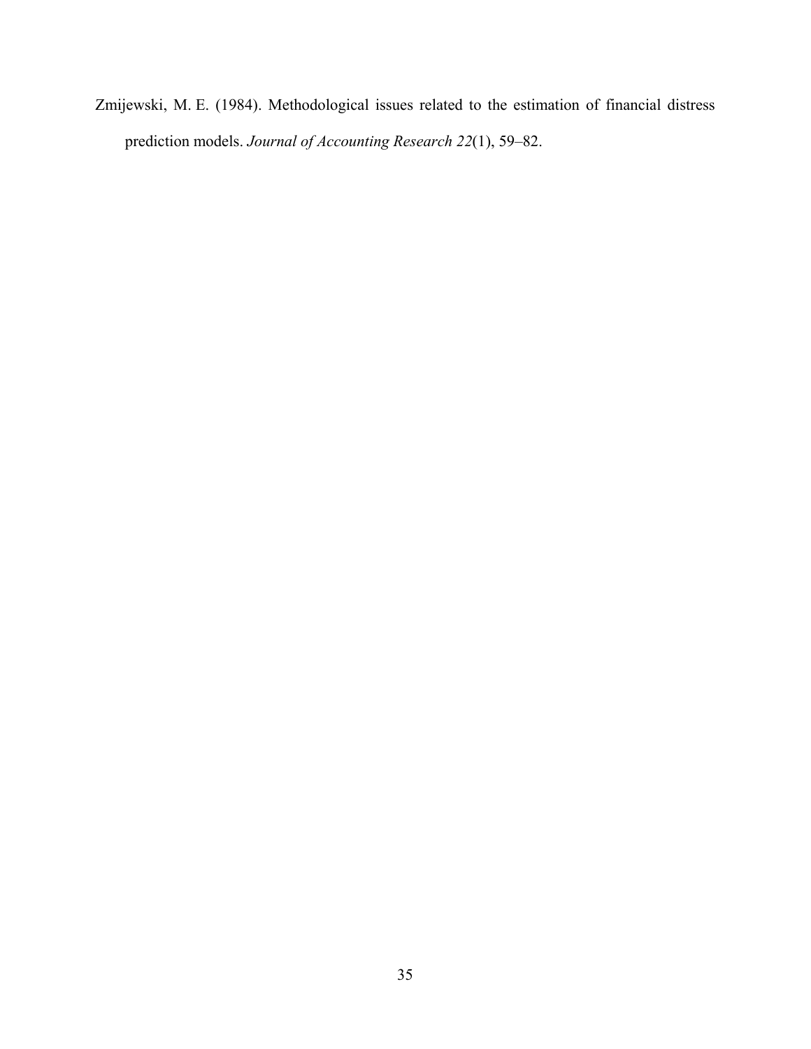Zmijewski, M. E. (1984). Methodological issues related to the estimation of financial distress prediction models. *Journal of Accounting Research 22*(1), 59–82.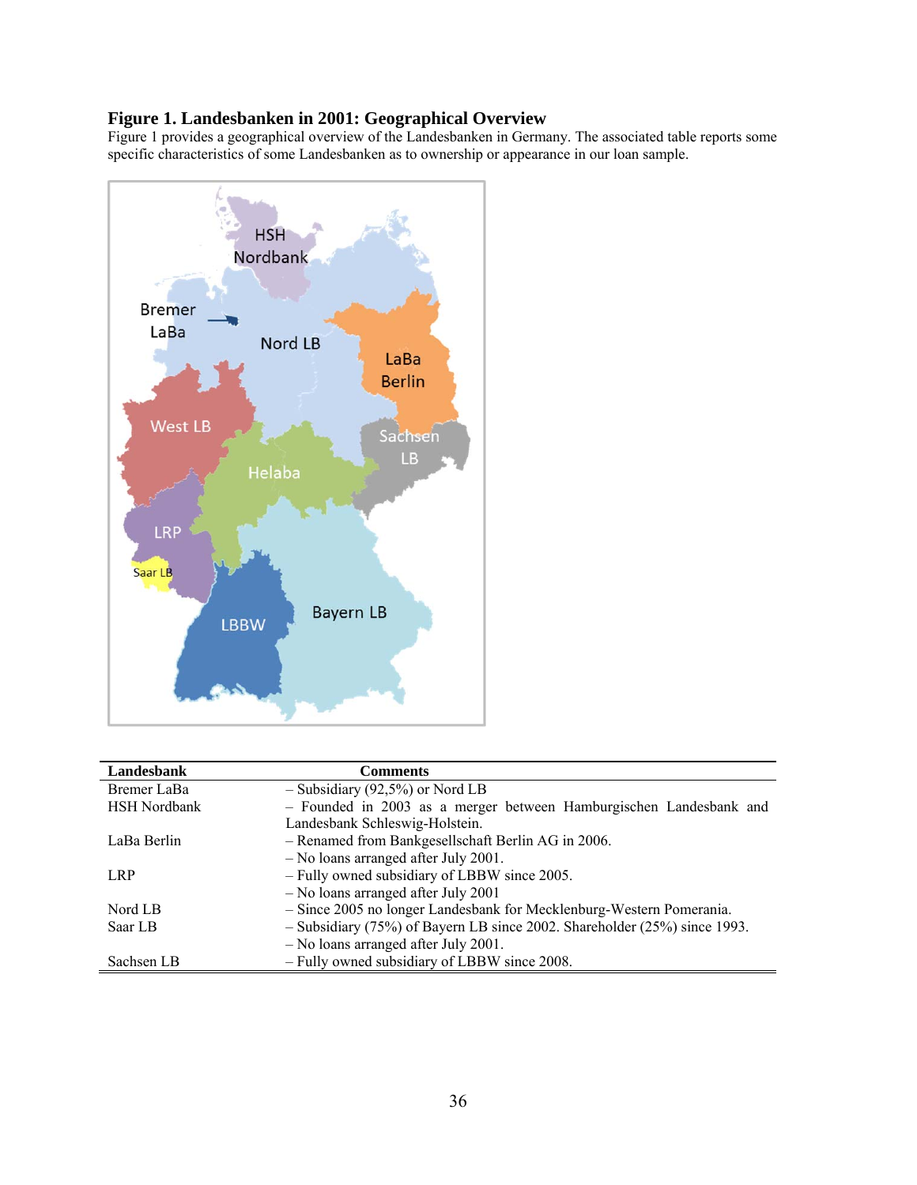### Figure 1. Landesbanken in 2001: Geographical Overview

Figure 1 provides a geographical overview of the Landesbanken in Germany. The associated table reports some specific characteristics of some Landesbanken as to ownership or appearance in our loan sample.

| Landesbank | Comments |
|---|---|
| Bremer LaBa | – Subsidiary (92,5%) or Nord LB |
| HSH Nordbank | – Founded in 2003 as a merger between Hamburgischen Landesbank and Landesbank Schleswig-Holstein. |
| LaBa Berlin | – Renamed from Bankgesellschaft Berlin AG in 2006.<br>– No loans arranged after July 2001. |
| LRP | – Fully owned subsidiary of LBBW since 2005.<br>– No loans arranged after July 2001 |
| Nord LB | – Since 2005 no longer Landesbank for Mecklenburg-Western Pomerania. |
| Saar LB | – Subsidiary (75%) of Bayern LB since 2002. Shareholder (25%) since 1993.<br>– No loans arranged after July 2001. |
| Sachsen LB | – Fully owned subsidiary of LBBW since 2008. |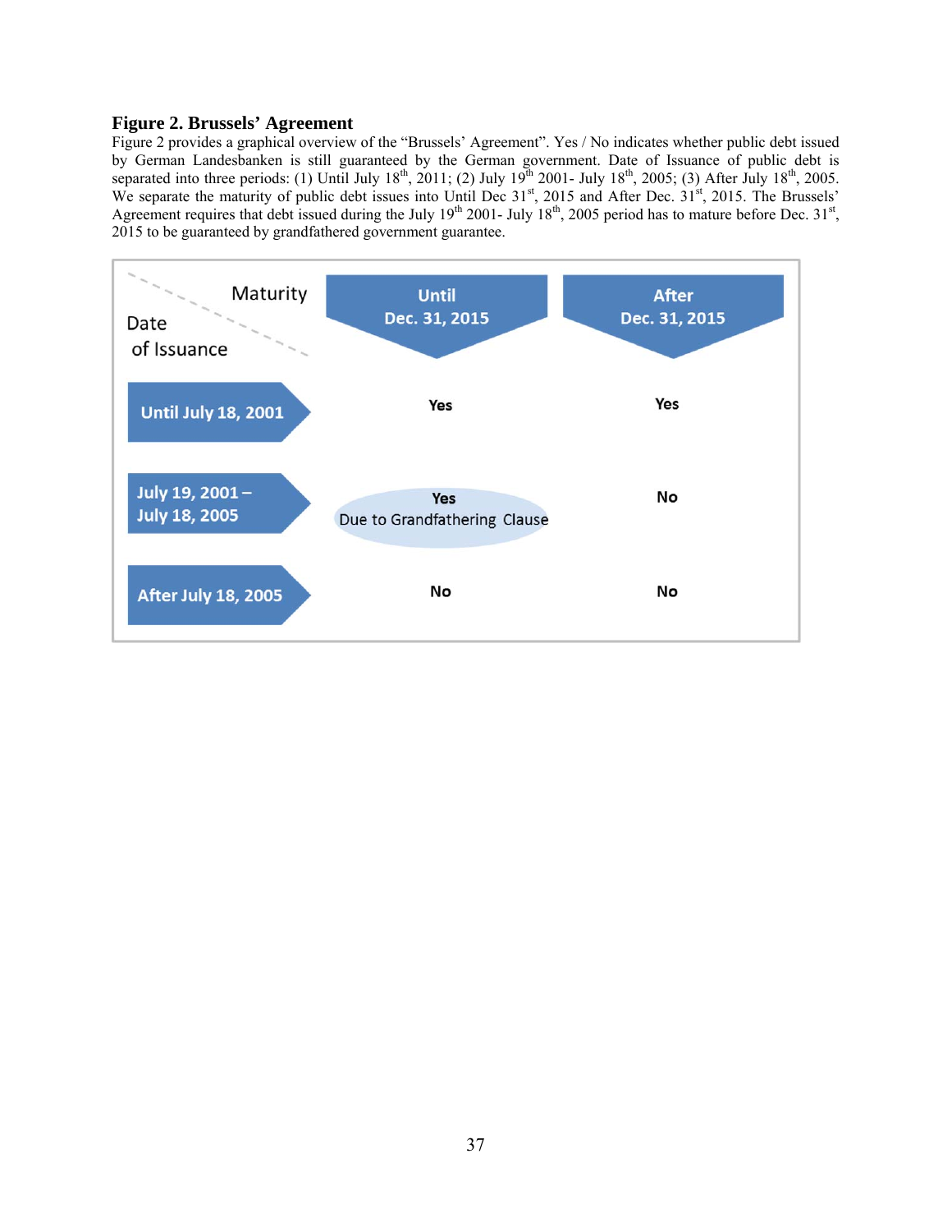### Figure 2. Brussels' Agreement

Figure 2 provides a graphical overview of the "Brussels' Agreement". Yes / No indicates whether public debt issued by German Landesbanken is still guaranteed by the German government. Date of Issuance of public debt is separated into three periods: (1) Until July 18th, 2011; (2) July 19th 2001- July 18th, 2005; (3) After July 18th, 2005. We separate the maturity of public debt issues into Until Dec 31st, 2015 and After Dec. 31st, 2015. The Brussels' Agreement requires that debt issued during the July 19th 2001- July 18th, 2005 period has to mature before Dec. 31st, 2015 to be guaranteed by grandfathered government guarantee.

| Date of Issuance \ Maturity | Until Dec. 31, 2015 | After Dec. 31, 2015 |
| --- | --- | --- |
| Until July 18, 2001 | Yes | Yes |
| July 19, 2001 – July 18, 2005 | Yes Due to Grandfathering Clause | No |
| After July 18, 2005 | No | No |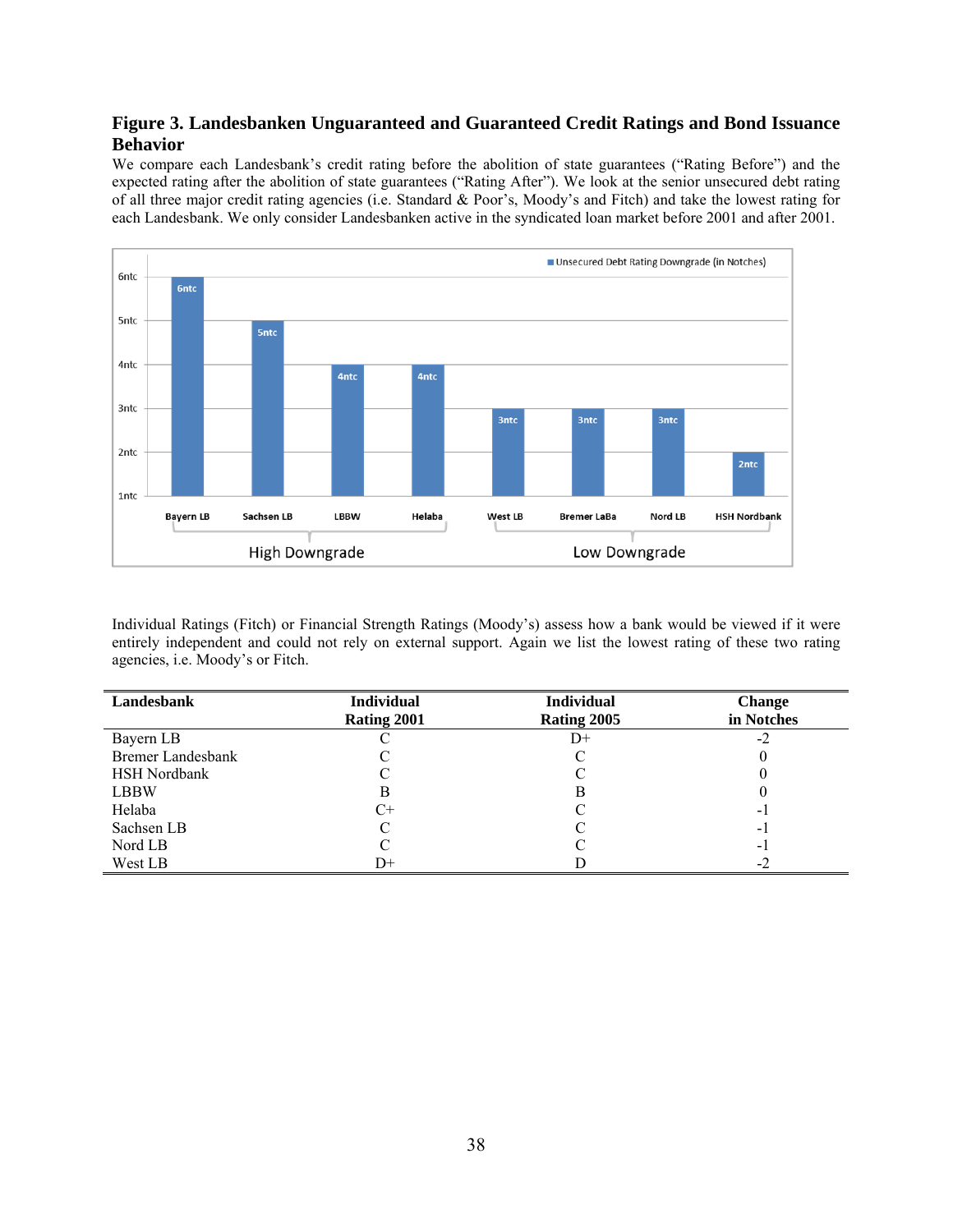**Figure 3. Landesbanken Unguaranteed and Guaranteed Credit Ratings and Bond Issuance Behavior**

We compare each Landesbank's credit rating before the abolition of state guarantees ("Rating Before") and the expected rating after the abolition of state guarantees ("Rating After"). We look at the senior unsecured debt rating of all three major credit rating agencies (i.e. Standard & Poor's, Moody's and Fitch) and take the lowest rating for each Landesbank. We only consider Landesbanken active in the syndicated loan market before 2001 and after 2001.

Individual Ratings (Fitch) or Financial Strength Ratings (Moody's) assess how a bank would be viewed if it were entirely independent and could not rely on external support. Again we list the lowest rating of these two rating agencies, i.e. Moody's or Fitch.

| Landesbank | Individual Rating 2001 | Individual Rating 2005 | Change in Notches |
|---|---|---|---|
| Bayern LB | C | D+ | -2 |
| Bremer Landesbank | C | C | 0 |
| HSH Nordbank | C | C | 0 |
| LBBW | B | B | 0 |
| Helaba | C+ | C | -1 |
| Sachsen LB | C | C | -1 |
| Nord LB | C | C | -1 |
| West LB | D+ | D | -2 |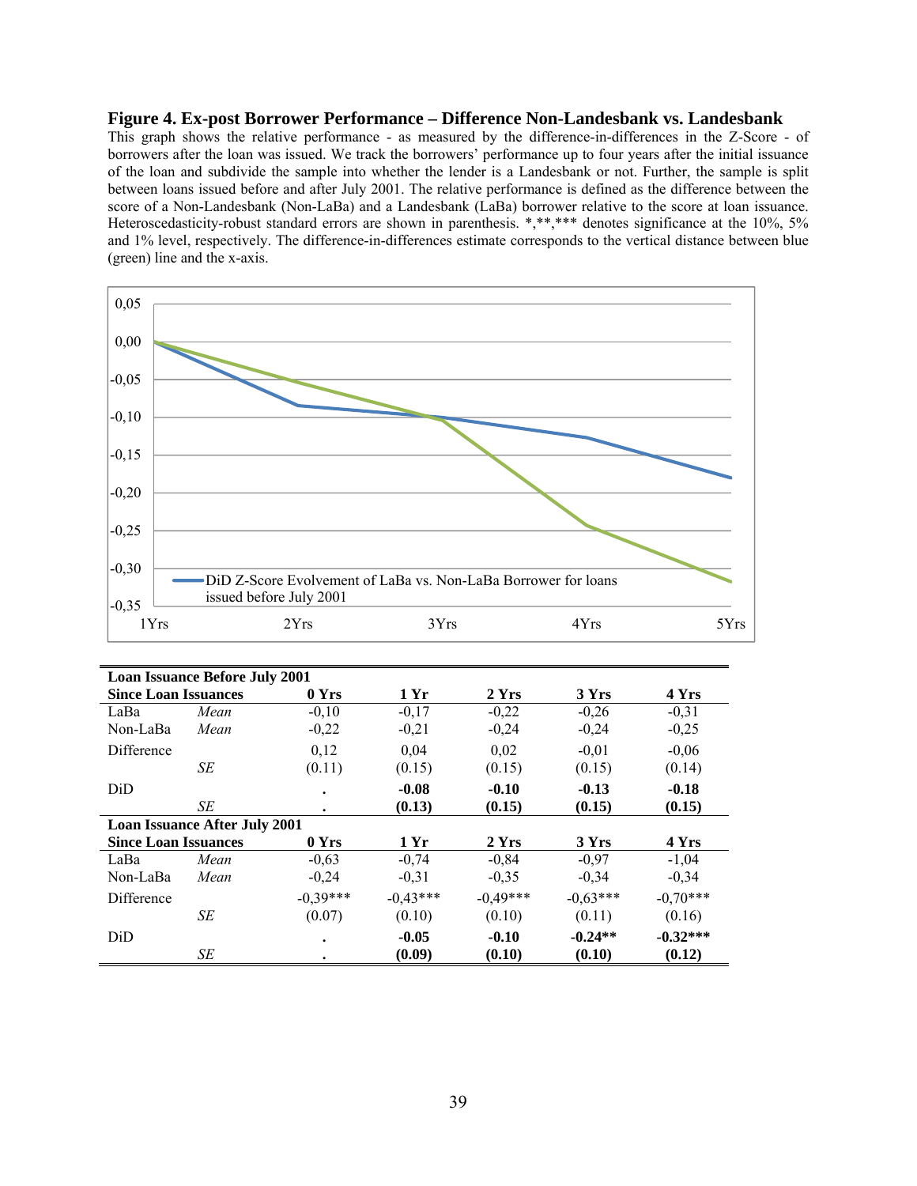**Figure 4. Ex-post Borrower Performance – Difference Non-Landesbank vs. Landesbank**

This graph shows the relative performance - as measured by the difference-in-differences in the Z-Score - of borrowers after the loan was issued. We track the borrowers' performance up to four years after the initial issuance of the loan and subdivide the sample into whether the lender is a Landesbank or not. Further, the sample is split between loans issued before and after July 2001. The relative performance is defined as the difference between the score of a Non-Landesbank (Non-LaBa) and a Landesbank (LaBa) borrower relative to the score at loan issuance. Heteroscedasticity-robust standard errors are shown in parenthesis. *,**,*** denotes significance at the 10%, 5% and 1% level, respectively. The difference-in-differences estimate corresponds to the vertical distance between blue (green) line and the x-axis.

| **Loan Issuance Before July 2001** | | | | | | |
|---|---|---|---|---|---|---|
| **Since Loan Issuances** | | **0 Yrs** | **1 Yr** | **2 Yrs** | **3 Yrs** | **4 Yrs** |
| LaBa | *Mean* | -0,10 | -0,17 | -0,22 | -0,26 | -0,31 |
| Non-LaBa | *Mean* | -0,22 | -0,21 | -0,24 | -0,24 | -0,25 |
| Difference | | 0,12 | 0,04 | 0,02 | -0,01 | -0,06 |
| | *SE* | (0.11) | (0.15) | (0.15) | (0.15) | (0.14) |
| DiD | | . | **-0.08** | **-0.10** | **-0.13** | **-0.18** |
| | *SE* | . | **(0.13)** | **(0.15)** | **(0.15)** | **(0.15)** |
| **Loan Issuance After July 2001** | | | | | | |
| **Since Loan Issuances** | | **0 Yrs** | **1 Yr** | **2 Yrs** | **3 Yrs** | **4 Yrs** |
| LaBa | *Mean* | -0,63 | -0,74 | -0,84 | -0,97 | -1,04 |
| Non-LaBa | *Mean* | -0,24 | -0,31 | -0,35 | -0,34 | -0,34 |
| Difference | | -0,39*** | -0,43*** | -0,49*** | -0,63*** | -0,70*** |
| | *SE* | (0.07) | (0.10) | (0.10) | (0.11) | (0.16) |
| DiD | | . | **-0.05** | **-0.10** | **-0.24**** | **-0.32***** |
| | *SE* | . | **(0.09)** | **(0.10)** | **(0.10)** | **(0.12)** |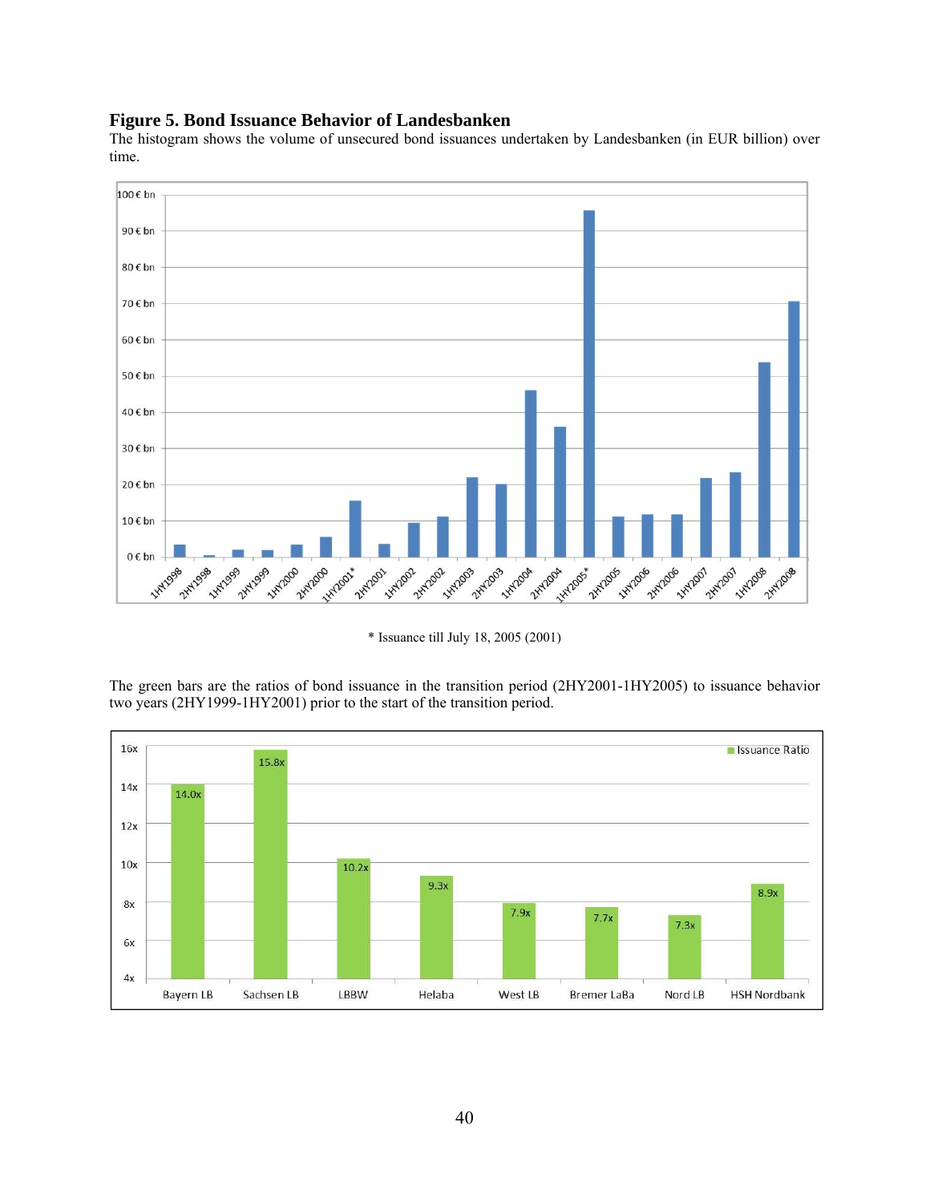**Figure 5. Bond Issuance Behavior of Landesbanken**

The histogram shows the volume of unsecured bond issuances undertaken by Landesbanken (in EUR billion) over time.

\* Issuance till July 18, 2005 (2001)

The green bars are the ratios of bond issuance in the transition period (2HY2001-1HY2005) to issuance behavior two years (2HY1999-1HY2001) prior to the start of the transition period.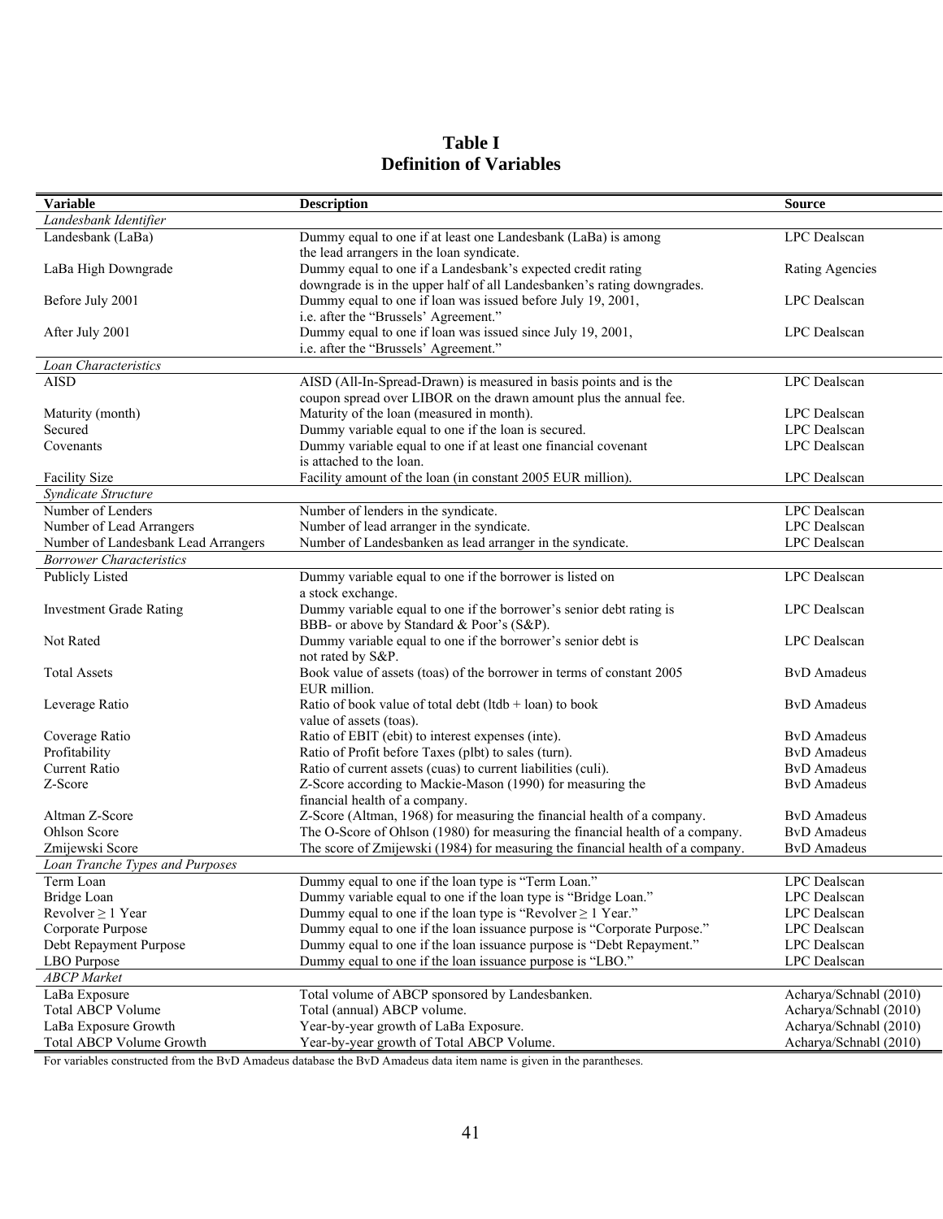# Table I
# Definition of Variables

| Variable | Description | Source |
|---|---|---|
| *Landesbank Identifier* | | |
| Landesbank (LaBa) | Dummy equal to one if at least one Landesbank (LaBa) is among the lead arrangers in the loan syndicate. | LPC Dealscan |
| LaBa High Downgrade | Dummy equal to one if a Landesbank's expected credit rating downgrade is in the upper half of all Landesbanken's rating downgrades. | Rating Agencies |
| Before July 2001 | Dummy equal to one if loan was issued before July 19, 2001, i.e. after the "Brussels' Agreement." | LPC Dealscan |
| After July 2001 | Dummy equal to one if loan was issued since July 19, 2001, i.e. after the "Brussels' Agreement." | LPC Dealscan |
| *Loan Characteristics* | | |
| AISD | AISD (All-In-Spread-Drawn) is measured in basis points and is the coupon spread over LIBOR on the drawn amount plus the annual fee. | LPC Dealscan |
| Maturity (month) | Maturity of the loan (measured in month). | LPC Dealscan |
| Secured | Dummy variable equal to one if the loan is secured. | LPC Dealscan |
| Covenants | Dummy variable equal to one if at least one financial covenant is attached to the loan. | LPC Dealscan |
| Facility Size | Facility amount of the loan (in constant 2005 EUR million). | LPC Dealscan |
| *Syndicate Structure* | | |
| Number of Lenders | Number of lenders in the syndicate. | LPC Dealscan |
| Number of Lead Arrangers | Number of lead arranger in the syndicate. | LPC Dealscan |
| Number of Landesbank Lead Arrangers | Number of Landesbanken as lead arranger in the syndicate. | LPC Dealscan |
| *Borrower Characteristics* | | |
| Publicly Listed | Dummy variable equal to one if the borrower is listed on a stock exchange. | LPC Dealscan |
| Investment Grade Rating | Dummy variable equal to one if the borrower's senior debt rating is BBB- or above by Standard & Poor's (S&P). | LPC Dealscan |
| Not Rated | Dummy variable equal to one if the borrower's senior debt is not rated by S&P. | LPC Dealscan |
| Total Assets | Book value of assets (toas) of the borrower in terms of constant 2005 EUR million. | BvD Amadeus |
| Leverage Ratio | Ratio of book value of total debt (ltdb + loan) to book value of assets (toas). | BvD Amadeus |
| Coverage Ratio | Ratio of EBIT (ebit) to interest expenses (inte). | BvD Amadeus |
| Profitability | Ratio of Profit before Taxes (plbt) to sales (turn). | BvD Amadeus |
| Current Ratio | Ratio of current assets (cuas) to current liabilities (culi). | BvD Amadeus |
| Z-Score | Z-Score according to Mackie-Mason (1990) for measuring the financial health of a company. | BvD Amadeus |
| Altman Z-Score | Z-Score (Altman, 1968) for measuring the financial health of a company. | BvD Amadeus |
| Ohlson Score | The O-Score of Ohlson (1980) for measuring the financial health of a company. | BvD Amadeus |
| Zmijewski Score | The score of Zmijewski (1984) for measuring the financial health of a company. | BvD Amadeus |
| *Loan Tranche Types and Purposes* | | |
| Term Loan | Dummy equal to one if the loan type is "Term Loan." | LPC Dealscan |
| Bridge Loan | Dummy variable equal to one if the loan type is "Bridge Loan." | LPC Dealscan |
| Revolver ≥ 1 Year | Dummy equal to one if the loan type is "Revolver ≥ 1 Year." | LPC Dealscan |
| Corporate Purpose | Dummy equal to one if the loan issuance purpose is "Corporate Purpose." | LPC Dealscan |
| Debt Repayment Purpose | Dummy equal to one if the loan issuance purpose is "Debt Repayment." | LPC Dealscan |
| LBO Purpose | Dummy equal to one if the loan issuance purpose is "LBO." | LPC Dealscan |
| *ABCP Market* | | |
| LaBa Exposure | Total volume of ABCP sponsored by Landesbanken. | Acharya/Schnabl (2010) |
| Total ABCP Volume | Total (annual) ABCP volume. | Acharya/Schnabl (2010) |
| LaBa Exposure Growth | Year-by-year growth of LaBa Exposure. | Acharya/Schnabl (2010) |
| Total ABCP Volume Growth | Year-by-year growth of Total ABCP Volume. | Acharya/Schnabl (2010) |

For variables constructed from the BvD Amadeus database the BvD Amadeus data item name is given in the parantheses.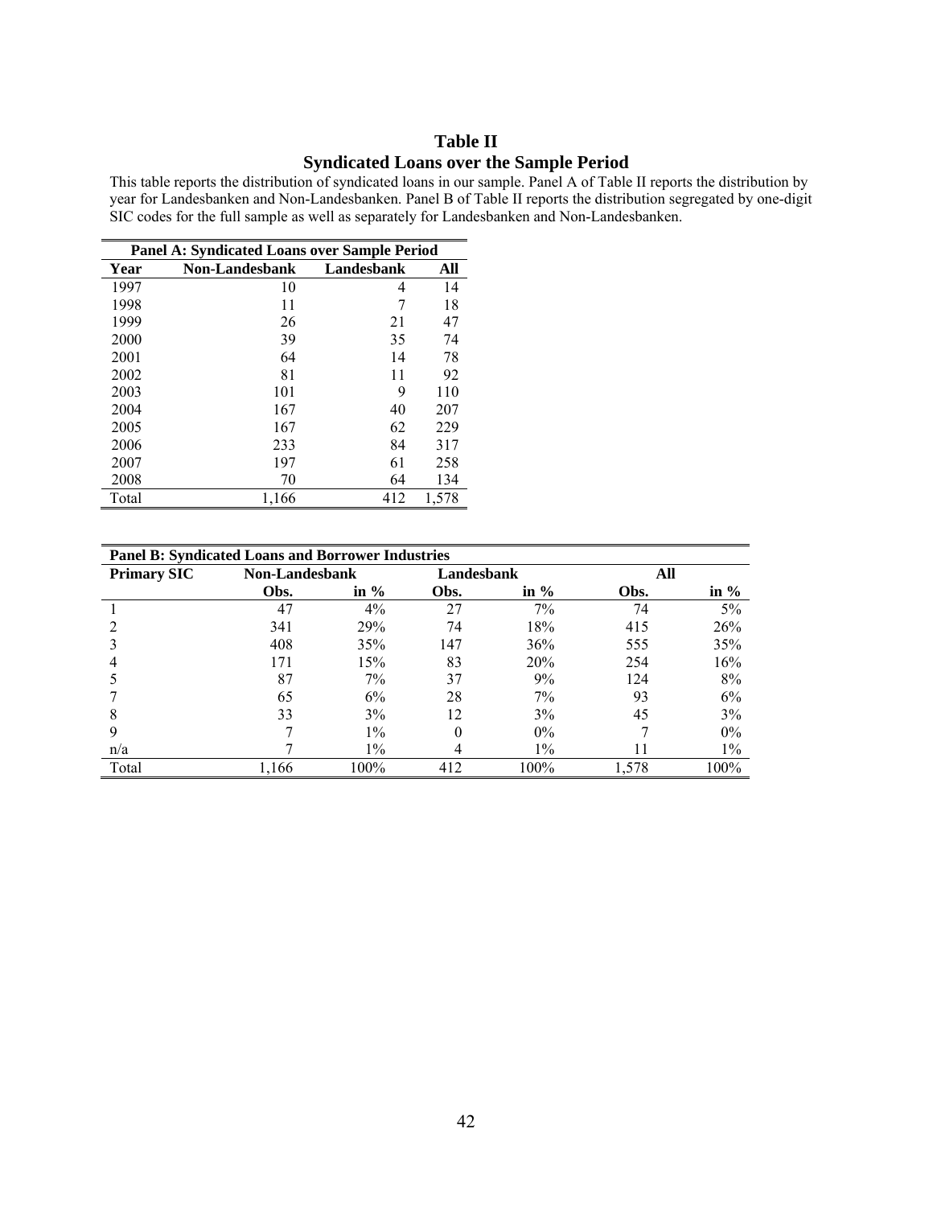# Table II

## Syndicated Loans over the Sample Period

This table reports the distribution of syndicated loans in our sample. Panel A of Table II reports the distribution by year for Landesbanken and Non-Landesbanken. Panel B of Table II reports the distribution segregated by one-digit SIC codes for the full sample as well as separately for Landesbanken and Non-Landesbanken.

**Panel A: Syndicated Loans over Sample Period**

| Year | Non-Landesbank | Landesbank | All |
|---|---|---|---|
| 1997 | 10 | 4 | 14 |
| 1998 | 11 | 7 | 18 |
| 1999 | 26 | 21 | 47 |
| 2000 | 39 | 35 | 74 |
| 2001 | 64 | 14 | 78 |
| 2002 | 81 | 11 | 92 |
| 2003 | 101 | 9 | 110 |
| 2004 | 167 | 40 | 207 |
| 2005 | 167 | 62 | 229 |
| 2006 | 233 | 84 | 317 |
| 2007 | 197 | 61 | 258 |
| 2008 | 70 | 64 | 134 |
| Total | 1,166 | 412 | 1,578 |

**Panel B: Syndicated Loans and Borrower Industries**

| Primary SIC | Non-Landesbank | | Landesbank | | All | |
|---|---|---|---|---|---|---|
| | Obs. | in % | Obs. | in % | Obs. | in % |
| 1 | 47 | 4% | 27 | 7% | 74 | 5% |
| 2 | 341 | 29% | 74 | 18% | 415 | 26% |
| 3 | 408 | 35% | 147 | 36% | 555 | 35% |
| 4 | 171 | 15% | 83 | 20% | 254 | 16% |
| 5 | 87 | 7% | 37 | 9% | 124 | 8% |
| 7 | 65 | 6% | 28 | 7% | 93 | 6% |
| 8 | 33 | 3% | 12 | 3% | 45 | 3% |
| 9 | 7 | 1% | 0 | 0% | 7 | 0% |
| n/a | 7 | 1% | 4 | 1% | 11 | 1% |
| Total | 1,166 | 100% | 412 | 100% | 1,578 | 100% |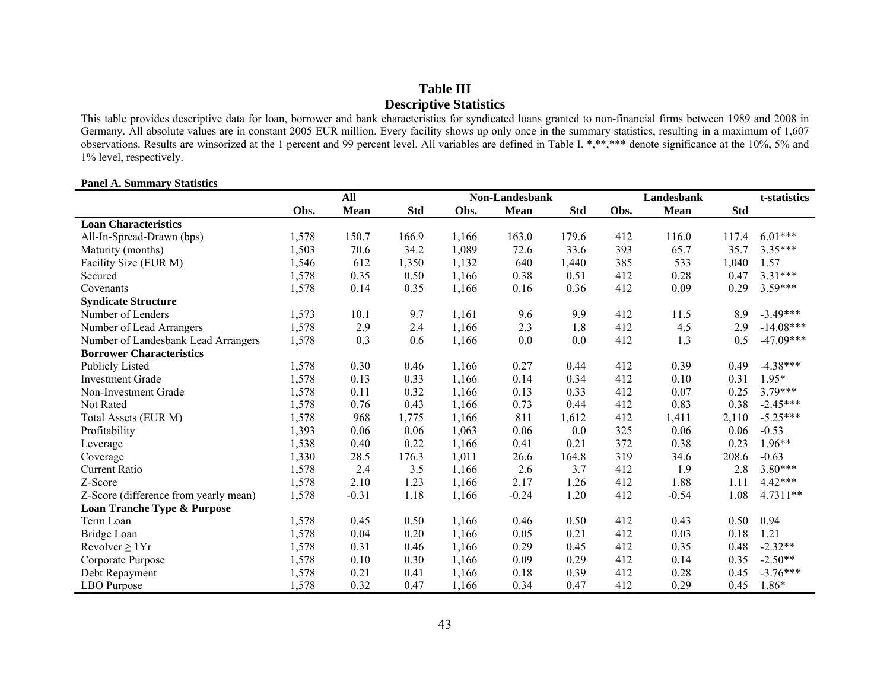## Table III

## Descriptive Statistics

This table provides descriptive data for loan, borrower and bank characteristics for syndicated loans granted to non-financial firms between 1989 and 2008 in Germany. All absolute values are in constant 2005 EUR million. Every facility shows up only once in the summary statistics, resulting in a maximum of 1,607 observations. Results are winsorized at the 1 percent and 99 percent level. All variables are defined in Table I. *,**,*** denote significance at the 10%, 5% and 1% level, respectively.

**Panel A. Summary Statistics**

| | All | | | Non-Landesbank | | | Landesbank | | | t-statistics |
|---|---|---|---|---|---|---|---|---|---|---|
| | Obs. | Mean | Std | Obs. | Mean | Std | Obs. | Mean | Std | |
| **Loan Characteristics** | | | | | | | | | | |
| All-In-Spread-Drawn (bps) | 1,578 | 150.7 | 166.9 | 1,166 | 163.0 | 179.6 | 412 | 116.0 | 117.4 | 6.01*** |
| Maturity (months) | 1,503 | 70.6 | 34.2 | 1,089 | 72.6 | 33.6 | 393 | 65.7 | 35.7 | 3.35*** |
| Facility Size (EUR M) | 1,546 | 612 | 1,350 | 1,132 | 640 | 1,440 | 385 | 533 | 1,040 | 1.57 |
| Secured | 1,578 | 0.35 | 0.50 | 1,166 | 0.38 | 0.51 | 412 | 0.28 | 0.47 | 3.31*** |
| Covenants | 1,578 | 0.14 | 0.35 | 1,166 | 0.16 | 0.36 | 412 | 0.09 | 0.29 | 3.59*** |
| **Syndicate Structure** | | | | | | | | | | |
| Number of Lenders | 1,573 | 10.1 | 9.7 | 1,161 | 9.6 | 9.9 | 412 | 11.5 | 8.9 | -3.49*** |
| Number of Lead Arrangers | 1,578 | 2.9 | 2.4 | 1,166 | 2.3 | 1.8 | 412 | 4.5 | 2.9 | -14.08*** |
| Number of Landesbank Lead Arrangers | 1,578 | 0.3 | 0.6 | 1,166 | 0.0 | 0.0 | 412 | 1.3 | 0.5 | -47.09*** |
| **Borrower Characteristics** | | | | | | | | | | |
| Publicly Listed | 1,578 | 0.30 | 0.46 | 1,166 | 0.27 | 0.44 | 412 | 0.39 | 0.49 | -4.38*** |
| Investment Grade | 1,578 | 0.13 | 0.33 | 1,166 | 0.14 | 0.34 | 412 | 0.10 | 0.31 | 1.95* |
| Non-Investment Grade | 1,578 | 0.11 | 0.32 | 1,166 | 0.13 | 0.33 | 412 | 0.07 | 0.25 | 3.79*** |
| Not Rated | 1,578 | 0.76 | 0.43 | 1,166 | 0.73 | 0.44 | 412 | 0.83 | 0.38 | -2.45*** |
| Total Assets (EUR M) | 1,578 | 968 | 1,775 | 1,166 | 811 | 1,612 | 412 | 1,411 | 2,110 | -5.25*** |
| Profitability | 1,393 | 0.06 | 0.06 | 1,063 | 0.06 | 0.0 | 325 | 0.06 | 0.06 | -0.53 |
| Leverage | 1,538 | 0.40 | 0.22 | 1,166 | 0.41 | 0.21 | 372 | 0.38 | 0.23 | 1.96** |
| Coverage | 1,330 | 28.5 | 176.3 | 1,011 | 26.6 | 164.8 | 319 | 34.6 | 208.6 | -0.63 |
| Current Ratio | 1,578 | 2.4 | 3.5 | 1,166 | 2.6 | 3.7 | 412 | 1.9 | 2.8 | 3.80*** |
| Z-Score | 1,578 | 2.10 | 1.23 | 1,166 | 2.17 | 1.26 | 412 | 1.88 | 1.11 | 4.42*** |
| Z-Score (difference from yearly mean) | 1,578 | -0.31 | 1.18 | 1,166 | -0.24 | 1.20 | 412 | -0.54 | 1.08 | 4.7311** |
| **Loan Tranche Type & Purpose** | | | | | | | | | | |
| Term Loan | 1,578 | 0.45 | 0.50 | 1,166 | 0.46 | 0.50 | 412 | 0.43 | 0.50 | 0.94 |
| Bridge Loan | 1,578 | 0.04 | 0.20 | 1,166 | 0.05 | 0.21 | 412 | 0.03 | 0.18 | 1.21 |
| Revolver ≥ 1Yr | 1,578 | 0.31 | 0.46 | 1,166 | 0.29 | 0.45 | 412 | 0.35 | 0.48 | -2.32** |
| Corporate Purpose | 1,578 | 0.10 | 0.30 | 1,166 | 0.09 | 0.29 | 412 | 0.14 | 0.35 | -2.50** |
| Debt Repayment | 1,578 | 0.21 | 0.41 | 1,166 | 0.18 | 0.39 | 412 | 0.28 | 0.45 | -3.76*** |
| LBO Purpose | 1,578 | 0.32 | 0.47 | 1,166 | 0.34 | 0.47 | 412 | 0.29 | 0.45 | 1.86* |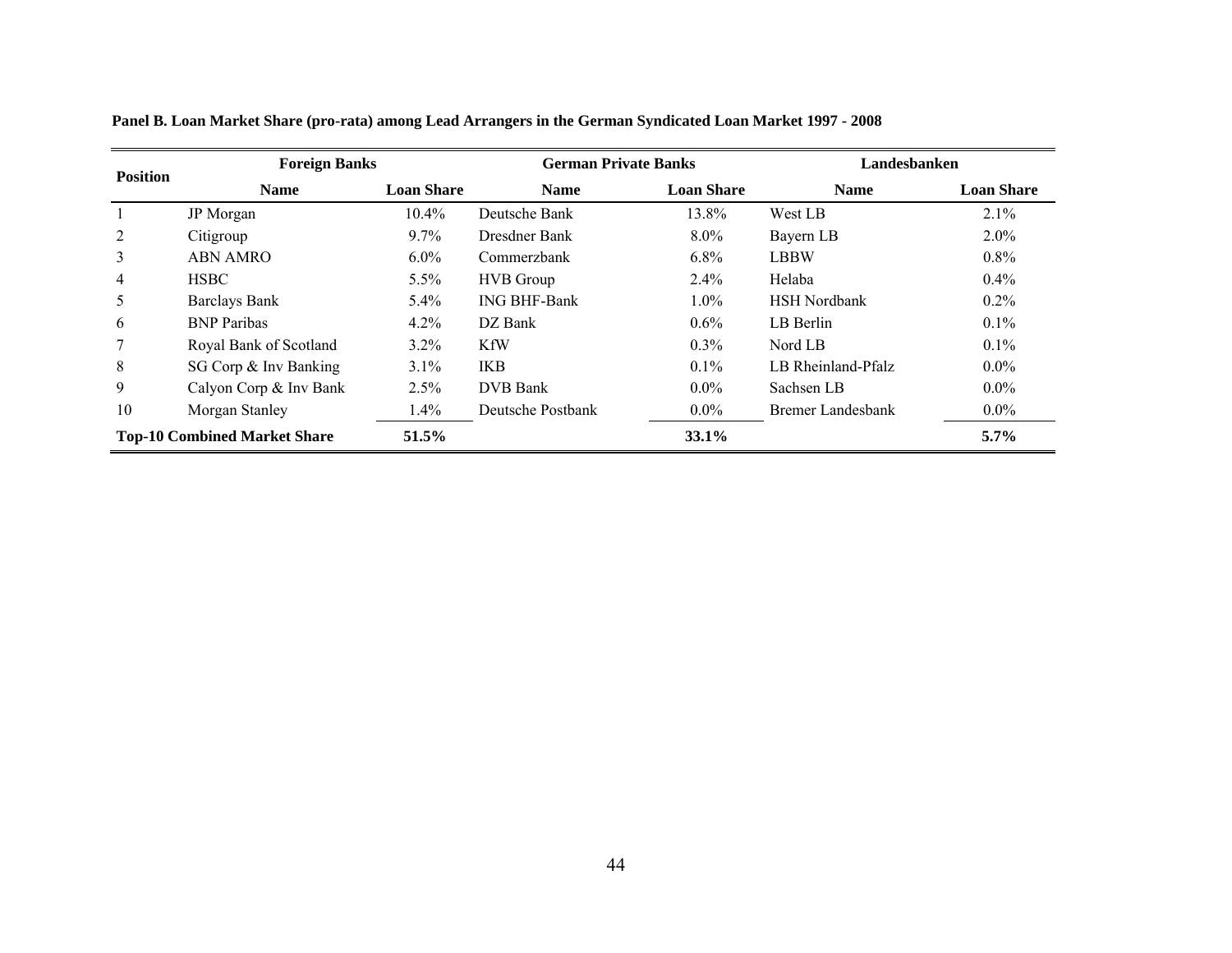**Panel B. Loan Market Share (pro-rata) among Lead Arrangers in the German Syndicated Loan Market 1997 - 2008**

| Position | Foreign Banks | | German Private Banks | | Landesbanken | |
|---|---|---|---|---|---|---|
| | **Name** | **Loan Share** | **Name** | **Loan Share** | **Name** | **Loan Share** |
| 1 | JP Morgan | 10.4% | Deutsche Bank | 13.8% | West LB | 2.1% |
| 2 | Citigroup | 9.7% | Dresdner Bank | 8.0% | Bayern LB | 2.0% |
| 3 | ABN AMRO | 6.0% | Commerzbank | 6.8% | LBBW | 0.8% |
| 4 | HSBC | 5.5% | HVB Group | 2.4% | Helaba | 0.4% |
| 5 | Barclays Bank | 5.4% | ING BHF-Bank | 1.0% | HSH Nordbank | 0.2% |
| 6 | BNP Paribas | 4.2% | DZ Bank | 0.6% | LB Berlin | 0.1% |
| 7 | Royal Bank of Scotland | 3.2% | KfW | 0.3% | Nord LB | 0.1% |
| 8 | SG Corp & Inv Banking | 3.1% | IKB | 0.1% | LB Rheinland-Pfalz | 0.0% |
| 9 | Calyon Corp & Inv Bank | 2.5% | DVB Bank | 0.0% | Sachsen LB | 0.0% |
| 10 | Morgan Stanley | 1.4% | Deutsche Postbank | 0.0% | Bremer Landesbank | 0.0% |
| **Top-10 Combined Market Share** | | **51.5%** | | **33.1%** | | **5.7%** |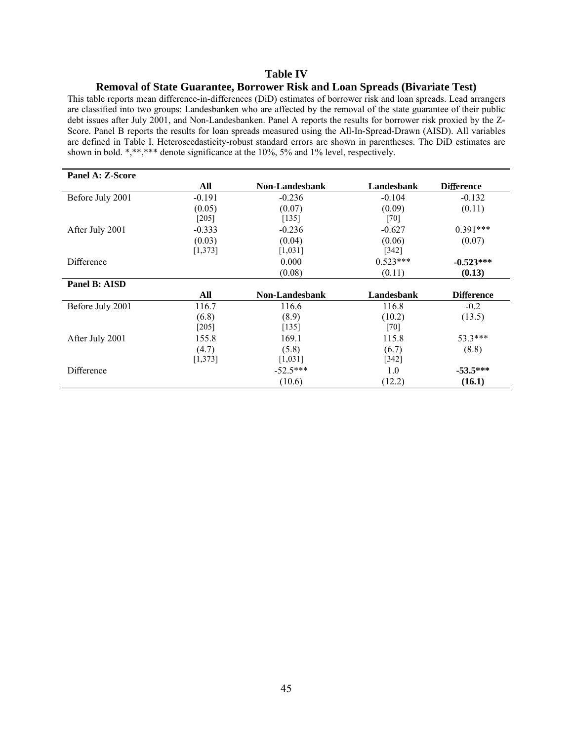# Table IV

## Removal of State Guarantee, Borrower Risk and Loan Spreads (Bivariate Test)

This table reports mean difference-in-differences (DiD) estimates of borrower risk and loan spreads. Lead arrangers are classified into two groups: Landesbanken who are affected by the removal of the state guarantee of their public debt issues after July 2001, and Non-Landesbanken. Panel A reports the results for borrower risk proxied by the Z-Score. Panel B reports the results for loan spreads measured using the All-In-Spread-Drawn (AISD). All variables are defined in Table I. Heteroscedasticity-robust standard errors are shown in parentheses. The DiD estimates are shown in bold. *,**,*** denote significance at the 10%, 5% and 1% level, respectively.

| **Panel A: Z-Score** | | | | |
|---|---|---|---|---|
| | **All** | **Non-Landesbank** | **Landesbank** | **Difference** |
| Before July 2001 | -0.191 | -0.236 | -0.104 | -0.132 |
| | (0.05) | (0.07) | (0.09) | (0.11) |
| | [205] | [135] | [70] | |
| After July 2001 | -0.333 | -0.236 | -0.627 | 0.391*** |
| | (0.03) | (0.04) | (0.06) | (0.07) |
| | [1,373] | [1,031] | [342] | |
| Difference | | 0.000 | 0.523*** | **-0.523*** ** |
| | | (0.08) | (0.11) | **(0.13)** |
| **Panel B: AISD** | | | | |
| | **All** | **Non-Landesbank** | **Landesbank** | **Difference** |
| Before July 2001 | 116.7 | 116.6 | 116.8 | -0.2 |
| | (6.8) | (8.9) | (10.2) | (13.5) |
| | [205] | [135] | [70] | |
| After July 2001 | 155.8 | 169.1 | 115.8 | 53.3*** |
| | (4.7) | (5.8) | (6.7) | (8.8) |
| | [1,373] | [1,031] | [342] | |
| Difference | | -52.5*** | 1.0 | **-53.5*** ** |
| | | (10.6) | (12.2) | **(16.1)** |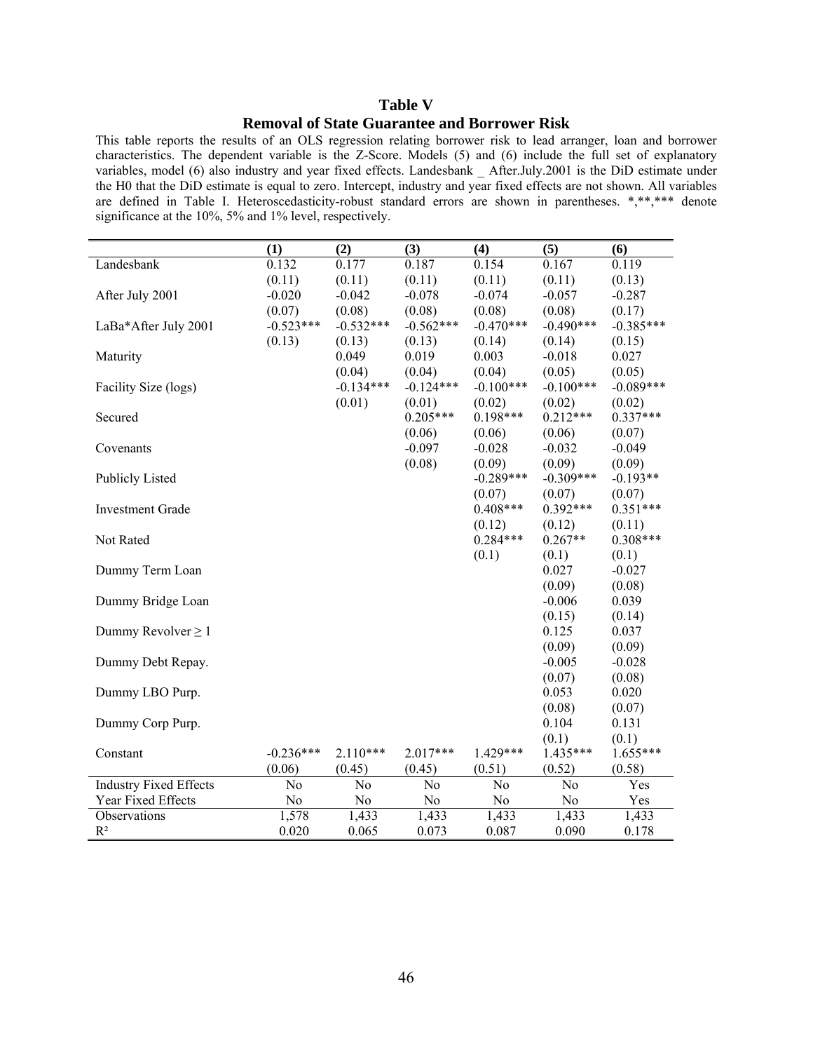## Table V

### Removal of State Guarantee and Borrower Risk

This table reports the results of an OLS regression relating borrower risk to lead arranger, loan and borrower characteristics. The dependent variable is the Z-Score. Models (5) and (6) include the full set of explanatory variables, model (6) also industry and year fixed effects. Landesbank _ After.July.2001 is the DiD estimate under the H0 that the DiD estimate is equal to zero. Intercept, industry and year fixed effects are not shown. All variables are defined in Table I. Heteroscedasticity-robust standard errors are shown in parentheses. *,**,*** denote significance at the 10%, 5% and 1% level, respectively.

| | (1) | (2) | (3) | (4) | (5) | (6) |
|---|---|---|---|---|---|---|
| Landesbank | 0.132 | 0.177 | 0.187 | 0.154 | 0.167 | 0.119 |
| | (0.11) | (0.11) | (0.11) | (0.11) | (0.11) | (0.13) |
| After July 2001 | -0.020 | -0.042 | -0.078 | -0.074 | -0.057 | -0.287 |
| | (0.07) | (0.08) | (0.08) | (0.08) | (0.08) | (0.17) |
| LaBa*After July 2001 | -0.523*** | -0.532*** | -0.562*** | -0.470*** | -0.490*** | -0.385*** |
| | (0.13) | (0.13) | (0.13) | (0.14) | (0.14) | (0.15) |
| Maturity | | 0.049 | 0.019 | 0.003 | -0.018 | 0.027 |
| | | (0.04) | (0.04) | (0.04) | (0.05) | (0.05) |
| Facility Size (logs) | | -0.134*** | -0.124*** | -0.100*** | -0.100*** | -0.089*** |
| | | (0.01) | (0.01) | (0.02) | (0.02) | (0.02) |
| Secured | | | 0.205*** | 0.198*** | 0.212*** | 0.337*** |
| | | | (0.06) | (0.06) | (0.06) | (0.07) |
| Covenants | | | -0.097 | -0.028 | -0.032 | -0.049 |
| | | | (0.08) | (0.09) | (0.09) | (0.09) |
| Publicly Listed | | | | -0.289*** | -0.309*** | -0.193** |
| | | | | (0.07) | (0.07) | (0.07) |
| Investment Grade | | | | 0.408*** | 0.392*** | 0.351*** |
| | | | | (0.12) | (0.12) | (0.11) |
| Not Rated | | | | 0.284*** | 0.267** | 0.308*** |
| | | | | (0.1) | (0.1) | (0.1) |
| Dummy Term Loan | | | | | 0.027 | -0.027 |
| | | | | | (0.09) | (0.08) |
| Dummy Bridge Loan | | | | | -0.006 | 0.039 |
| | | | | | (0.15) | (0.14) |
| Dummy Revolver ≥ 1 | | | | | 0.125 | 0.037 |
| | | | | | (0.09) | (0.09) |
| Dummy Debt Repay. | | | | | -0.005 | -0.028 |
| | | | | | (0.07) | (0.08) |
| Dummy LBO Purp. | | | | | 0.053 | 0.020 |
| | | | | | (0.08) | (0.07) |
| Dummy Corp Purp. | | | | | 0.104 | 0.131 |
| | | | | | (0.1) | (0.1) |
| Constant | -0.236*** | 2.110*** | 2.017*** | 1.429*** | 1.435*** | 1.655*** |
| | (0.06) | (0.45) | (0.45) | (0.51) | (0.52) | (0.58) |
| Industry Fixed Effects | No | No | No | No | No | Yes |
| Year Fixed Effects | No | No | No | No | No | Yes |
| Observations | 1,578 | 1,433 | 1,433 | 1,433 | 1,433 | 1,433 |
| $R^2$ | 0.020 | 0.065 | 0.073 | 0.087 | 0.090 | 0.178 |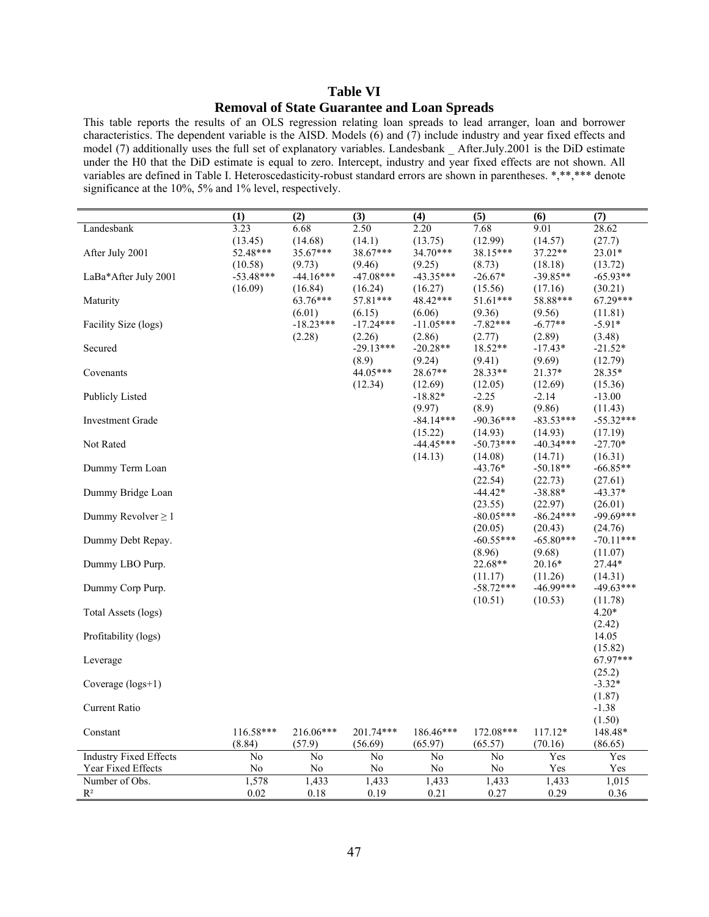# Table VI
## Removal of State Guarantee and Loan Spreads

This table reports the results of an OLS regression relating loan spreads to lead arranger, loan and borrower characteristics. The dependent variable is the AISD. Models (6) and (7) include industry and year fixed effects and model (7) additionally uses the full set of explanatory variables. Landesbank _ After.July.2001 is the DiD estimate under the H0 that the DiD estimate is equal to zero. Intercept, industry and year fixed effects are not shown. All variables are defined in Table I. Heteroscedasticity-robust standard errors are shown in parentheses. *,**,*** denote significance at the 10%, 5% and 1% level, respectively.

| | (1) | (2) | (3) | (4) | (5) | (6) | (7) |
|---|---|---|---|---|---|---|---|
| Landesbank | 3.23 | 6.68 | 2.50 | 2.20 | 7.68 | 9.01 | 28.62 |
| | (13.45) | (14.68) | (14.1) | (13.75) | (12.99) | (14.57) | (27.7) |
| After July 2001 | 52.48*** | 35.67*** | 38.67*** | 34.70*** | 38.15*** | 37.22** | 23.01* |
| | (10.58) | (9.73) | (9.46) | (9.25) | (8.73) | (18.18) | (13.72) |
| LaBa*After July 2001 | -53.48*** | -44.16*** | -47.08*** | -43.35*** | -26.67* | -39.85** | -65.93** |
| | (16.09) | (16.84) | (16.24) | (16.27) | (15.56) | (17.16) | (30.21) |
| Maturity | | 63.76*** | 57.81*** | 48.42*** | 51.61*** | 58.88*** | 67.29*** |
| | | (6.01) | (6.15) | (6.06) | (9.36) | (9.56) | (11.81) |
| Facility Size (logs) | | -18.23*** | -17.24*** | -11.05*** | -7.82*** | -6.77** | -5.91* |
| | | (2.28) | (2.26) | (2.86) | (2.77) | (2.89) | (3.48) |
| Secured | | | -29.13*** | -20.28** | 18.52** | -17.43* | -21.52* |
| | | | (8.9) | (9.24) | (9.41) | (9.69) | (12.79) |
| Covenants | | | 44.05*** | 28.67** | 28.33** | 21.37* | 28.35* |
| | | | (12.34) | (12.69) | (12.05) | (12.69) | (15.36) |
| Publicly Listed | | | | -18.82* | -2.25 | -2.14 | -13.00 |
| | | | | (9.97) | (8.9) | (9.86) | (11.43) |
| Investment Grade | | | | -84.14*** | -90.36*** | -83.53*** | -55.32*** |
| | | | | (15.22) | (14.93) | (14.93) | (17.19) |
| Not Rated | | | | -44.45*** | -50.73*** | -40.34*** | -27.70* |
| | | | | (14.13) | (14.08) | (14.71) | (16.31) |
| Dummy Term Loan | | | | | -43.76* | -50.18** | -66.85** |
| | | | | | (22.54) | (22.73) | (27.61) |
| Dummy Bridge Loan | | | | | -44.42* | -38.88* | -43.37* |
| | | | | | (23.55) | (22.97) | (26.01) |
| Dummy Revolver ≥ 1 | | | | | -80.05*** | -86.24*** | -99.69*** |
| | | | | | (20.05) | (20.43) | (24.76) |
| Dummy Debt Repay. | | | | | -60.55*** | -65.80*** | -70.11*** |
| | | | | | (8.96) | (9.68) | (11.07) |
| Dummy LBO Purp. | | | | | 22.68** | 20.16* | 27.44* |
| | | | | | (11.17) | (11.26) | (14.31) |
| Dummy Corp Purp. | | | | | -58.72*** | -46.99*** | -49.63*** |
| | | | | | (10.51) | (10.53) | (11.78) |
| Total Assets (logs) | | | | | | | 4.20* |
| | | | | | | | (2.42) |
| Profitability (logs) | | | | | | | 14.05 |
| | | | | | | | (15.82) |
| Leverage | | | | | | | 67.97*** |
| | | | | | | | (25.2) |
| Coverage (logs+1) | | | | | | | -3.32* |
| | | | | | | | (1.87) |
| Current Ratio | | | | | | | -1.38 |
| | | | | | | | (1.50) |
| Constant | 116.58*** | 216.06*** | 201.74*** | 186.46*** | 172.08*** | 117.12* | 148.48* |
| | (8.84) | (57.9) | (56.69) | (65.97) | (65.57) | (70.16) | (86.65) |
| Industry Fixed Effects | No | No | No | No | No | Yes | Yes |
| Year Fixed Effects | No | No | No | No | No | Yes | Yes |
| Number of Obs. | 1,578 | 1,433 | 1,433 | 1,433 | 1,433 | 1,433 | 1,015 |
| $R^2$ | 0.02 | 0.18 | 0.19 | 0.21 | 0.27 | 0.29 | 0.36 |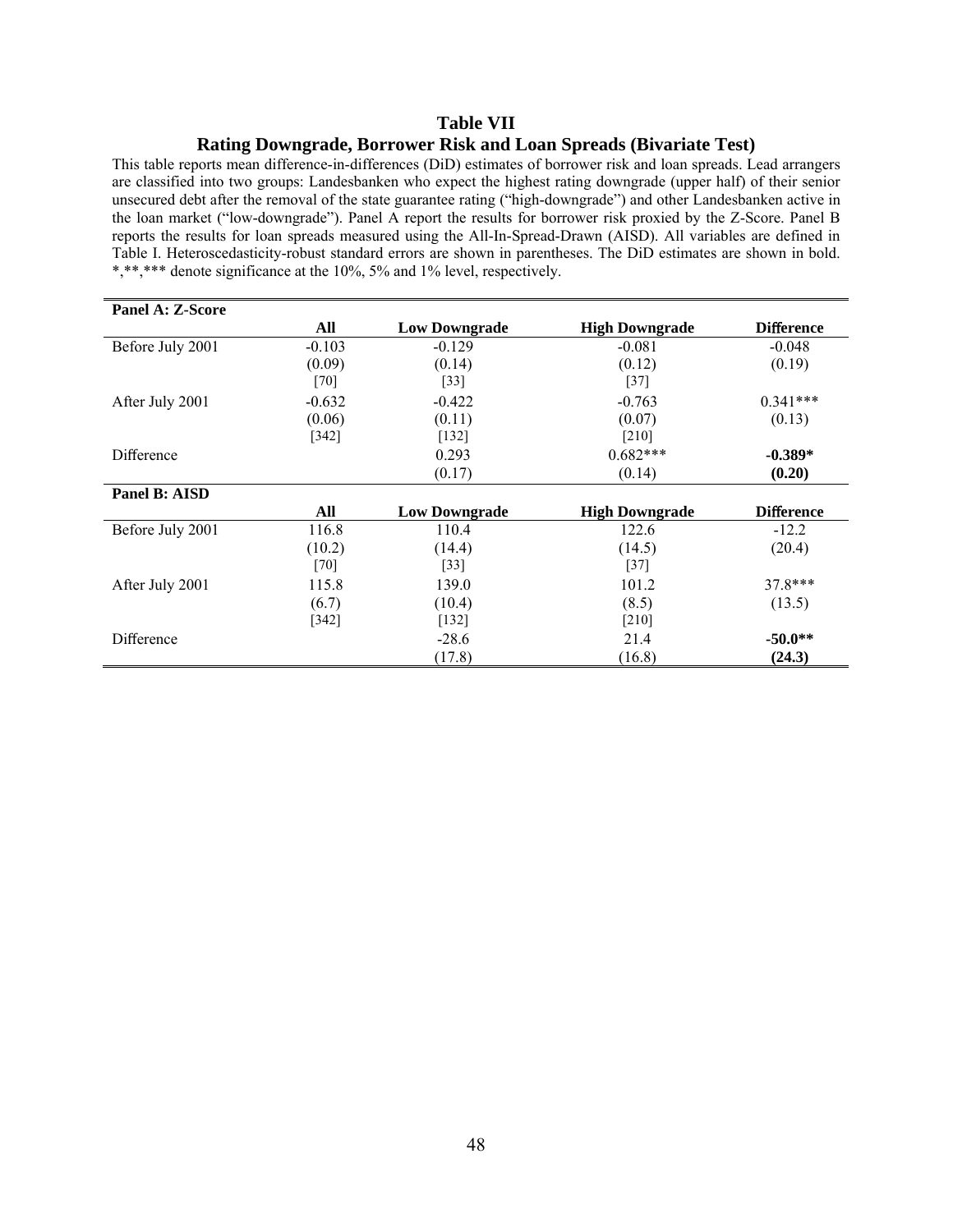# Table VII

## Rating Downgrade, Borrower Risk and Loan Spreads (Bivariate Test)

This table reports mean difference-in-differences (DiD) estimates of borrower risk and loan spreads. Lead arrangers are classified into two groups: Landesbanken who expect the highest rating downgrade (upper half) of their senior unsecured debt after the removal of the state guarantee rating ("high-downgrade") and other Landesbanken active in the loan market ("low-downgrade"). Panel A report the results for borrower risk proxied by the Z-Score. Panel B reports the results for loan spreads measured using the All-In-Spread-Drawn (AISD). All variables are defined in Table I. Heteroscedasticity-robust standard errors are shown in parentheses. The DiD estimates are shown in bold. *,**,*** denote significance at the 10%, 5% and 1% level, respectively.

| **Panel A: Z-Score** | | | | |
|---|---|---|---|---|
| | **All** | **Low Downgrade** | **High Downgrade** | **Difference** |
| Before July 2001 | -0.103 | -0.129 | -0.081 | -0.048 |
| | (0.09) | (0.14) | (0.12) | (0.19) |
| | [70] | [33] | [37] | |
| After July 2001 | -0.632 | -0.422 | -0.763 | 0.341*** |
| | (0.06) | (0.11) | (0.07) | (0.13) |
| | [342] | [132] | [210] | |
| Difference | | 0.293 | 0.682*** | **-0.389*** |
| | | (0.17) | (0.14) | **(0.20)** |

| **Panel B: AISD** | | | | |
|---|---|---|---|---|
| | **All** | **Low Downgrade** | **High Downgrade** | **Difference** |
| Before July 2001 | 116.8 | 110.4 | 122.6 | -12.2 |
| | (10.2) | (14.4) | (14.5) | (20.4) |
| | [70] | [33] | [37] | |
| After July 2001 | 115.8 | 139.0 | 101.2 | 37.8*** |
| | (6.7) | (10.4) | (8.5) | (13.5) |
| | [342] | [132] | [210] | |
| Difference | | -28.6 | 21.4 | **-50.0**** |
| | | (17.8) | (16.8) | **(24.3)** |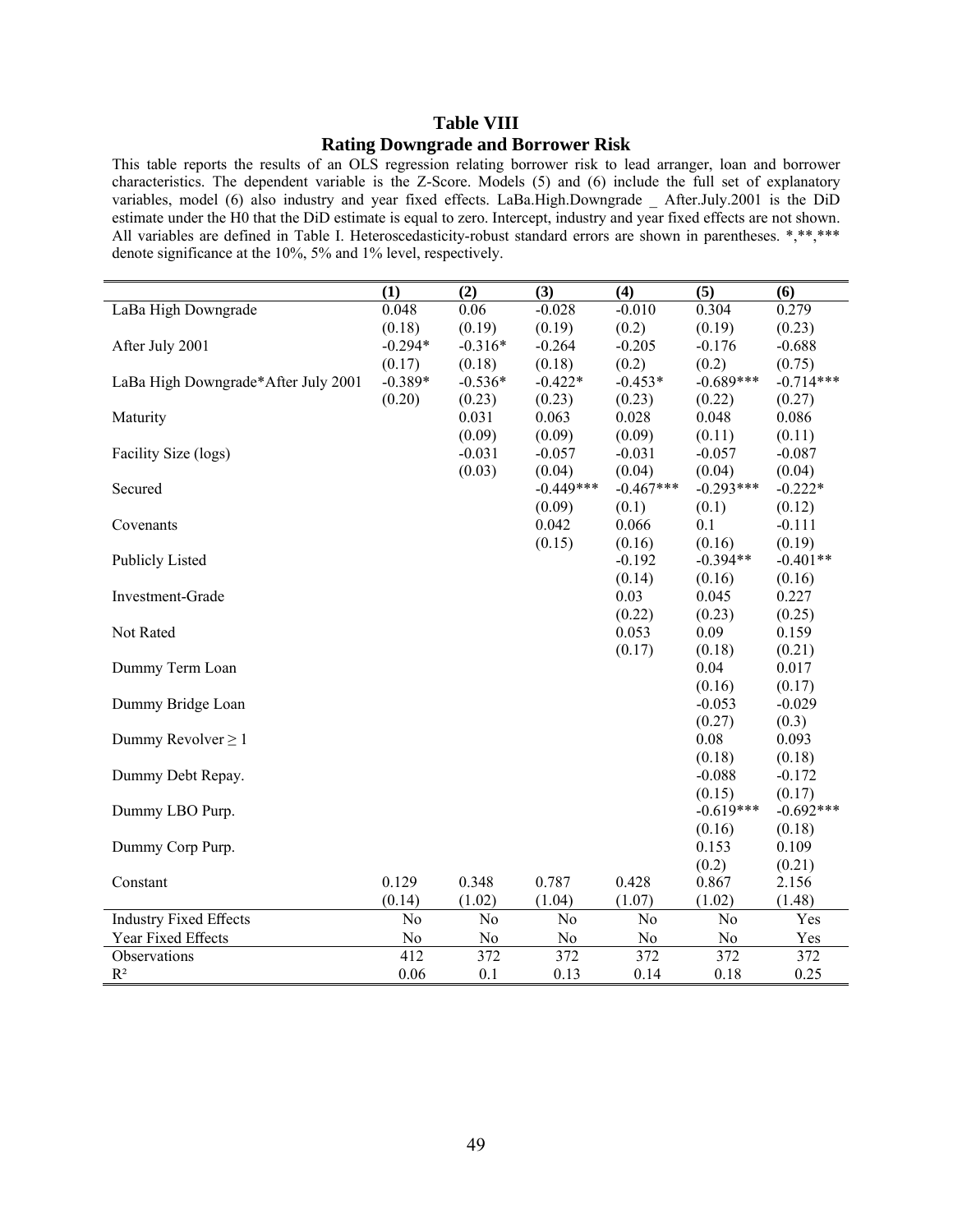# Table VIII
## Rating Downgrade and Borrower Risk

This table reports the results of an OLS regression relating borrower risk to lead arranger, loan and borrower characteristics. The dependent variable is the Z-Score. Models (5) and (6) include the full set of explanatory variables, model (6) also industry and year fixed effects. LaBa.High.Downgrade _ After.July.2001 is the DiD estimate under the H0 that the DiD estimate is equal to zero. Intercept, industry and year fixed effects are not shown. All variables are defined in Table I. Heteroscedasticity-robust standard errors are shown in parentheses. *,**,*** denote significance at the 10%, 5% and 1% level, respectively.

| | (1) | (2) | (3) | (4) | (5) | (6) |
|---|---|---|---|---|---|---|
| LaBa High Downgrade | 0.048 | 0.06 | -0.028 | -0.010 | 0.304 | 0.279 |
| | (0.18) | (0.19) | (0.19) | (0.2) | (0.19) | (0.23) |
| After July 2001 | -0.294* | -0.316* | -0.264 | -0.205 | -0.176 | -0.688 |
| | (0.17) | (0.18) | (0.18) | (0.2) | (0.2) | (0.75) |
| LaBa High Downgrade*After July 2001 | -0.389* | -0.536* | -0.422* | -0.453* | -0.689*** | -0.714*** |
| | (0.20) | (0.23) | (0.23) | (0.23) | (0.22) | (0.27) |
| Maturity | | 0.031 | 0.063 | 0.028 | 0.048 | 0.086 |
| | | (0.09) | (0.09) | (0.09) | (0.11) | (0.11) |
| Facility Size (logs) | | -0.031 | -0.057 | -0.031 | -0.057 | -0.087 |
| | | (0.03) | (0.04) | (0.04) | (0.04) | (0.04) |
| Secured | | | -0.449*** | -0.467*** | -0.293*** | -0.222* |
| | | | (0.09) | (0.1) | (0.1) | (0.12) |
| Covenants | | | 0.042 | 0.066 | 0.1 | -0.111 |
| | | | (0.15) | (0.16) | (0.16) | (0.19) |
| Publicly Listed | | | | -0.192 | -0.394** | -0.401** |
| | | | | (0.14) | (0.16) | (0.16) |
| Investment-Grade | | | | 0.03 | 0.045 | 0.227 |
| | | | | (0.22) | (0.23) | (0.25) |
| Not Rated | | | | 0.053 | 0.09 | 0.159 |
| | | | | (0.17) | (0.18) | (0.21) |
| Dummy Term Loan | | | | | 0.04 | 0.017 |
| | | | | | (0.16) | (0.17) |
| Dummy Bridge Loan | | | | | -0.053 | -0.029 |
| | | | | | (0.27) | (0.3) |
| Dummy Revolver ≥ 1 | | | | | 0.08 | 0.093 |
| | | | | | (0.18) | (0.18) |
| Dummy Debt Repay. | | | | | -0.088 | -0.172 |
| | | | | | (0.15) | (0.17) |
| Dummy LBO Purp. | | | | | -0.619*** | -0.692*** |
| | | | | | (0.16) | (0.18) |
| Dummy Corp Purp. | | | | | 0.153 | 0.109 |
| | | | | | (0.2) | (0.21) |
| Constant | 0.129 | 0.348 | 0.787 | 0.428 | 0.867 | 2.156 |
| | (0.14) | (1.02) | (1.04) | (1.07) | (1.02) | (1.48) |
| Industry Fixed Effects | No | No | No | No | No | Yes |
| Year Fixed Effects | No | No | No | No | No | Yes |
| Observations | 412 | 372 | 372 | 372 | 372 | 372 |
| $R^2$ | 0.06 | 0.1 | 0.13 | 0.14 | 0.18 | 0.25 |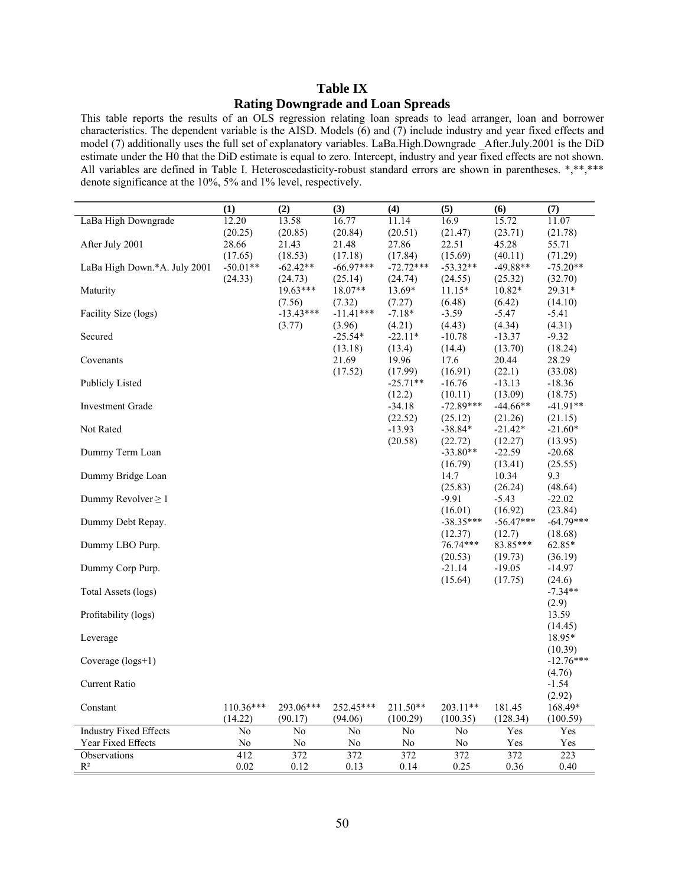## Table IX
## Rating Downgrade and Loan Spreads

This table reports the results of an OLS regression relating loan spreads to lead arranger, loan and borrower characteristics. The dependent variable is the AISD. Models (6) and (7) include industry and year fixed effects and model (7) additionally uses the full set of explanatory variables. LaBa.High.Downgrade _After.July.2001 is the DiD estimate under the H0 that the DiD estimate is equal to zero. Intercept, industry and year fixed effects are not shown. All variables are defined in Table I. Heteroscedasticity-robust standard errors are shown in parentheses. *,**,*** denote significance at the 10%, 5% and 1% level, respectively.

| | (1) | (2) | (3) | (4) | (5) | (6) | (7) |
|---|---|---|---|---|---|---|---|
| LaBa High Downgrade | 12.20 | 13.58 | 16.77 | 11.14 | 16.9 | 15.72 | 11.07 |
| | (20.25) | (20.85) | (20.84) | (20.51) | (21.47) | (23.71) | (21.78) |
| After July 2001 | 28.66 | 21.43 | 21.48 | 27.86 | 22.51 | 45.28 | 55.71 |
| | (17.65) | (18.53) | (17.18) | (17.84) | (15.69) | (40.11) | (71.29) |
| LaBa High Down.*A. July 2001 | -50.01** | -62.42** | -66.97*** | -72.72*** | -53.32** | -49.88** | -75.20** |
| | (24.33) | (24.73) | (25.14) | (24.74) | (24.55) | (25.32) | (32.70) |
| Maturity | | 19.63*** | 18.07** | 13.69* | 11.15* | 10.82* | 29.31* |
| | | (7.56) | (7.32) | (7.27) | (6.48) | (6.42) | (14.10) |
| Facility Size (logs) | | -13.43*** | -11.41*** | -7.18* | -3.59 | -5.47 | -5.41 |
| | | (3.77) | (3.96) | (4.21) | (4.43) | (4.34) | (4.31) |
| Secured | | | -25.54* | -22.11* | -10.78 | -13.37 | -9.32 |
| | | | (13.18) | (13.4) | (14.4) | (13.70) | (18.24) |
| Covenants | | | 21.69 | 19.96 | 17.6 | 20.44 | 28.29 |
| | | | (17.52) | (17.99) | (16.91) | (22.1) | (33.08) |
| Publicly Listed | | | | -25.71** | -16.76 | -13.13 | -18.36 |
| | | | | (12.2) | (10.11) | (13.09) | (18.75) |
| Investment Grade | | | | -34.18 | -72.89*** | -44.66** | -41.91** |
| | | | | (22.52) | (25.12) | (21.26) | (21.15) |
| Not Rated | | | | -13.93 | -38.84* | -21.42* | -21.60* |
| | | | | (20.58) | (22.72) | (12.27) | (13.95) |
| Dummy Term Loan | | | | | -33.80** | -22.59 | -20.68 |
| | | | | | (16.79) | (13.41) | (25.55) |
| Dummy Bridge Loan | | | | | 14.7 | 10.34 | 9.3 |
| | | | | | (25.83) | (26.24) | (48.64) |
| Dummy Revolver ≥ 1 | | | | | -9.91 | -5.43 | -22.02 |
| | | | | | (16.01) | (16.92) | (23.84) |
| Dummy Debt Repay. | | | | | -38.35*** | -56.47*** | -64.79*** |
| | | | | | (12.37) | (12.7) | (18.68) |
| Dummy LBO Purp. | | | | | 76.74*** | 83.85*** | 62.85* |
| | | | | | (20.53) | (19.73) | (36.19) |
| Dummy Corp Purp. | | | | | -21.14 | -19.05 | -14.97 |
| | | | | | (15.64) | (17.75) | (24.6) |
| Total Assets (logs) | | | | | | | -7.34** |
| | | | | | | | (2.9) |
| Profitability (logs) | | | | | | | 13.59 |
| | | | | | | | (14.45) |
| Leverage | | | | | | | 18.95* |
| | | | | | | | (10.39) |
| Coverage (logs+1) | | | | | | | -12.76*** |
| | | | | | | | (4.76) |
| Current Ratio | | | | | | | -1.54 |
| | | | | | | | (2.92) |
| Constant | 110.36*** | 293.06*** | 252.45*** | 211.50** | 203.11** | 181.45 | 168.49* |
| | (14.22) | (90.17) | (94.06) | (100.29) | (100.35) | (128.34) | (100.59) |
| Industry Fixed Effects | No | No | No | No | No | Yes | Yes |
| Year Fixed Effects | No | No | No | No | No | Yes | Yes |
| Observations | 412 | 372 | 372 | 372 | 372 | 372 | 223 |
| $R^2$ | 0.02 | 0.12 | 0.13 | 0.14 | 0.25 | 0.36 | 0.40 |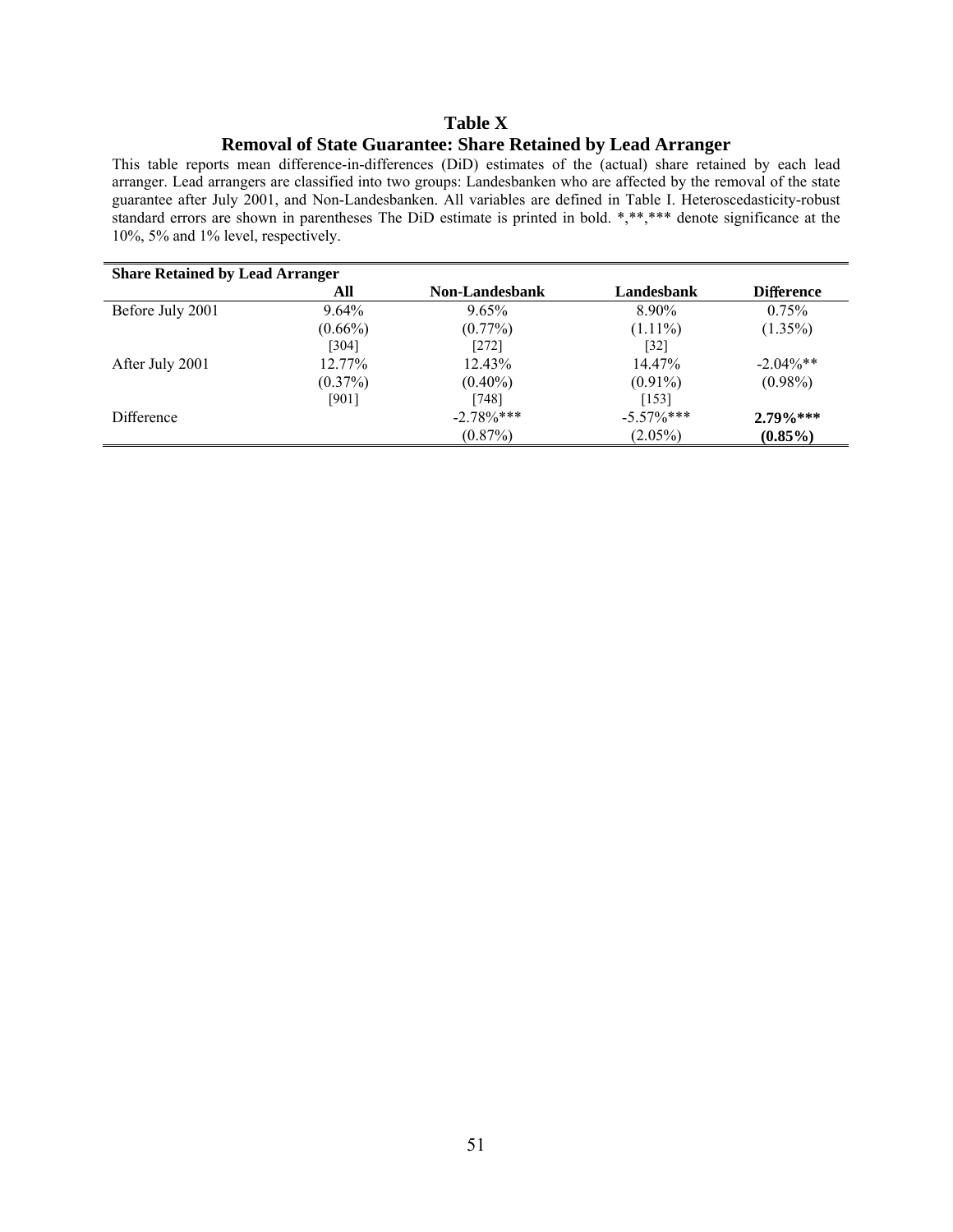# Table X

## Removal of State Guarantee: Share Retained by Lead Arranger

This table reports mean difference-in-differences (DiD) estimates of the (actual) share retained by each lead arranger. Lead arrangers are classified into two groups: Landesbanken who are affected by the removal of the state guarantee after July 2001, and Non-Landesbanken. All variables are defined in Table I. Heteroscedasticity-robust standard errors are shown in parentheses The DiD estimate is printed in bold. *,**,*** denote significance at the 10%, 5% and 1% level, respectively.

| **Share Retained by Lead Arranger** | | | | |
|---|---|---|---|---|
| | **All** | **Non-Landesbank** | **Landesbank** | **Difference** |
| Before July 2001 | 9.64% | 9.65% | 8.90% | 0.75% |
| | (0.66%) | (0.77%) | (1.11%) | (1.35%) |
| | [304] | [272] | [32] | |
| After July 2001 | 12.77% | 12.43% | 14.47% | -2.04%** |
| | (0.37%) | (0.40%) | (0.91%) | (0.98%) |
| | [901] | [748] | [153] | |
| Difference | | -2.78%*** | -5.57%*** | **2.79%*** ** |
| | | (0.87%) | (2.05%) | **(0.85%)** |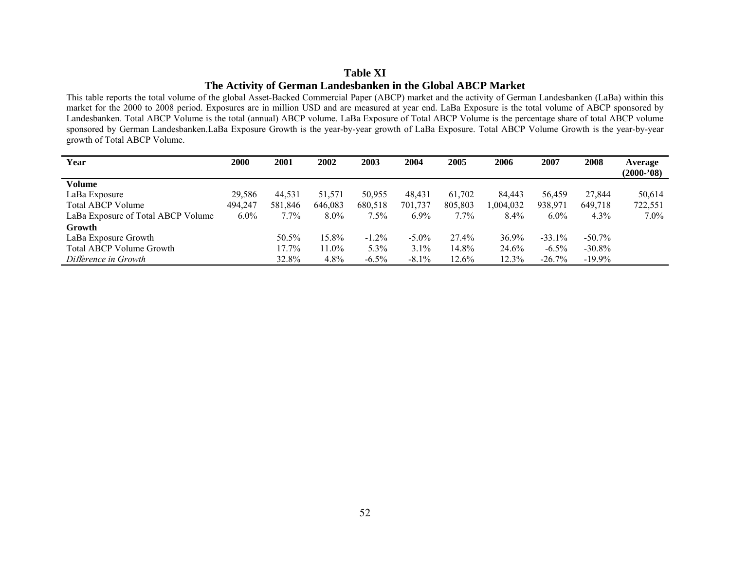## Table XI

## The Activity of German Landesbanken in the Global ABCP Market

This table reports the total volume of the global Asset-Backed Commercial Paper (ABCP) market and the activity of German Landesbanken (LaBa) within this market for the 2000 to 2008 period. Exposures are in million USD and are measured at year end. LaBa Exposure is the total volume of ABCP sponsored by Landesbanken. Total ABCP Volume is the total (annual) ABCP volume. LaBa Exposure of Total ABCP Volume is the percentage share of total ABCP volume sponsored by German Landesbanken.LaBa Exposure Growth is the year-by-year growth of LaBa Exposure. Total ABCP Volume Growth is the year-by-year growth of Total ABCP Volume.

| Year | 2000 | 2001 | 2002 | 2003 | 2004 | 2005 | 2006 | 2007 | 2008 | Average (2000-'08) |
|---|---|---|---|---|---|---|---|---|---|---|
| **Volume** | | | | | | | | | | |
| LaBa Exposure | 29,586 | 44,531 | 51,571 | 50,955 | 48,431 | 61,702 | 84,443 | 56,459 | 27,844 | 50,614 |
| Total ABCP Volume | 494,247 | 581,846 | 646,083 | 680,518 | 701,737 | 805,803 | 1,004,032 | 938,971 | 649,718 | 722,551 |
| LaBa Exposure of Total ABCP Volume | 6.0% | 7.7% | 8.0% | 7.5% | 6.9% | 7.7% | 8.4% | 6.0% | 4.3% | 7.0% |
| **Growth** | | | | | | | | | | |
| LaBa Exposure Growth | | 50.5% | 15.8% | -1.2% | -5.0% | 27.4% | 36.9% | -33.1% | -50.7% | |
| Total ABCP Volume Growth | | 17.7% | 11.0% | 5.3% | 3.1% | 14.8% | 24.6% | -6.5% | -30.8% | |
| *Difference in Growth* | | 32.8% | 4.8% | -6.5% | -8.1% | 12.6% | 12.3% | -26.7% | -19.9% | |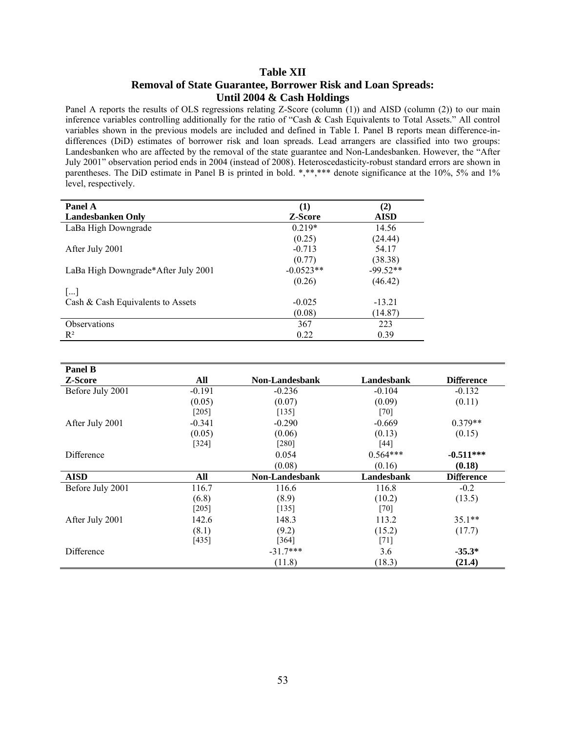# Table XII
## Removal of State Guarantee, Borrower Risk and Loan Spreads: Until 2004 & Cash Holdings

Panel A reports the results of OLS regressions relating Z-Score (column (1)) and AISD (column (2)) to our main inference variables controlling additionally for the ratio of "Cash & Cash Equivalents to Total Assets." All control variables shown in the previous models are included and defined in Table I. Panel B reports mean difference-in-differences (DiD) estimates of borrower risk and loan spreads. Lead arrangers are classified into two groups: Landesbanken who are affected by the removal of the state guarantee and Non-Landesbanken. However, the "After July 2001" observation period ends in 2004 (instead of 2008). Heteroscedasticity-robust standard errors are shown in parentheses. The DiD estimate in Panel B is printed in bold. *,**,*** denote significance at the 10%, 5% and 1% level, respectively.

| **Panel A** **Landesbanken Only** | **(1)** **Z-Score** | **(2)** **AISD** |
|---|---|---|
| LaBa High Downgrade | 0.219* | 14.56 |
| | (0.25) | (24.44) |
| After July 2001 | -0.713 | 54.17 |
| | (0.77) | (38.38) |
| LaBa High Downgrade*After July 2001 | -0.0523** | -99.52** |
| | (0.26) | (46.42) |
| [...] | | |
| Cash & Cash Equivalents to Assets | -0.025 | -13.21 |
| | (0.08) | (14.87) |
| Observations | 367 | 223 |
| $R^2$ | 0.22 | 0.39 |

| **Panel B** **Z-Score** | **All** | **Non-Landesbank** | **Landesbank** | **Difference** |
|---|---|---|---|---|
| Before July 2001 | -0.191 | -0.236 | -0.104 | -0.132 |
| | (0.05) | (0.07) | (0.09) | (0.11) |
| | [205] | [135] | [70] | |
| After July 2001 | -0.341 | -0.290 | -0.669 | 0.379** |
| | (0.05) | (0.06) | (0.13) | (0.15) |
| | [324] | [280] | [44] | |
| Difference | | 0.054 | 0.564*** | **-0.511*** ** |
| | | (0.08) | (0.16) | **(0.18)** |
| **AISD** | **All** | **Non-Landesbank** | **Landesbank** | **Difference** |
| Before July 2001 | 116.7 | 116.6 | 116.8 | -0.2 |
| | (6.8) | (8.9) | (10.2) | (13.5) |
| | [205] | [135] | [70] | |
| After July 2001 | 142.6 | 148.3 | 113.2 | 35.1** |
| | (8.1) | (9.2) | (15.2) | (17.7) |
| | [435] | [364] | [71] | |
| Difference | | -31.7*** | 3.6 | **-35.3*** |
| | | (11.8) | (18.3) | **(21.4)** |